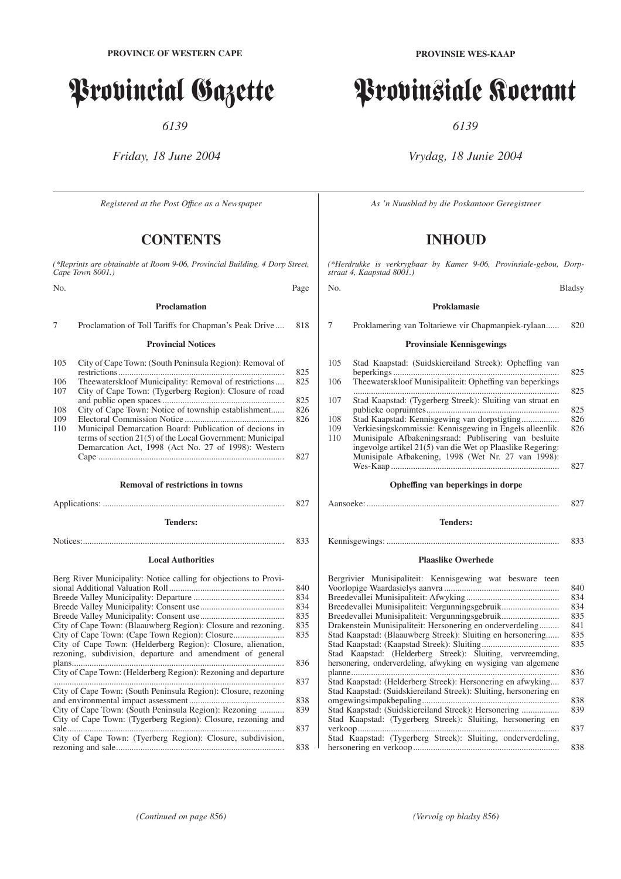**PROVINCE OF WESTERN CAPE**

# Provincial Gazette

*6139*

*Friday, 18 June 2004*

*Registered at the Post Office as a Newspaper*

## CONTENTS

*(\*Reprints are obtainable at Room 9-06, Provincial Building, 4 Dorp Street, Cape Town 8001.)*

| No. | | Page |
|---|---|---|
| | **Proclamation** | |
| 7 | Proclamation of Toll Tariffs for Chapman's Peak Drive | 818 |
| | **Provincial Notices** | |
| 105 | City of Cape Town: (South Peninsula Region): Removal of restrictions | 825 |
| 106 | Theewaterskloof Municipality: Removal of restrictions | 825 |
| 107 | City of Cape Town: (Tygerberg Region): Closure of road and public open spaces | 825 |
| 108 | City of Cape Town: Notice of township establishment | 826 |
| 109 | Electoral Commission Notice | 826 |
| 110 | Municipal Demarcation Board: Publication of decions in terms of section 21(5) of the Local Government: Municipal Demarcation Act, 1998 (Act No. 27 of 1998): Western Cape | 827 |

**Removal of restrictions in towns**

| | |
|---|---|
| Applications: | 827 |

**Tenders:**

| | |
|---|---|
| Notices: | 833 |

**Local Authorities**

| | |
|---|---|
| Berg River Municipality: Notice calling for objections to Provisional Additional Valuation Roll | 840 |
| Breede Valley Municipality: Departure | 834 |
| Breede Valley Municipality: Consent use | 834 |
| Breede Valley Municipality: Consent use | 835 |
| City of Cape Town: (Blaauwberg Region): Closure and rezoning. | 835 |
| City of Cape Town: (Cape Town Region): Closure | 835 |
| City of Cape Town: (Helderberg Region): Closure, alienation, rezoning, subdivision, departure and amendment of general plans | 836 |
| City of Cape Town: (Helderberg Region): Rezoning and departure | 837 |
| City of Cape Town: (South Peninsula Region): Closure, rezoning and environmental impact assessment | 838 |
| City of Cape Town: (South Peninsula Region): Rezoning | 839 |
| City of Cape Town: (Tygerberg Region): Closure, rezoning and sale | 837 |
| City of Cape Town: (Tyerberg Region): Closure, subdivision, rezoning and sale | 838 |

*(Continued on page 856)*

**PROVINSIE WES-KAAP**

# Provinsiale Koerant

*6139*

*Vrydag, 18 Junie 2004*

*As 'n Nuusblad by die Poskantoor Geregistreer*

## INHOUD

*(\*Herdrukke is verkrygbaar by Kamer 9-06, Provinsiale-gebou, Dorpstraat 4, Kaapstad 8001.)*

| No. | | Bladsy |
|---|---|---|
| | **Proklamasie** | |
| 7 | Proklamering van Toltariewe vir Chapmanpiek-rylaan | 820 |
| | **Provinsiale Kennisgewings** | |
| 105 | Stad Kaapstad: (Suidskiereiland Streek): Opheffing van beperkings | 825 |
| 106 | Theewaterskloof Munisipaliteit: Opheffing van beperkings | 825 |
| 107 | Stad Kaapstad: (Tygerberg Streek): Sluiting van straat en publieke oopruimtes | 825 |
| 108 | Stad Kaapstad: Kennisgewing van dorpstigting | 826 |
| 109 | Verkiesingskommissie: Kennisgewing in Engels alleenlik. | 826 |
| 110 | Munisipale Afbakeningsraad: Publisering van besluite ingevolge artikel 21(5) van die Wet op Plaaslike Regering: Munisipale Afbakening, 1998 (Wet Nr. 27 van 1998): Wes-Kaap | 827 |

**Opheffing van beperkings in dorpe**

| | |
|---|---|
| Aansoeke: | 827 |

**Tenders:**

| | |
|---|---|
| Kennisgewings: | 833 |

**Plaaslike Owerhede**

| | |
|---|---|
| Bergrivier Munisipaliteit: Kennisgewing wat besware teen Voorlopige Waardasielys aanvra | 840 |
| Breedevallei Munisipaliteit: Afwyking | 834 |
| Breedevallei Munisipaliteit: Vergunningsgebruik | 834 |
| Breedevallei Munisipaliteit: Vergunningsgebruik | 835 |
| Drakenstein Munisipaliteit: Hersonering en onderverdeling | 841 |
| Stad Kaapstad: (Blaauwberg Streek): Sluiting en hersonering | 835 |
| Stad Kaapstad: (Kaapstad Streek): Sluiting | 835 |
| Stad Kaapstad: (Helderberg Streek): Sluiting, vervreemding, hersonering, onderverdeling, afwyking en wysiging van algemene planne | 836 |
| Stad Kaapstad: (Helderberg Streek): Hersonering en afwyking | 837 |
| Stad Kaapstad: (Suidskiereiland Streek): Sluiting, hersonering en omgewingsimpakbepaling | 838 |
| Stad Kaapstad: (Suidskiereiland Streek): Hersonering | 839 |
| Stad Kaapstad: (Tygerberg Streek): Sluiting, hersonering en verkoop | 837 |
| Stad Kaapstad: (Tygerberg Streek): Sluiting, onderverdeling, hersonering en verkoop | 838 |

*(Vervolg op bladsy 856)*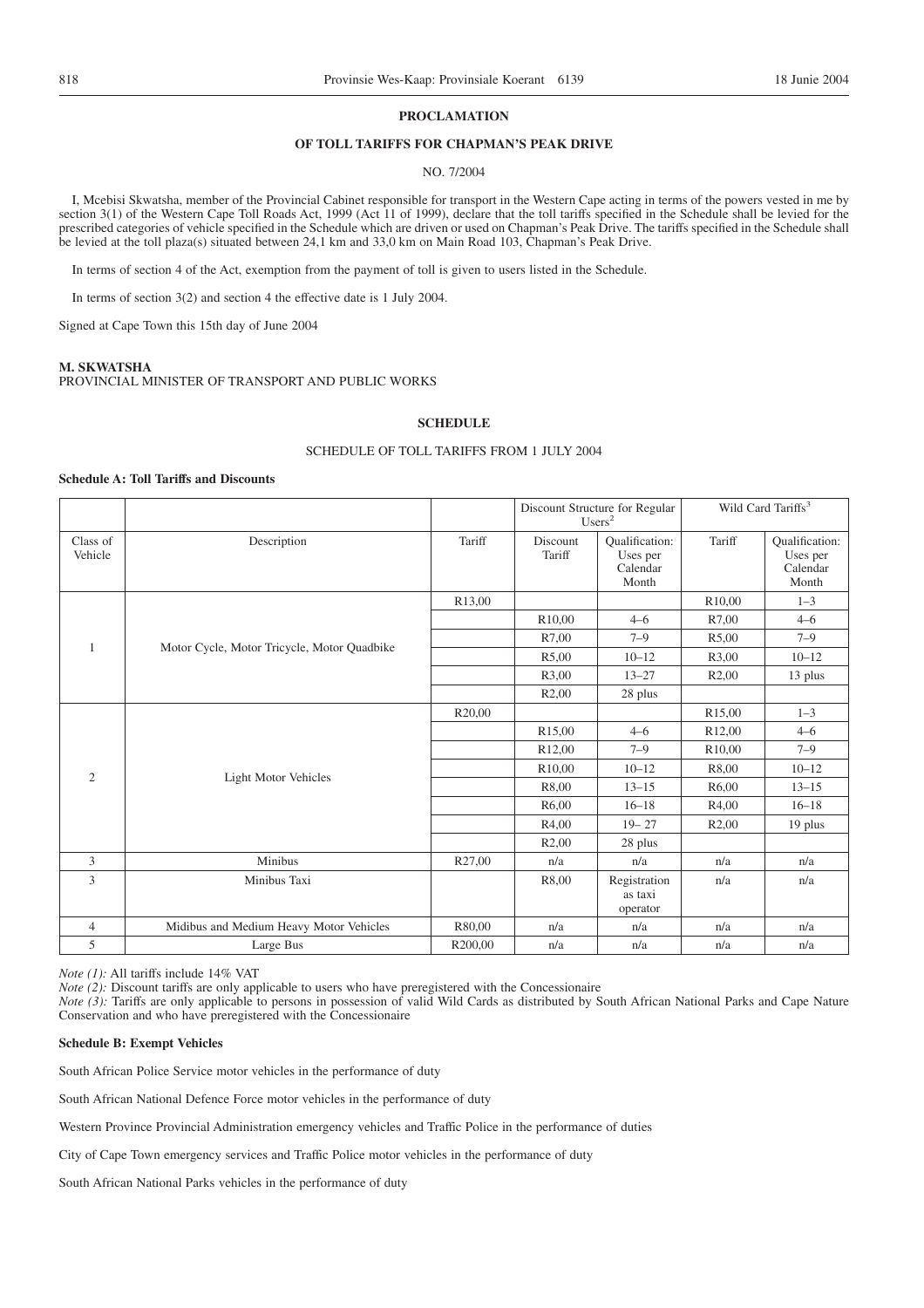**PROCLAMATION**

**OF TOLL TARIFFS FOR CHAPMAN'S PEAK DRIVE**

NO. 7/2004

I, Mcebisi Skwatsha, member of the Provincial Cabinet responsible for transport in the Western Cape acting in terms of the powers vested in me by section 3(1) of the Western Cape Toll Roads Act, 1999 (Act 11 of 1999), declare that the toll tariffs specified in the Schedule shall be levied for the prescribed categories of vehicle specified in the Schedule which are driven or used on Chapman's Peak Drive. The tariffs specified in the Schedule shall be levied at the toll plaza(s) situated between 24,1 km and 33,0 km on Main Road 103, Chapman's Peak Drive.

In terms of section 4 of the Act, exemption from the payment of toll is given to users listed in the Schedule.

In terms of section 3(2) and section 4 the effective date is 1 July 2004.

Signed at Cape Town this 15th day of June 2004

**M. SKWATSHA**
PROVINCIAL MINISTER OF TRANSPORT AND PUBLIC WORKS

**SCHEDULE**

SCHEDULE OF TOLL TARIFFS FROM 1 JULY 2004

**Schedule A: Toll Tariffs and Discounts**

| | | | Discount Structure for Regular Users[2] | | Wild Card Tariffs[3] | |
|---|---|---|---|---|---|---|
| Class of Vehicle | Description | Tariff | Discount Tariff | Qualification: Uses per Calendar Month | Tariff | Qualification: Uses per Calendar Month |
| 1 | Motor Cycle, Motor Tricycle, Motor Quadbike | R13,00 | | | R10,00 | 1–3 |
| | | | R10,00 | 4–6 | R7,00 | 4–6 |
| | | | R7,00 | 7–9 | R5,00 | 7–9 |
| | | | R5,00 | 10–12 | R3,00 | 10–12 |
| | | | R3,00 | 13–27 | R2,00 | 13 plus |
| | | | R2,00 | 28 plus | | |
| 2 | Light Motor Vehicles | R20,00 | | | R15,00 | 1–3 |
| | | | R15,00 | 4–6 | R12,00 | 4–6 |
| | | | R12,00 | 7–9 | R10,00 | 7–9 |
| | | | R10,00 | 10–12 | R8,00 | 10–12 |
| | | | R8,00 | 13–15 | R6,00 | 13–15 |
| | | | R6,00 | 16–18 | R4,00 | 16–18 |
| | | | R4,00 | 19– 27 | R2,00 | 19 plus |
| | | | R2,00 | 28 plus | | |
| 3 | Minibus | R27,00 | n/a | n/a | n/a | n/a |
| 3 | Minibus Taxi | | R8,00 | Registration as taxi operator | n/a | n/a |
| 4 | Midibus and Medium Heavy Motor Vehicles | R80,00 | n/a | n/a | n/a | n/a |
| 5 | Large Bus | R200,00 | n/a | n/a | n/a | n/a |

*Note (1):* All tariffs include 14% VAT

*Note (2):* Discount tariffs are only applicable to users who have preregistered with the Concessionaire

*Note (3):* Tariffs are only applicable to persons in possession of valid Wild Cards as distributed by South African National Parks and Cape Nature Conservation and who have preregistered with the Concessionaire

**Schedule B: Exempt Vehicles**

South African Police Service motor vehicles in the performance of duty

South African National Defence Force motor vehicles in the performance of duty

Western Province Provincial Administration emergency vehicles and Traffic Police in the performance of duties

City of Cape Town emergency services and Traffic Police motor vehicles in the performance of duty

South African National Parks vehicles in the performance of duty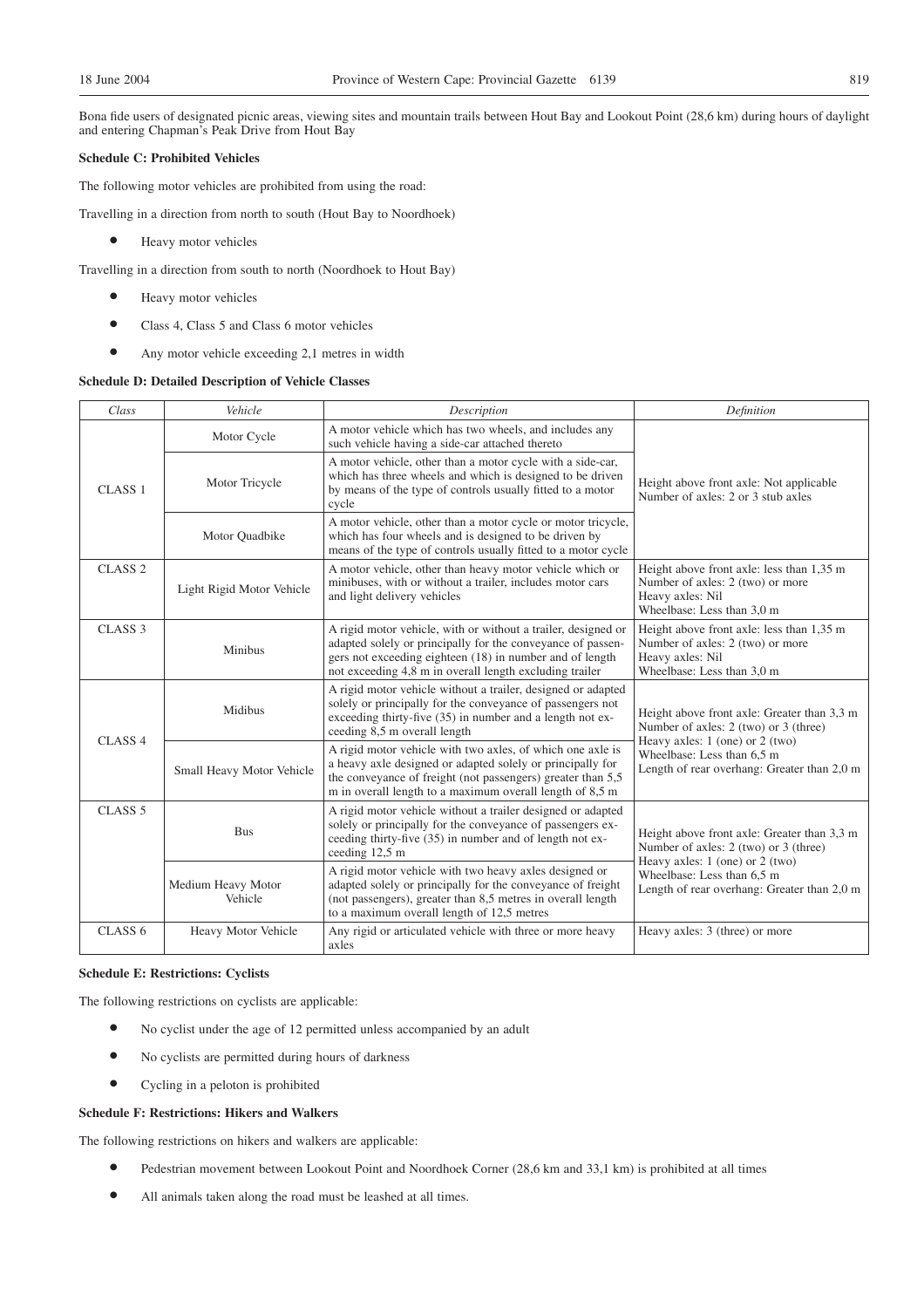Bona fide users of designated picnic areas, viewing sites and mountain trails between Hout Bay and Lookout Point (28,6 km) during hours of daylight and entering Chapman's Peak Drive from Hout Bay

**Schedule C: Prohibited Vehicles**

The following motor vehicles are prohibited from using the road:

Travelling in a direction from north to south (Hout Bay to Noordhoek)

- Heavy motor vehicles

Travelling in a direction from south to north (Noordhoek to Hout Bay)

- Heavy motor vehicles
- Class 4, Class 5 and Class 6 motor vehicles
- Any motor vehicle exceeding 2,1 metres in width

**Schedule D: Detailed Description of Vehicle Classes**

| *Class* | *Vehicle* | *Description* | *Definition* |
|---|---|---|---|
| CLASS 1 | Motor Cycle | A motor vehicle which has two wheels, and includes any such vehicle having a side-car attached thereto | Height above front axle: Not applicable<br>Number of axles: 2 or 3 stub axles |
| | Motor Tricycle | A motor vehicle, other than a motor cycle with a side-car, which has three wheels and which is designed to be driven by means of the type of controls usually fitted to a motor cycle | |
| | Motor Quadbike | A motor vehicle, other than a motor cycle or motor tricycle, which has four wheels and is designed to be driven by means of the type of controls usually fitted to a motor cycle | |
| CLASS 2 | Light Rigid Motor Vehicle | A motor vehicle, other than heavy motor vehicle which or minibuses, with or without a trailer, includes motor cars and light delivery vehicles | Height above front axle: less than 1,35 m<br>Number of axles: 2 (two) or more<br>Heavy axles: Nil<br>Wheelbase: Less than 3,0 m |
| CLASS 3 | Minibus | A rigid motor vehicle, with or without a trailer, designed or adapted solely or principally for the conveyance of passengers not exceeding eighteen (18) in number and of length not exceeding 4,8 m in overall length excluding trailer | Height above front axle: less than 1,35 m<br>Number of axles: 2 (two) or more<br>Heavy axles: Nil<br>Wheelbase: Less than 3,0 m |
| CLASS 4 | Midibus | A rigid motor vehicle without a trailer, designed or adapted solely or principally for the conveyance of passengers not exceeding thirty-five (35) in number and a length not exceeding 8,5 m overall length | Height above front axle: Greater than 3,3 m<br>Number of axles: 2 (two) or 3 (three)<br>Heavy axles: 1 (one) or 2 (two)<br>Wheelbase: Less than 6,5 m<br>Length of rear overhang: Greater than 2,0 m |
| | Small Heavy Motor Vehicle | A rigid motor vehicle with two axles, of which one axle is a heavy axle designed or adapted solely or principally for the conveyance of freight (not passengers) greater than 5,5 m in overall length to a maximum overall length of 8,5 m | |
| CLASS 5 | Bus | A rigid motor vehicle without a trailer designed or adapted solely or principally for the conveyance of passengers exceeding thirty-five (35) in number and of length not exceeding 12,5 m | Height above front axle: Greater than 3,3 m<br>Number of axles: 2 (two) or 3 (three)<br>Heavy axles: 1 (one) or 2 (two)<br>Wheelbase: Less than 6,5 m<br>Length of rear overhang: Greater than 2,0 m |
| | Medium Heavy Motor Vehicle | A rigid motor vehicle with two heavy axles designed or adapted solely or principally for the conveyance of freight (not passengers), greater than 8,5 metres in overall length to a maximum overall length of 12,5 metres | |
| CLASS 6 | Heavy Motor Vehicle | Any rigid or articulated vehicle with three or more heavy axles | Heavy axles: 3 (three) or more |

**Schedule E: Restrictions: Cyclists**

The following restrictions on cyclists are applicable:

- No cyclist under the age of 12 permitted unless accompanied by an adult
- No cyclists are permitted during hours of darkness
- Cycling in a peloton is prohibited

**Schedule F: Restrictions: Hikers and Walkers**

The following restrictions on hikers and walkers are applicable:

- Pedestrian movement between Lookout Point and Noordhoek Corner (28,6 km and 33,1 km) is prohibited at all times
- All animals taken along the road must be leashed at all times.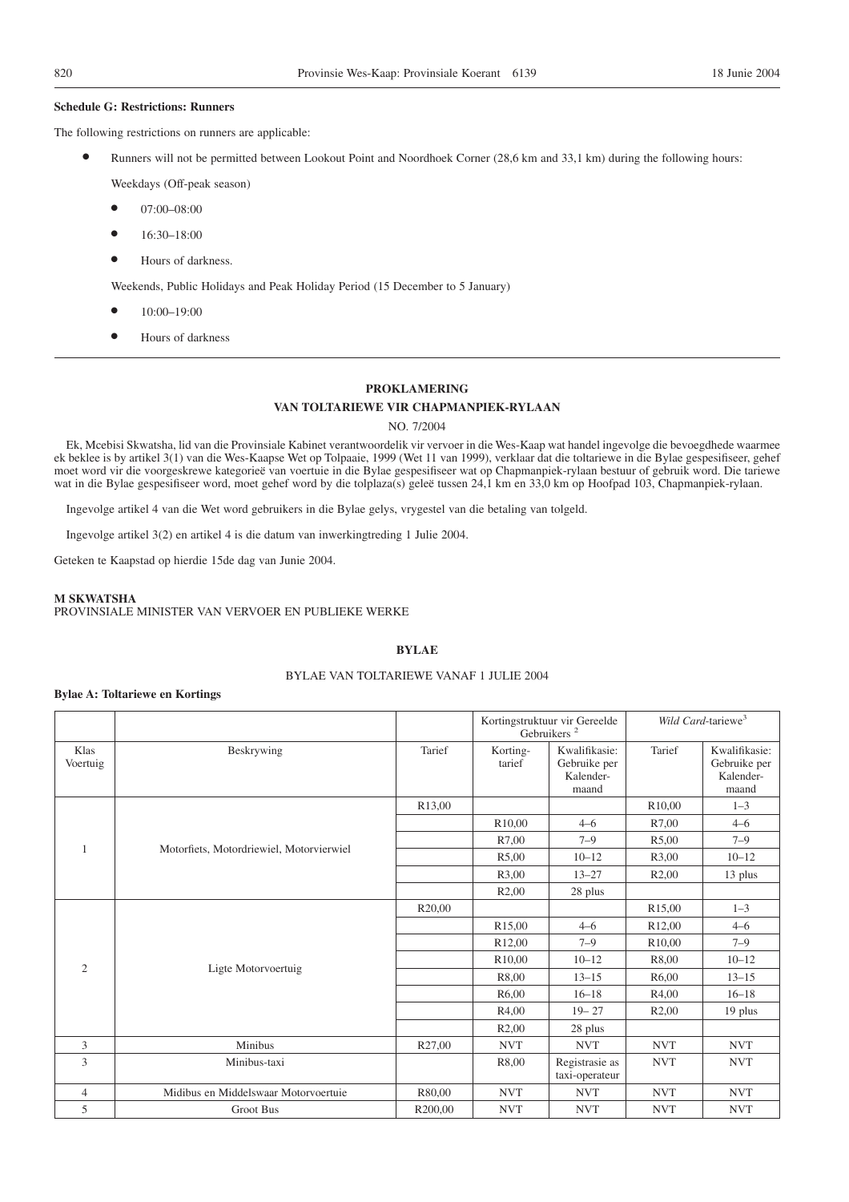**Schedule G: Restrictions: Runners**

The following restrictions on runners are applicable:

- Runners will not be permitted between Lookout Point and Noordhoek Corner (28,6 km and 33,1 km) during the following hours:

  Weekdays (Off-peak season)

  - 07:00–08:00
  - 16:30–18:00
  - Hours of darkness.

  Weekends, Public Holidays and Peak Holiday Period (15 December to 5 January)

  - 10:00–19:00
  - Hours of darkness

---

## PROKLAMERING

## VAN TOLTARIEWE VIR CHAPMANPIEK-RYLAAN

NO. 7/2004

Ek, Mcebisi Skwatsha, lid van die Provinsiale Kabinet verantwoordelik vir vervoer in die Wes-Kaap wat handel ingevolge die bevoegdhede waarmee ek beklee is by artikel 3(1) van die Wes-Kaapse Wet op Tolpaaie, 1999 (Wet 11 van 1999), verklaar dat die toltariewe in die Bylae gespesifiseer, gehef moet word vir die voorgeskrewe kategorieë van voertuie in die Bylae gespesifiseer wat op Chapmanpiek-rylaan bestuur of gebruik word. Die tariewe wat in die Bylae gespesifiseer word, moet gehef word by die tolplaza(s) geleë tussen 24,1 km en 33,0 km op Hoofpad 103, Chapmanpiek-rylaan.

Ingevolge artikel 4 van die Wet word gebruikers in die Bylae gelys, vrygestel van die betaling van tolgeld.

Ingevolge artikel 3(2) en artikel 4 is die datum van inwerkingtreding 1 Julie 2004.

Geteken te Kaapstad op hierdie 15de dag van Junie 2004.

**M SKWATSHA**
PROVINSIALE MINISTER VAN VERVOER EN PUBLIEKE WERKE

### BYLAE

BYLAE VAN TOLTARIEWE VANAF 1 JULIE 2004

**Bylae A: Toltariewe en Kortings**

| | | | Kortingstruktuur vir Gereelde Gebruikers [2] | | *Wild Card*-tariewe[3] | |
|---|---|---|---|---|---|---|
| Klas Voertuig | Beskrywing | Tarief | Korting-tarief | Kwalifikasie: Gebruike per Kalender-maand | Tarief | Kwalifikasie: Gebruike per Kalender-maand |
| 1 | Motorfiets, Motordriewiel, Motorvierwiel | R13,00 | | | R10,00 | 1–3 |
| | | | R10,00 | 4–6 | R7,00 | 4–6 |
| | | | R7,00 | 7–9 | R5,00 | 7–9 |
| | | | R5,00 | 10–12 | R3,00 | 10–12 |
| | | | R3,00 | 13–27 | R2,00 | 13 plus |
| | | | R2,00 | 28 plus | | |
| 2 | Ligte Motorvoertuig | R20,00 | | | R15,00 | 1–3 |
| | | | R15,00 | 4–6 | R12,00 | 4–6 |
| | | | R12,00 | 7–9 | R10,00 | 7–9 |
| | | | R10,00 | 10–12 | R8,00 | 10–12 |
| | | | R8,00 | 13–15 | R6,00 | 13–15 |
| | | | R6,00 | 16–18 | R4,00 | 16–18 |
| | | | R4,00 | 19– 27 | R2,00 | 19 plus |
| | | | R2,00 | 28 plus | | |
| 3 | Minibus | R27,00 | NVT | NVT | NVT | NVT |
| 3 | Minibus-taxi | | R8,00 | Registrasie as taxi-operateur | NVT | NVT |
| 4 | Midibus en Middelswaar Motorvoertuie | R80,00 | NVT | NVT | NVT | NVT |
| 5 | Groot Bus | R200,00 | NVT | NVT | NVT | NVT |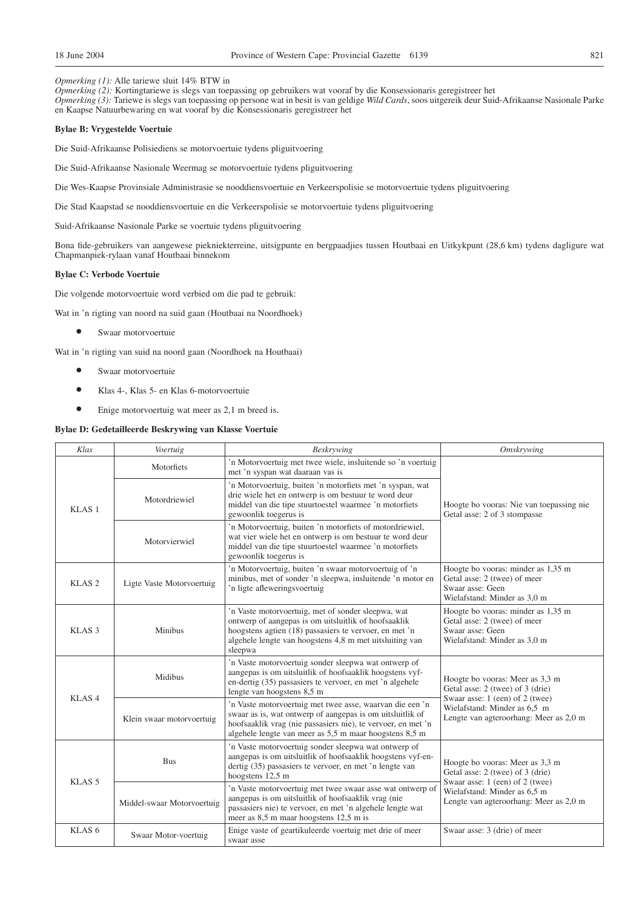*Opmerking (1):* Alle tariewe sluit 14% BTW in
*Opmerking (2):* Kortingtariewe is slegs van toepassing op gebruikers wat vooraf by die Konsessionaris geregistreer het
*Opmerking (3):* Tariewe is slegs van toepassing op persone wat in besit is van geldige *Wild Cards*, soos uitgereik deur Suid-Afrikaanse Nasionale Parke en Kaapse Natuurbewaring en wat vooraf by die Konsessionaris geregistreer het

**Bylae B: Vrygestelde Voertuie**

Die Suid-Afrikaanse Polisiediens se motorvoertuie tydens pliguitvoering

Die Suid-Afrikaanse Nasionale Weermag se motorvoertuie tydens pliguitvoering

Die Wes-Kaapse Provinsiale Administrasie se nooddiensvoertuie en Verkeerspolisie se motorvoertuie tydens pliguitvoering

Die Stad Kaapstad se nooddiensvoertuie en die Verkeerspolisie se motorvoertuie tydens pliguitvoering

Suid-Afrikaanse Nasionale Parke se voertuie tydens pliguitvoering

Bona fide-gebruikers van aangewese piekniekterreine, uitsigpunte en bergpaadjies tussen Houtbaai en Uitkykpunt (28,6 km) tydens dagligure wat Chapmanpiek-rylaan vanaf Houtbaai binnekom

**Bylae C: Verbode Voertuie**

Die volgende motorvoertuie word verbied om die pad te gebruik:

Wat in 'n rigting van noord na suid gaan (Houtbaai na Noordhoek)

- Swaar motorvoertuie

Wat in 'n rigting van suid na noord gaan (Noordhoek na Houtbaai)

- Swaar motorvoertuie
- Klas 4-, Klas 5- en Klas 6-motorvoertuie
- Enige motorvoertuig wat meer as 2,1 m breed is.

**Bylae D: Gedetailleerde Beskrywing van Klasse Voertuie**

| *Klas* | *Voertuig* | *Beskrywing* | *Omskrywing* |
|---|---|---|---|
| KLAS 1 | Motorfiets | 'n Motorvoertuig met twee wiele, insluitende so 'n voertuig met 'n syspan wat daaraan vas is | Hoogte bo vooras: Nie van toepassing nie<br>Getal asse: 2 of 3 stompasse |
| | Motordriewiel | 'n Motorvoertuig, buiten 'n motorfiets met 'n syspan, wat drie wiele het en ontwerp is om bestuur te word deur middel van die tipe stuurtoestel waarmee 'n motorfiets gewoonlik toegerus is | |
| | Motorvierwiel | 'n Motorvoertuig, buiten 'n motorfiets of motordriewiel, wat vier wiele het en ontwerp is om bestuur te word deur middel van die tipe stuurtoestel waarmee 'n motorfiets gewoonlik toegerus is | |
| KLAS 2 | Ligte Vaste Motorvoertuig | 'n Motorvoertuig, buiten 'n swaar motorvoertuig of 'n minibus, met of sonder 'n sleepwa, insluitende 'n motor en 'n ligte afleweringsvoertuig | Hoogte bo vooras: minder as 1,35 m<br>Getal asse: 2 (twee) of meer<br>Swaar asse: Geen<br>Wielafstand: Minder as 3,0 m |
| KLAS 3 | Minibus | 'n Vaste motorvoertuig, met of sonder sleepwa, wat ontwerp of aangepas is om uitsluitlik of hoofsaaklik hoogstens agtien (18) passasiers te vervoer, en met 'n algehele lengte van hoogstens 4,8 m met uitsluiting van sleepwa | Hoogte bo vooras: minder as 1,35 m<br>Getal asse: 2 (twee) of meer<br>Swaar asse: Geen<br>Wielafstand: Minder as 3,0 m |
| KLAS 4 | Midibus | 'n Vaste motorvoertuig sonder sleepwa wat ontwerp of aangepas is om uitsluitlik of hoofsaaklik hoogstens vyf-en-dertig (35) passasiers te vervoer, en met 'n algehele lengte van hoogstens 8,5 m | Hoogte bo vooras: Meer as 3,3 m<br>Getal asse: 2 (twee) of 3 (drie)<br>Swaar asse: 1 (een) of 2 (twee)<br>Wielafstand: Minder as 6,5 m<br>Lengte van agteroorhang: Meer as 2,0 m |
| | Klein swaar motorvoertuig | 'n Vaste motorvoertuig met twee asse, waarvan die een 'n swaar as is, wat ontwerp of aangepas is om uitsluitlik of hoofsaaklik vrag (nie passasiers nie), te vervoer, en met 'n algehele lengte van meer as 5,5 m maar hoogstens 8,5 m | |
| KLAS 5 | Bus | 'n Vaste motorvoertuig sonder sleepwa wat ontwerp of aangepas is om uitsluitlik of hoofsaaklik hoogstens vyf-en-dertig (35) passasiers te vervoer, en met 'n lengte van hoogstens 12,5 m | Hoogte bo vooras: Meer as 3,3 m<br>Getal asse: 2 (twee) of 3 (drie)<br>Swaar asse: 1 (een) of 2 (twee)<br>Wielafstand: Minder as 6,5 m<br>Lengte van agteroorhang: Meer as 2,0 m |
| | Middel-swaar Motorvoertuig | 'n Vaste motorvoertuig met twee swaar asse wat ontwerp of aangepas is om uitsluitlik of hoofsaaklik vrag (nie passasiers nie) te vervoer, en met 'n algehele lengte wat meer as 8,5 m maar hoogstens 12,5 m is | |
| KLAS 6 | Swaar Motor-voertuig | Enige vaste of geartikuleerde voertuig met drie of meer swaar asse | Swaar asse: 3 (drie) of meer |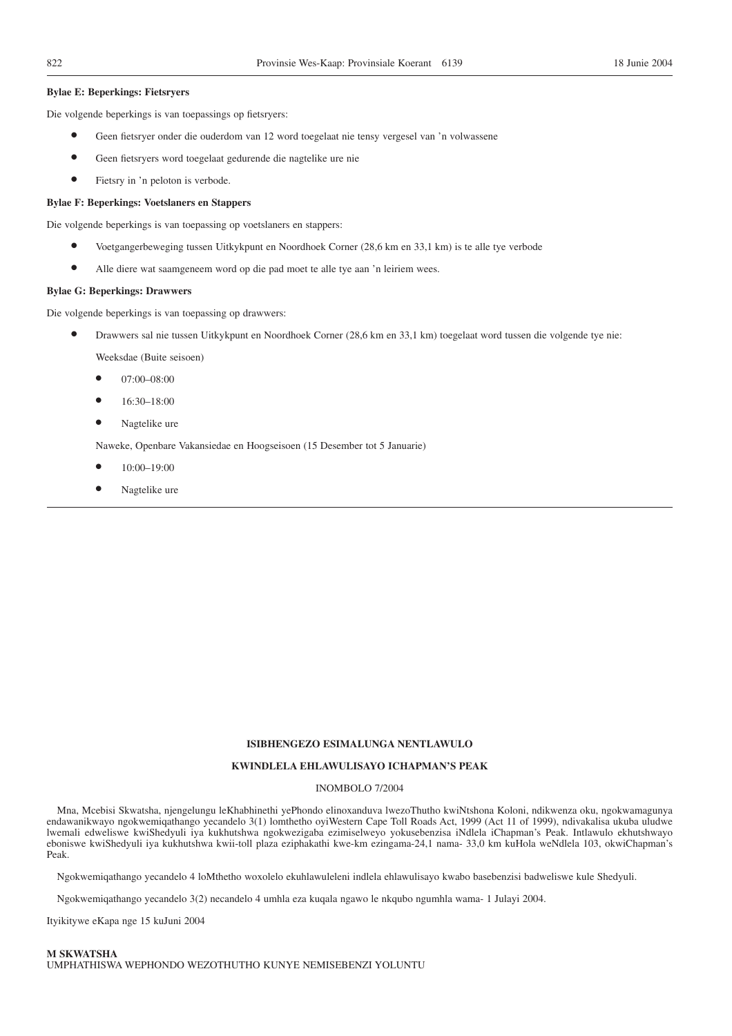**Bylae E: Beperkings: Fietsryers**

Die volgende beperkings is van toepassings op fietsryers:

- Geen fietsryer onder die ouderdom van 12 word toegelaat nie tensy vergesel van 'n volwassene
- Geen fietsryers word toegelaat gedurende die nagtelike ure nie
- Fietsry in 'n peloton is verbode.

**Bylae F: Beperkings: Voetslaners en Stappers**

Die volgende beperkings is van toepassing op voetslaners en stappers:

- Voetgangerbeweging tussen Uitkykpunt en Noordhoek Corner (28,6 km en 33,1 km) is te alle tye verbode
- Alle diere wat saamgeneem word op die pad moet te alle tye aan 'n leiriem wees.

**Bylae G: Beperkings: Drawwers**

Die volgende beperkings is van toepassing op drawwers:

- Drawwers sal nie tussen Uitkykpunt en Noordhoek Corner (28,6 km en 33,1 km) toegelaat word tussen die volgende tye nie:

  Weeksdae (Buite seisoen)

  - 07:00–08:00
  - 16:30–18:00
  - Nagtelike ure

  Naweke, Openbare Vakansiedae en Hoogseisoen (15 Desember tot 5 Januarie)

  - 10:00–19:00
  - Nagtelike ure

---

**ISIBHENGEZO ESIMALUNGA NENTLAWULO**

**KWINDLELA EHLAWULISAYO ICHAPMAN'S PEAK**

INOMBOLO 7/2004

Mna, Mcebisi Skwatsha, njengelungu leKhabhinethi yePhondo elinoxanduva lwezoThutho kwiNtshona Koloni, ndikwenza oku, ngokwamagunya endawanikwayo ngokwemiqathango yecandelo 3(1) lomthetho oyiWestern Cape Toll Roads Act, 1999 (Act 11 of 1999), ndivakalisa ukuba uludwe lwemali edweliswe kwiShedyuli iya kukhutshwa ngokwezigaba ezimiselweyo yokusebenzisa iNdlela iChapman's Peak. Intlawulo ekhutshwayo eboniswe kwiShedyuli iya kukhutshwa kwii-toll plaza eziphakathi kwe-km ezingama-24,1 nama- 33,0 km kuHola weNdlela 103, okwiChapman's Peak.

Ngokwemiqathango yecandelo 4 loMthetho woxolelo ekuhlawuleleni indlela ehlawulisayo kwabo basebenzisi badweliswe kule Shedyuli.

Ngokwemiqathango yecandelo 3(2) necandelo 4 umhla eza kuqala ngawo le nkqubo ngumhla wama- 1 Julayi 2004.

Ityikitywe eKapa nge 15 kuJuni 2004

**M SKWATSHA**
UMPHATHISWA WEPHONDO WEZOTHUTHO KUNYE NEMISEBENZI YOLUNTU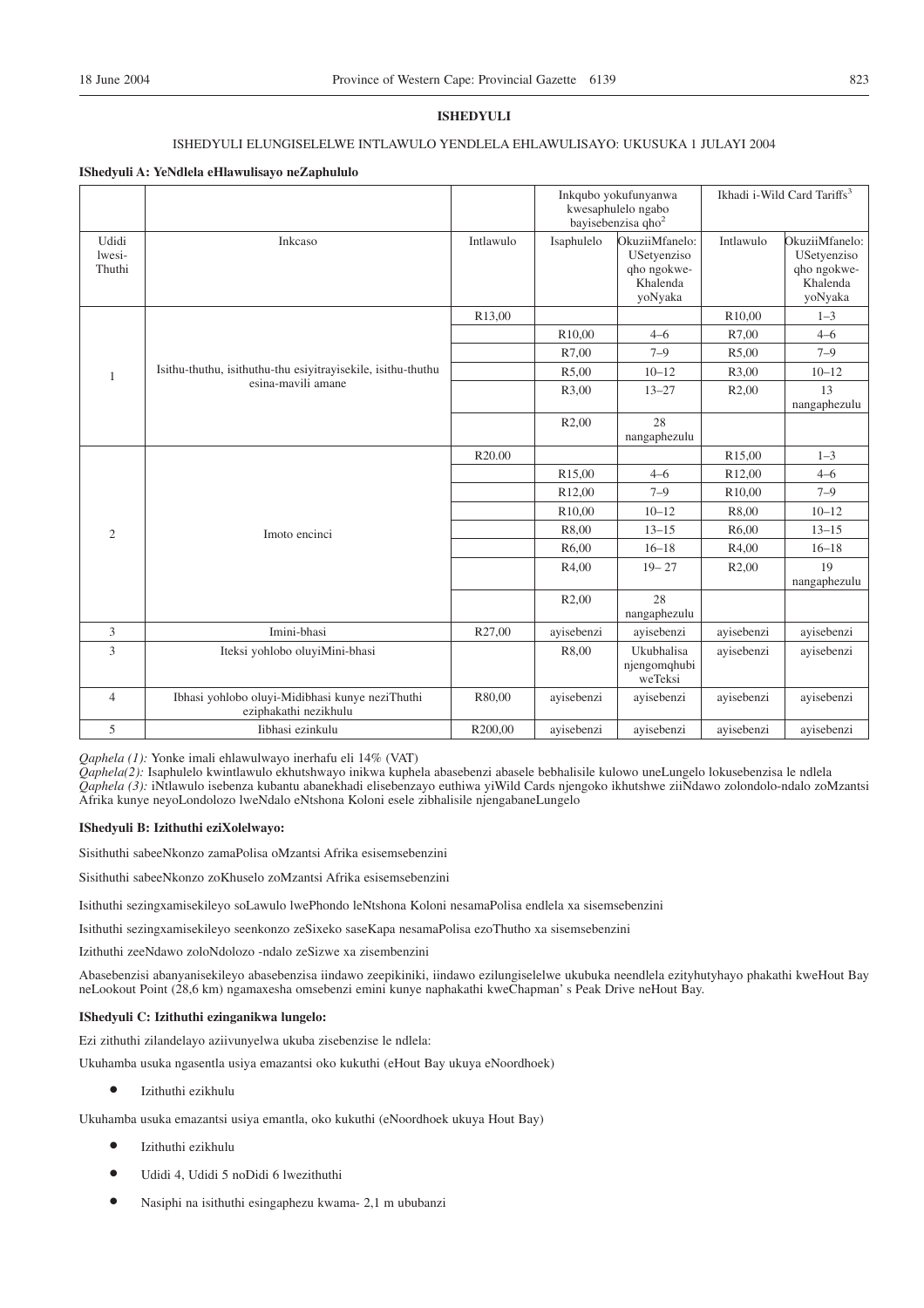**ISHEDYULI**

ISHEDYULI ELUNGISELELWE INTLAWULO YENDLELA EHLAWULISAYO: UKUSUKA 1 JULAYI 2004

**IShedyuli A: YeNdlela eHlawulisayo neZaphululo**

| | | | Inkqubo yokufunyanwa kwesaphulelo ngabo bayisebenzisa qho[2] | | Ikhadi i-Wild Card Tariffs[3] | |
|---|---|---|---|---|---|---|
| Udidi lwesi-Thuthi | Inkcaso | Intlawulo | Isaphulelo | OkuziiMfanelo: USetyenziso qho ngokwe-Khalenda yoNyaka | Intlawulo | OkuziiMfanelo: USetyenziso qho ngokwe-Khalenda yoNyaka |
| 1 | Isithu-thuthu, isithuthu-thu esiyitrayisekile, isithu-thuthu esina-mavili amane | R13,00 | | | R10,00 | 1–3 |
| | | | R10,00 | 4–6 | R7,00 | 4–6 |
| | | | R7,00 | 7–9 | R5,00 | 7–9 |
| | | | R5,00 | 10–12 | R3,00 | 10–12 |
| | | | R3,00 | 13–27 | R2,00 | 13 nangaphezulu |
| | | | R2,00 | 28 nangaphezulu | | |
| 2 | Imoto encinci | R20.00 | | | R15,00 | 1–3 |
| | | | R15,00 | 4–6 | R12,00 | 4–6 |
| | | | R12,00 | 7–9 | R10,00 | 7–9 |
| | | | R10,00 | 10–12 | R8,00 | 10–12 |
| | | | R8,00 | 13–15 | R6,00 | 13–15 |
| | | | R6,00 | 16–18 | R4,00 | 16–18 |
| | | | R4,00 | 19– 27 | R2,00 | 19 nangaphezulu |
| | | | R2,00 | 28 nangaphezulu | | |
| 3 | Imini-bhasi | R27,00 | ayisebenzi | ayisebenzi | ayisebenzi | ayisebenzi |
| 3 | Iteksi yohlobo oluyiMini-bhasi | | R8,00 | Ukubhalisa njengomqhubi weTeksi | ayisebenzi | ayisebenzi |
| 4 | Ibhasi yohlobo oluyi-Midibhasi kunye neziThuthi eziphakathi nezikhulu | R80,00 | ayisebenzi | ayisebenzi | ayisebenzi | ayisebenzi |
| 5 | Iibhasi ezinkulu | R200,00 | ayisebenzi | ayisebenzi | ayisebenzi | ayisebenzi |

*Qaphela (1):* Yonke imali ehlawulwayo inerhafu eli 14% (VAT)
*Qaphela(2):* Isaphulelo kwintlawulo ekhutshwayo inikwa kuphela abasebenzi abasele bebhalisile kulowo uneLungelo lokusebenzisa le ndlela
*Qaphela (3):* iNtlawulo isebenza kubantu abanekhadi elisebenzayo euthiwa yiWild Cards njengoko ikhutshwe ziiNdawo zolondolo-ndalo zoMzantsi Afrika kunye neyoLondolozo lweNdalo eNtshona Koloni esele zibhalisile njengabaneLungelo

**IShedyuli B: Izithuthi eziXolelwayo:**

Sisithuthi sabeeNkonzo zamaPolisa oMzantsi Afrika esisemsebenzini

Sisithuthi sabeeNkonzo zoKhuselo zoMzantsi Afrika esisemsebenzini

Isithuthi sezingxamisekileyo soLawulo lwePhondo leNtshona Koloni nesamaPolisa endlela xa sisemsebenzini

Isithuthi sezingxamisekileyo seenkonzo zeSixeko saseKapa nesamaPolisa ezoThutho xa sisemsebenzini

Izithuthi zeeNdawo zoloNdolozo -ndalo zeSizwe xa zisembenzini

Abasebenzisi abanyanisekileyo abasebenzisa iindawo zeepikiniki, iindawo ezilungiselelwe ukubuka neendlela ezityhutyhayo phakathi kweHout Bay neLookout Point (28,6 km) ngamaxesha omsebenzi emini kunye naphakathi kweChapman' s Peak Drive neHout Bay.

**IShedyuli C: Izithuthi ezinganikwa lungelo:**

Ezi zithuthi zilandelayo aziivunyelwa ukuba zisebenzise le ndlela:

Ukuhamba usuka ngasentla usiya emazantsi oko kukuthi (eHout Bay ukuya eNoordhoek)

- Izithuthi ezikhulu

Ukuhamba usuka emazantsi usiya emantla, oko kukuthi (eNoordhoek ukuya Hout Bay)

- Izithuthi ezikhulu
- Udidi 4, Udidi 5 noDidi 6 lwezithuthi
- Nasiphi na isithuthi esingaphezu kwama- 2,1 m ububanzi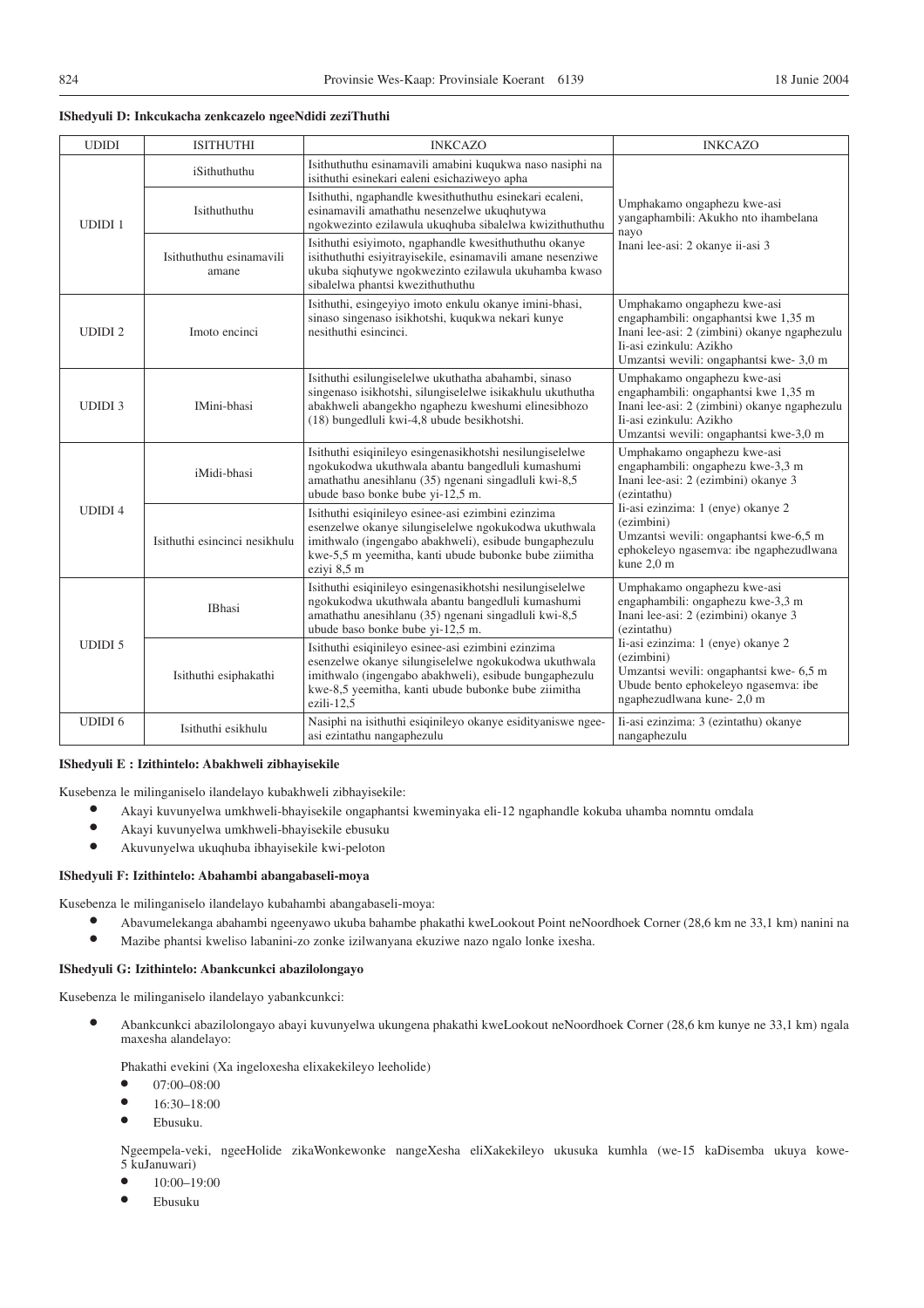**IShedyuli D: Inkcukacha zenkcazelo ngeeNdidi zeziThuthi**

| UDIDI | ISITHUTHI | INKCAZO | INKCAZO |
|---|---|---|---|
| UDIDI 1 | iSithuthuthu | Isithuthuthu esinamavili amabini kuqukwa naso nasiphi na isithuthi esinekari ealeni esichaziweyo apha | Umphakamo ongaphezu kwe-asi yangaphambili: Akukho nto ihambelana nayo<br>Inani lee-asi: 2 okanye ii-asi 3 |
| | Isithuthuthu | Isithuthi, ngaphandle kwesithuthuthu esinekari ecaleni, esinamavili amathathu nesenzelwe ukuqhutywa ngokwezinto ezilawula ukuqhuba sibalelwa kwizithuthuthu | |
| | Isithuthuthu esinamavili amane | Isithuthi esiyimoto, ngaphandle kwesithuthuthu okanye isithuthuthi esiyitrayisekile, esinamavili amane nesenziwe ukuba siqhutywe ngokwezinto ezilawula ukuhamba kwaso sibalelwa phantsi kwezithuthuthu | |
| UDIDI 2 | Imoto encinci | Isithuthi, esingeyiyo imoto enkulu okanye imini-bhasi, sinaso singenaso isikhotshi, kuqukwa nekari kunye nesithuthi esincinci. | Umphakamo ongaphezu kwe-asi engaphambili: ongaphantsi kwe 1,35 m<br>Inani lee-asi: 2 (zimbini) okanye ngaphezulu<br>Ii-asi ezinkulu: Azikho<br>Umzantsi wevili: ongaphantsi kwe- 3,0 m |
| UDIDI 3 | IMini-bhasi | Isithuthi esilungiselelwe ukuthatha abahambi, sinaso singenaso isikhotshi, silungiselelwe isikakhulu ukuthutha abakhweli abangekho ngaphezu kweshumi elinesibhozo (18) bungedluli kwi-4,8 ubude besikhotshi. | Umphakamo ongaphezu kwe-asi engaphambili: ongaphantsi kwe 1,35 m<br>Inani lee-asi: 2 (zimbini) okanye ngaphezulu<br>Ii-asi ezinkulu: Azikho<br>Umzantsi wevili: ongaphantsi kwe-3,0 m |
| UDIDI 4 | iMidi-bhasi | Isithuthi esiqinileyo esingenasikhotshi nesilungiselelwe ngokukodwa ukuthwala abantu bangedluli kumashumi amathathu anesihlanu (35) ngenani singadluli kwi-8,5 ubude baso bonke bube yi-12,5 m. | Umphakamo ongaphezu kwe-asi engaphambili: ongaphezu kwe-3,3 m<br>Inani lee-asi: 2 (ezimbini) okanye 3 (ezintathu)<br>Ii-asi ezinzima: 1 (enye) okanye 2 (ezimbini)<br>Umzantsi wevili: ongaphantsi kwe-6,5 m ephokeleyo ngasemva: ibe ngaphezudlwana kune 2,0 m |
| | Isithuthi esincinci nesikhulu | Isithuthi esiqinileyo esinee-asi ezimbini ezinzima esenzelwe okanye silungiselelwe ngokukodwa ukuthwala imithwalo (ingengabo abakhweli), esibude bungaphezulu kwe-5,5 m yeemitha, kanti ubude bubonke bube ziimitha eziyi 8,5 m | |
| UDIDI 5 | IBhasi | Isithuthi esiqinileyo esingenasikhotshi nesilungiselelwe ngokukodwa ukuthwala abantu bangedluli kumashumi amathathu anesihlanu (35) ngenani singadluli kwi-8,5 ubude baso bonke bube yi-12,5 m. | Umphakamo ongaphezu kwe-asi engaphambili: ongaphezu kwe-3,3 m<br>Inani lee-asi: 2 (ezimbini) okanye 3 (ezintathu)<br>Ii-asi ezinzima: 1 (enye) okanye 2 (ezimbini)<br>Umzantsi wevili: ongaphantsi kwe- 6,5 m<br>Ubude bento ephokeleyo ngasemva: ibe ngaphezudlwana kune- 2,0 m |
| | Isithuthi esiphakathi | Isithuthi esiqinileyo esinee-asi ezimbini ezinzima esenzelwe okanye silungiselelwe ngokukodwa ukuthwala imithwalo (ingengabo abakhweli), esibude bungaphezulu kwe-8,5 yeemitha, kanti ubude bubonke bube ziimitha ezili-12,5 | |
| UDIDI 6 | Isithuthi esikhulu | Nasiphi na isithuthi esiqinileyo okanye esidityaniswe ngee-asi ezintathu nangaphezulu | Ii-asi ezinzima: 3 (ezintathu) okanye nangaphezulu |

**IShedyuli E : Izithintelo: Abakhweli zibhayisekile**

Kusebenza le milinganiselo ilandelayo kubakhweli zibhayisekile:

- Akayi kuvunyelwa umkhweli-bhayisekile ongaphantsi kweminyaka eli-12 ngaphandle kokuba uhamba nomntu omdala
- Akayi kuvunyelwa umkhweli-bhayisekile ebusuku
- Akuvunyelwa ukuqhuba ibhayisekile kwi-peloton

**IShedyuli F: Izithintelo: Abahambi abangabaseli-moya**

Kusebenza le milinganiselo ilandelayo kubahambi abangabaseli-moya:

- Abavumelekanga abahambi ngeenyawo ukuba bahambe phakathi kweLookout Point neNoordhoek Corner (28,6 km ne 33,1 km) nanini na
- Mazibe phantsi kweliso labanini-zo zonke izilwanyana ekuziwe nazo ngalo lonke ixesha.

**IShedyuli G: Izithintelo: Abankcunkci abazilolongayo**

Kusebenza le milinganiselo ilandelayo yabankcunkci:

- Abankcunkci abazilolongayo abayi kuvunyelwa ukungena phakathi kweLookout neNoordhoek Corner (28,6 km kunye ne 33,1 km) ngala maxesha alandelayo:

  Phakathi evekini (Xa ingeloxesha elixakekileyo leeholide)
  - 07:00–08:00
  - 16:30–18:00
  - Ebusuku.

  Ngeempela-veki, ngeeHolide zikaWonkewonke nangeXesha eliXakekileyo ukusuka kumhla (we-15 kaDisemba ukuya kowe-5 kuJanuwari)
  - 10:00–19:00
  - Ebusuku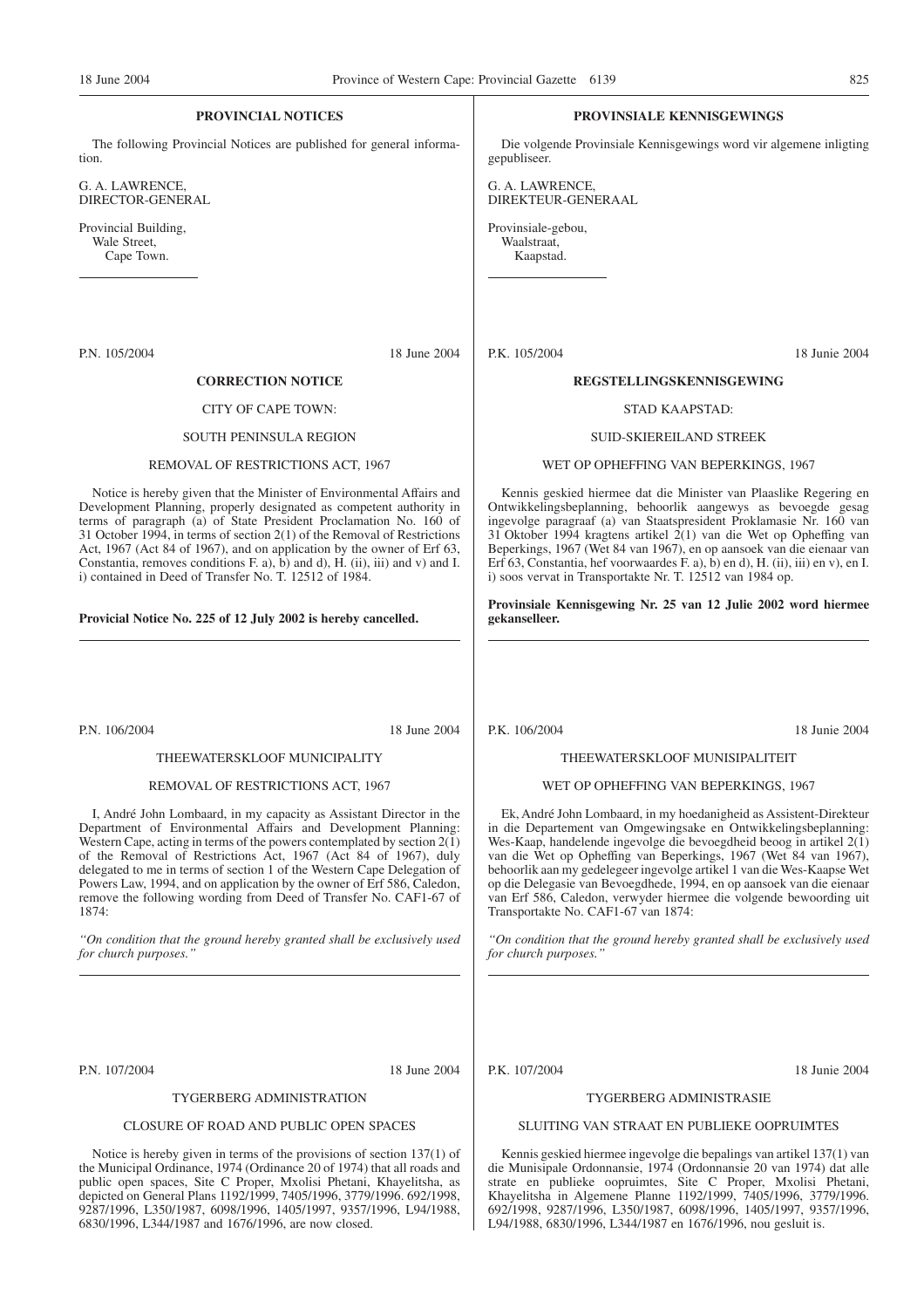## PROVINCIAL NOTICES

The following Provincial Notices are published for general information.

G. A. LAWRENCE,
DIRECTOR-GENERAL

Provincial Building,
Wale Street,
Cape Town.

---

P.N. 105/2004 18 June 2004

### CORRECTION NOTICE

CITY OF CAPE TOWN:

SOUTH PENINSULA REGION

REMOVAL OF RESTRICTIONS ACT, 1967

Notice is hereby given that the Minister of Environmental Affairs and Development Planning, properly designated as competent authority in terms of paragraph (a) of State President Proclamation No. 160 of 31 October 1994, in terms of section 2(1) of the Removal of Restrictions Act, 1967 (Act 84 of 1967), and on application by the owner of Erf 63, Constantia, removes conditions F. a), b) and d), H. (ii), iii) and v) and I. i) contained in Deed of Transfer No. T. 12512 of 1984.

**Provicial Notice No. 225 of 12 July 2002 is hereby cancelled.**

---

P.N. 106/2004 18 June 2004

THEEWATERSKLOOF MUNICIPALITY

REMOVAL OF RESTRICTIONS ACT, 1967

I, André John Lombaard, in my capacity as Assistant Director in the Department of Environmental Affairs and Development Planning: Western Cape, acting in terms of the powers contemplated by section 2(1) of the Removal of Restrictions Act, 1967 (Act 84 of 1967), duly delegated to me in terms of section 1 of the Western Cape Delegation of Powers Law, 1994, and on application by the owner of Erf 586, Caledon, remove the following wording from Deed of Transfer No. CAF1-67 of 1874:

*"On condition that the ground hereby granted shall be exclusively used for church purposes."*

---

P.N. 107/2004 18 June 2004

TYGERBERG ADMINISTRATION

CLOSURE OF ROAD AND PUBLIC OPEN SPACES

Notice is hereby given in terms of the provisions of section 137(1) of the Municipal Ordinance, 1974 (Ordinance 20 of 1974) that all roads and public open spaces, Site C Proper, Mxolisi Phetani, Khayelitsha, as depicted on General Plans 1192/1999, 7405/1996, 3779/1996. 692/1998, 9287/1996, L350/1987, 6098/1996, 1405/1997, 9357/1996, L94/1988, 6830/1996, L344/1987 and 1676/1996, are now closed.

---

## PROVINSIALE KENNISGEWINGS

Die volgende Provinsiale Kennisgewings word vir algemene inligting gepubliseer.

G. A. LAWRENCE,
DIREKTEUR-GENERAAL

Provinsiale-gebou,
Waalstraat,
Kaapstad.

---

P.K. 105/2004 18 Junie 2004

### REGSTELLINGSKENNISGEWING

STAD KAAPSTAD:

SUID-SKIEREILAND STREEK

WET OP OPHEFFING VAN BEPERKINGS, 1967

Kennis geskied hiermee dat die Minister van Plaaslike Regering en Ontwikkelingsbeplanning, behoorlik aangewys as bevoegde gesag ingevolge paragraaf (a) van Staatspresident Proklamasie Nr. 160 van 31 Oktober 1994 kragtens artikel 2(1) van die Wet op Opheffing van Beperkings, 1967 (Wet 84 van 1967), en op aansoek van die eienaar van Erf 63, Constantia, hef voorwaardes F. a), b) en d), H. (ii), iii) en v), en I. i) soos vervat in Transportakte Nr. T. 12512 van 1984 op.

**Provinsiale Kennisgewing Nr. 25 van 12 Julie 2002 word hiermee gekanselleer.**

---

P.K. 106/2004 18 Junie 2004

THEEWATERSKLOOF MUNISIPALITEIT

WET OP OPHEFFING VAN BEPERKINGS, 1967

Ek, André John Lombaard, in my hoedanigheid as Assistent-Direkteur in die Departement van Omgewingsake en Ontwikkelingsbeplanning: Wes-Kaap, handelende ingevolge die bevoegdheid beoog in artikel 2(1) van die Wet op Opheffing van Beperkings, 1967 (Wet 84 van 1967), behoorlik aan my gedelegeer ingevolge artikel 1 van die Wes-Kaapse Wet op die Delegasie van Bevoegdhede, 1994, en op aansoek van die eienaar van Erf 586, Caledon, verwyder hiermee die volgende bewoording uit Transportakte No. CAF1-67 van 1874:

*"On condition that the ground hereby granted shall be exclusively used for church purposes."*

---

P.K. 107/2004 18 Junie 2004

TYGERBERG ADMINISTRASIE

SLUITING VAN STRAAT EN PUBLIEKE OOPRUIMTES

Kennis geskied hiermee ingevolge die bepalings van artikel 137(1) van die Munisipale Ordonnansie, 1974 (Ordonnansie 20 van 1974) dat alle strate en publieke oopruimtes, Site C Proper, Mxolisi Phetani, Khayelitsha in Algemene Planne 1192/1999, 7405/1996, 3779/1996. 692/1998, 9287/1996, L350/1987, 6098/1996, 1405/1997, 9357/1996, L94/1988, 6830/1996, L344/1987 en 1676/1996, nou gesluit is.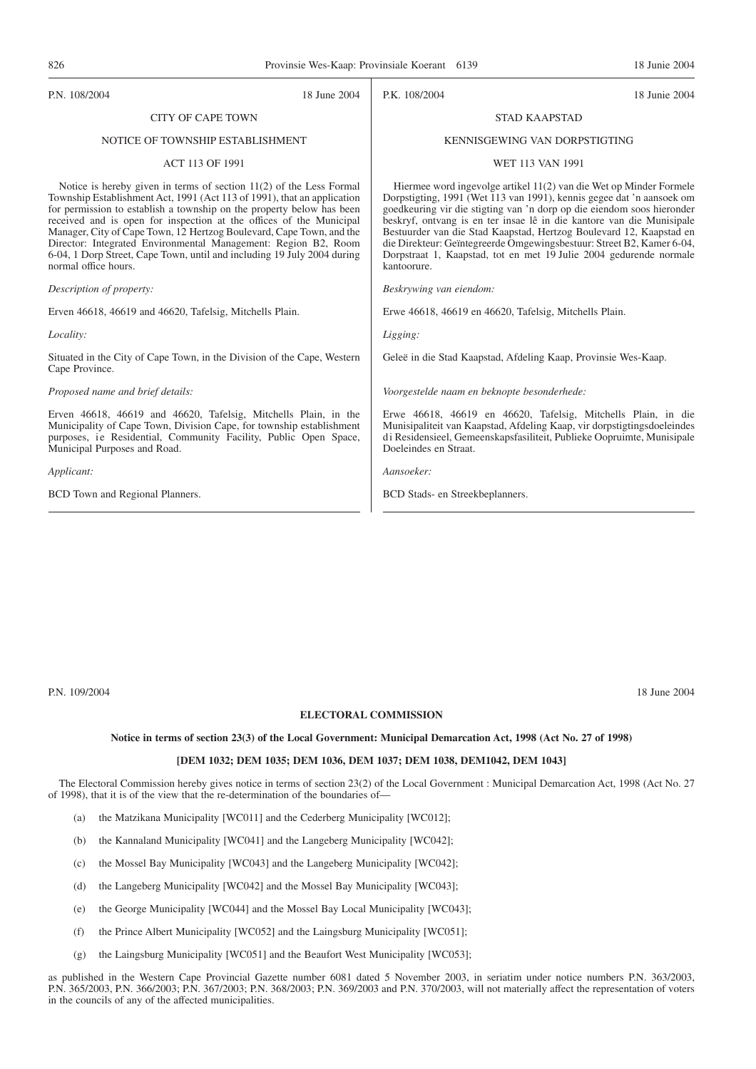P.N. 108/2004 18 June 2004

CITY OF CAPE TOWN

NOTICE OF TOWNSHIP ESTABLISHMENT

ACT 113 OF 1991

Notice is hereby given in terms of section 11(2) of the Less Formal Township Establishment Act, 1991 (Act 113 of 1991), that an application for permission to establish a township on the property below has been received and is open for inspection at the offices of the Municipal Manager, City of Cape Town, 12 Hertzog Boulevard, Cape Town, and the Director: Integrated Environmental Management: Region B2, Room 6-04, 1 Dorp Street, Cape Town, until and including 19 July 2004 during normal office hours.

*Description of property:*

Erven 46618, 46619 and 46620, Tafelsig, Mitchells Plain.

*Locality:*

Situated in the City of Cape Town, in the Division of the Cape, Western Cape Province.

*Proposed name and brief details:*

Erven 46618, 46619 and 46620, Tafelsig, Mitchells Plain, in the Municipality of Cape Town, Division Cape, for township establishment purposes, ie Residential, Community Facility, Public Open Space, Municipal Purposes and Road.

*Applicant:*

BCD Town and Regional Planners.

P.K. 108/2004 18 Junie 2004

STAD KAAPSTAD

KENNISGEWING VAN DORPSTIGTING

WET 113 VAN 1991

Hiermee word ingevolge artikel 11(2) van die Wet op Minder Formele Dorpstigting, 1991 (Wet 113 van 1991), kennis gegee dat 'n aansoek om goedkeuring vir die stigting van 'n dorp op die eiendom soos hieronder beskryf, ontvang is en ter insae lê in die kantore van die Munisipale Bestuurder van die Stad Kaapstad, Hertzog Boulevard 12, Kaapstad en die Direkteur: Geïntegreerde Omgewingsbestuur: Street B2, Kamer 6-04, Dorpstraat 1, Kaapstad, tot en met 19 Julie 2004 gedurende normale kantoorure.

*Beskrywing van eiendom:*

Erwe 46618, 46619 en 46620, Tafelsig, Mitchells Plain.

*Ligging:*

Geleë in die Stad Kaapstad, Afdeling Kaap, Provinsie Wes-Kaap.

*Voorgestelde naam en beknopte besonderhede:*

Erwe 46618, 46619 en 46620, Tafelsig, Mitchells Plain, in die Munisipaliteit van Kaapstad, Afdeling Kaap, vir dorpstigtingsdoeleindes di Residensieel, Gemeenskapsfasiliteit, Publieke Oopruimte, Munisipale Doeleindes en Straat.

*Aansoeker:*

BCD Stads- en Streekbeplanners.

P.N. 109/2004 18 June 2004

**ELECTORAL COMMISSION**

**Notice in terms of section 23(3) of the Local Government: Municipal Demarcation Act, 1998 (Act No. 27 of 1998)**

**[DEM 1032; DEM 1035; DEM 1036, DEM 1037; DEM 1038, DEM1042, DEM 1043]**

The Electoral Commission hereby gives notice in terms of section 23(2) of the Local Government : Municipal Demarcation Act, 1998 (Act No. 27 of 1998), that it is of the view that the re-determination of the boundaries of—

(a) the Matzikana Municipality [WC011] and the Cederberg Municipality [WC012];

(b) the Kannaland Municipality [WC041] and the Langeberg Municipality [WC042];

(c) the Mossel Bay Municipality [WC043] and the Langeberg Municipality [WC042];

(d) the Langeberg Municipality [WC042] and the Mossel Bay Municipality [WC043];

(e) the George Municipality [WC044] and the Mossel Bay Local Municipality [WC043];

(f) the Prince Albert Municipality [WC052] and the Laingsburg Municipality [WC051];

(g) the Laingsburg Municipality [WC051] and the Beaufort West Municipality [WC053];

as published in the Western Cape Provincial Gazette number 6081 dated 5 November 2003, in seriatim under notice numbers P.N. 363/2003, P.N. 365/2003, P.N. 366/2003; P.N. 367/2003; P.N. 368/2003; P.N. 369/2003 and P.N. 370/2003, will not materially affect the representation of voters in the councils of any of the affected municipalities.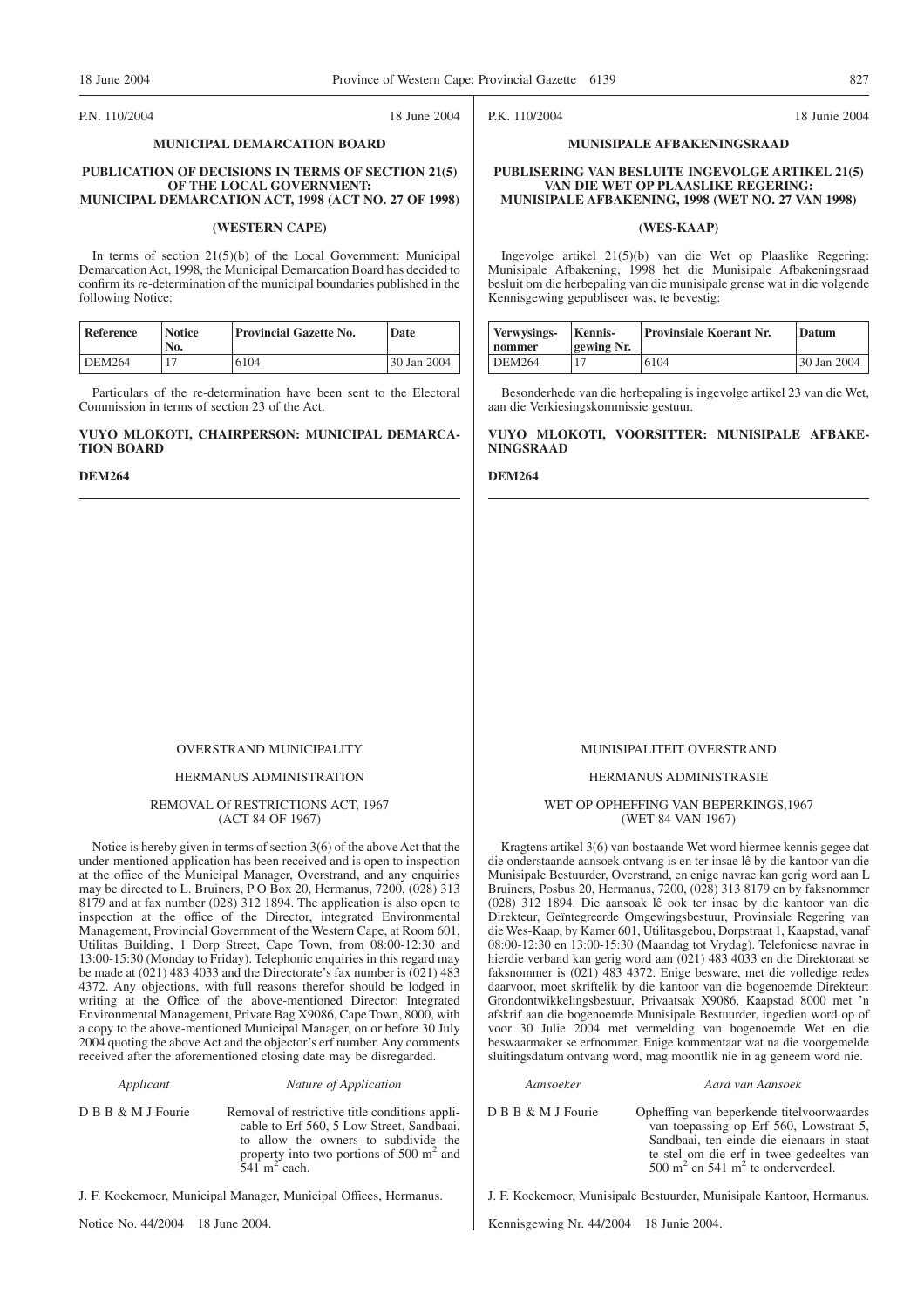P.N. 110/2004 18 June 2004

## MUNICIPAL DEMARCATION BOARD

### PUBLICATION OF DECISIONS IN TERMS OF SECTION 21(5) OF THE LOCAL GOVERNMENT: MUNICIPAL DEMARCATION ACT, 1998 (ACT NO. 27 OF 1998)

### (WESTERN CAPE)

In terms of section 21(5)(b) of the Local Government: Municipal Demarcation Act, 1998, the Municipal Demarcation Board has decided to confirm its re-determination of the municipal boundaries published in the following Notice:

| Reference | Notice No. | Provincial Gazette No. | Date |
|---|---|---|---|
| DEM264 | 17 | 6104 | 30 Jan 2004 |

Particulars of the re-determination have been sent to the Electoral Commission in terms of section 23 of the Act.

**VUYO MLOKOTI, CHAIRPERSON: MUNICIPAL DEMARCATION BOARD**

**DEM264**

---

P.K. 110/2004 18 Junie 2004

## MUNISIPALE AFBAKENINGSRAAD

### PUBLISERING VAN BESLUITE INGEVOLGE ARTIKEL 21(5) VAN DIE WET OP PLAASLIKE REGERING: MUNISIPALE AFBAKENING, 1998 (WET NO. 27 VAN 1998)

### (WES-KAAP)

Ingevolge artikel 21(5)(b) van die Wet op Plaaslike Regering: Munisipale Afbakening, 1998 het die Munisipale Afbakeningsraad besluit om die herbepaling van die munisipale grense wat in die volgende Kennisgewing gepubliseer was, te bevestig:

| Verwysings-nommer | Kennis-gewing Nr. | Provinsiale Koerant Nr. | Datum |
|---|---|---|---|
| DEM264 | 17 | 6104 | 30 Jan 2004 |

Besonderhede van die herbepaling is ingevolge artikel 23 van die Wet, aan die Verkiesingskommissie gestuur.

**VUYO MLOKOTI, VOORSITTER: MUNISIPALE AFBAKENINGSRAAD**

**DEM264**

---

OVERSTRAND MUNICIPALITY

HERMANUS ADMINISTRATION

REMOVAL Of RESTRICTIONS ACT, 1967 (ACT 84 OF 1967)

Notice is hereby given in terms of section 3(6) of the above Act that the under-mentioned application has been received and is open to inspection at the office of the Municipal Manager, Overstrand, and any enquiries may be directed to L. Bruiners, P O Box 20, Hermanus, 7200, (028) 313 8179 and at fax number (028) 312 1894. The application is also open to inspection at the office of the Director, integrated Environmental Management, Provincial Government of the Western Cape, at Room 601, Utilitas Building, 1 Dorp Street, Cape Town, from 08:00-12:30 and 13:00-15:30 (Monday to Friday). Telephonic enquiries in this regard may be made at (021) 483 4033 and the Directorate's fax number is (021) 483 4372. Any objections, with full reasons therefor should be lodged in writing at the Office of the above-mentioned Director: Integrated Environmental Management, Private Bag X9086, Cape Town, 8000, with a copy to the above-mentioned Municipal Manager, on or before 30 July 2004 quoting the above Act and the objector's erf number. Any comments received after the aforementioned closing date may be disregarded.

| *Applicant* | *Nature of Application* |
|---|---|
| D B B & M J Fourie | Removal of restrictive title conditions applicable to Erf 560, 5 Low Street, Sandbaai, to allow the owners to subdivide the property into two portions of 500 $m^2$ and 541 $m^2$ each. |

J. F. Koekemoer, Municipal Manager, Municipal Offices, Hermanus.

Notice No. 44/2004 18 June 2004.

---

MUNISIPALITEIT OVERSTRAND

HERMANUS ADMINISTRASIE

WET OP OPHEFFING VAN BEPERKINGS,1967 (WET 84 VAN 1967)

Kragtens artikel 3(6) van bostaande Wet word hiermee kennis gegee dat die onderstaande aansoek ontvang is en ter insae lê by die kantoor van die Munisipale Bestuurder, Overstrand, en enige navrae kan gerig word aan L Bruiners, Posbus 20, Hermanus, 7200, (028) 313 8179 en by faksnommer (028) 312 1894. Die aansoek lê ook ter insae by die kantoor van die Direkteur, Geïntegreerde Omgewingsbestuur, Provinsiale Regering van die Wes-Kaap, by Kamer 601, Utilitasgebou, Dorpstraat 1, Kaapstad, vanaf 08:00-12:30 en 13:00-15:30 (Maandag tot Vrydag). Telefoniese navrae in hierdie verband kan gerig word aan (021) 483 4033 en die Direktoraat se faksnommer is (021) 483 4372. Enige besware, met die volledige redes daarvoor, moet skriftelik by die kantoor van die bogenoemde Direkteur: Grondontwikkelingsbestuur, Privaatsak X9086, Kaapstad 8000 met 'n afskrif aan die bogenoemde Munisipale Bestuurder, ingedien word op of voor 30 Julie 2004 met vermelding van bogenoemde Wet en die beswaarmaker se erfnommer. Enige kommentaar wat na die voorgemelde sluitingsdatum ontvang word, mag moontlik nie in ag geneem word nie.

| *Aansoeker* | *Aard van Aansoek* |
|---|---|
| D B B & M J Fourie | Opheffing van beperkende titelvoorwaardes van toepassing op Erf 560, Lowstraat 5, Sandbaai, ten einde die eienaars in staat te stel om die erf in twee gedeeltes van 500 $m^2$ en 541 $m^2$ te onderverdeel. |

J. F. Koekemoer, Munisipale Bestuurder, Munisipale Kantoor, Hermanus.

Kennisgewing Nr. 44/2004 18 Junie 2004.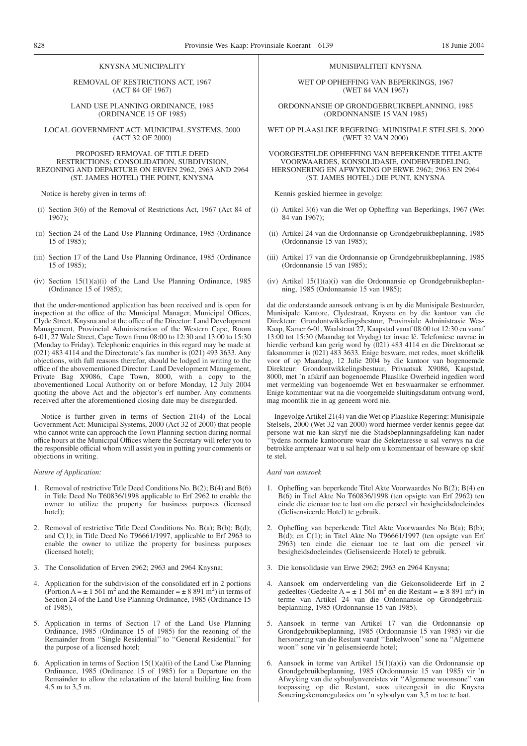KNYSNA MUNICIPALITY

REMOVAL OF RESTRICTIONS ACT, 1967 (ACT 84 OF 1967)

LAND USE PLANNING ORDINANCE, 1985 (ORDINANCE 15 OF 1985)

LOCAL GOVERNMENT ACT: MUNICIPAL SYSTEMS, 2000 (ACT 32 OF 2000)

PROPOSED REMOVAL OF TITLE DEED RESTRICTIONS; CONSOLIDATION, SUBDIVISION, REZONING AND DEPARTURE ON ERVEN 2962, 2963 AND 2964 (ST. JAMES HOTEL) THE POINT, KNYSNA

Notice is hereby given in terms of:

(i) Section 3(6) of the Removal of Restrictions Act, 1967 (Act 84 of 1967);

(ii) Section 24 of the Land Use Planning Ordinance, 1985 (Ordinance 15 of 1985);

(iii) Section 17 of the Land Use Planning Ordinance, 1985 (Ordinance 15 of 1985);

(iv) Section 15(1)(a)(i) of the Land Use Planning Ordinance, 1985 (Ordinance 15 of 1985);

that the under-mentioned application has been received and is open for inspection at the office of the Municipal Manager, Municipal Offices, Clyde Street, Knysna and at the office of the Director: Land Development Management, Provincial Administration of the Western Cape, Room 6-01, 27 Wale Street, Cape Town from 08:00 to 12:30 and 13:00 to 15:30 (Monday to Friday). Telephonic enquiries in this regard may be made at (021) 483 4114 and the Directorate's fax number is (021) 493 3633. Any objections, with full reasons therefor, should be lodged in writing to the office of the abovementioned Director: Land Development Management, Private Bag X9086, Cape Town, 8000, with a copy to the abovementioned Local Authority on or before Monday, 12 July 2004 quoting the above Act and the objector's erf number. Any comments received after the aforementioned closing date may be disregarded.

Notice is further given in terms of Section 21(4) of the Local Government Act: Municipal Systems, 2000 (Act 32 of 2000) that people who cannot write can approach the Town Planning section during normal office hours at the Municipal Offices where the Secretary will refer you to the responsible official whom will assist you in putting your comments or objections in writing.

*Nature of Application:*

1. Removal of restrictive Title Deed Conditions No. B(2); B(4) and B(6) in Title Deed No T60836/1998 applicable to Erf 2962 to enable the owner to utilize the property for business purposes (licensed hotel);
2. Removal of restrictive Title Deed Conditions No. B(a); B(b); B(d); and C(1); in Title Deed No T96661/1997, applicable to Erf 2963 to enable the owner to utilize the property for business purposes (licensed hotel);
3. The Consolidation of Erven 2962; 2963 and 2964 Knysna;
4. Application for the subdivision of the consolidated erf in 2 portions (Portion A = ± 1 561 m$^2$ and the Remainder = ± 8 891 m$^2$) in terms of Section 24 of the Land Use Planning Ordinance, 1985 (Ordinance 15 of 1985),
5. Application in terms of Section 17 of the Land Use Planning Ordinance, 1985 (Ordinance 15 of 1985) for the rezoning of the Remainder from "Single Residential" to "General Residential" for the purpose of a licensed hotel;
6. Application in terms of Section 15(1)(a)(i) of the Land Use Planning Ordinance, 1985 (Ordinance 15 of 1985) for a Departure on the Remainder to allow the relaxation of the lateral building line from 4,5 m to 3,5 m.

MUNISIPALITEIT KNYSNA

WET OP OPHEFFING VAN BEPERKINGS, 1967 (WET 84 VAN 1967)

ORDONNANSIE OP GRONDGEBRUIKBEPLANNING, 1985 (ORDONNANSIE 15 VAN 1985)

WET OP PLAASLIKE REGERING: MUNISIPALE STELSELS, 2000 (WET 32 VAN 2000)

VOORGESTELDE OPHEFFING VAN BEPERKENDE TITELAKTE VOORWAARDES, KONSOLIDASIE, ONDERVERDELING, HERSONERING EN AFWYKING OP ERWE 2962; 2963 EN 2964 (ST. JAMES HOTEL) DIE PUNT, KNYSNA

Kennis geskied hiermee in gevolge:

(i) Artikel 3(6) van die Wet op Opheffing van Beperkings, 1967 (Wet 84 van 1967);

(ii) Artikel 24 van die Ordonnansie op Grondgebruikbeplanning, 1985 (Ordonnansie 15 van 1985);

(iii) Artikel 17 van die Ordonnansie op Grondgebruikbeplanning, 1985 (Ordonnansie 15 van 1985);

(iv) Artikel 15(1)(a)(i) van die Ordonnansie op Grondgebruikbeplanning, 1985 (Ordonnansie 15 van 1985);

dat die onderstaande aansoek ontvang is en by die Munisipale Bestuurder, Munisipale Kantore, Clydestraat, Knysna en by die kantoor van die Direkteur: Grondontwikkelingsbestuur, Provinsiale Administrasie Wes-Kaap, Kamer 6-01, Waalstraat 27, Kaapstad vanaf 08:00 tot 12:30 en vanaf 13:00 tot 15:30 (Maandag tot Vrydag) ter insae lê. Telefoniese navrae in hierdie verband kan gerig word by (021) 483 4114 en die Direktoraat se faksnommer is (021) 483 3633. Enige besware, met redes, moet skriftelik voor of op Maandag, 12 Julie 2004 by die kantoor van bogenoemde Direkteur: Grondontwikkelingsbestuur, Privaatsak X9086, Kaapstad, 8000, met 'n afskrif aan bogenoemde Plaaslike Owerheid ingedien word met vermelding van bogenoemde Wet en beswaarmaker se erfnommer. Enige kommentaar wat na die voorgemelde sluitingsdatum ontvang word, mag moontlik nie in ag geneem word nie.

Ingevolge Artikel 21(4) van die Wet op Plaaslike Regering: Munisipale Stelsels, 2000 (Wet 32 van 2000) word hiermee verder kennis gegee dat persone wat nie kan skryf nie die Stadsbeplanningsafdeling kan nader "tydens normale kantoorure waar die Sekretaresse u sal verwys na die betrokke amptenaar wat u sal help om u kommentaar of besware op skrif te stel.

*Aard van aansoek*

1. Opheffing van beperkende Titel Akte Voorwaardes No B(2); B(4) en B(6) in Titel Akte No T60836/1998 (ten opsigte van Erf 2962) ten einde die eienaar toe te laat om die perseel vir besigheidsdoeleindes (Gelisensieerde Hotel) te gebruik.
2. Opheffing van beperkende Titel Akte Voorwaardes No B(a); B(b); B(d); en C(1); in Titel Akte No T96661/1997 (ten opsigte van Erf 2963) ten einde die eienaar toe te laat om die perseel vir besigheidsdoeleindes (Gelisensieerde Hotel) te gebruik.
3. Die konsolidasie van Erwe 2962; 2963 en 2964 Knysna;
4. Aansoek om onderverdeling van die Gekonsolideerde Erf in 2 gedeeltes (Gedeelte A = ± 1 561 m$^2$ en die Restant = ± 8 891 m$^2$) in terme van Artikel 24 van die Ordonnansie op Grondgebruikbeplanning, 1985 (Ordonnansie 15 van 1985).
5. Aansoek in terme van Artikel 17 van die Ordonnansie op Grondgebruikbeplanning, 1985 (Ordonnansie 15 van 1985) vir die hersonering van die Restant vanaf "Enkelwoon" sone na "Algemene woon" sone vir 'n gelisensieerde hotel;
6. Aansoek in terme van Artikel 15(1)(a)(i) van die Ordonnansie op Grondgebruikbeplanning, 1985 (Ordonnansie 15 van 1985) vir 'n Afwyking van die syboulynvereistes vir "Algemene woonsone" van toepassing op die Restant, soos uiteengesit in die Knysna Soneringskemaregulasies om 'n syboulyn van 3,5 m toe te laat.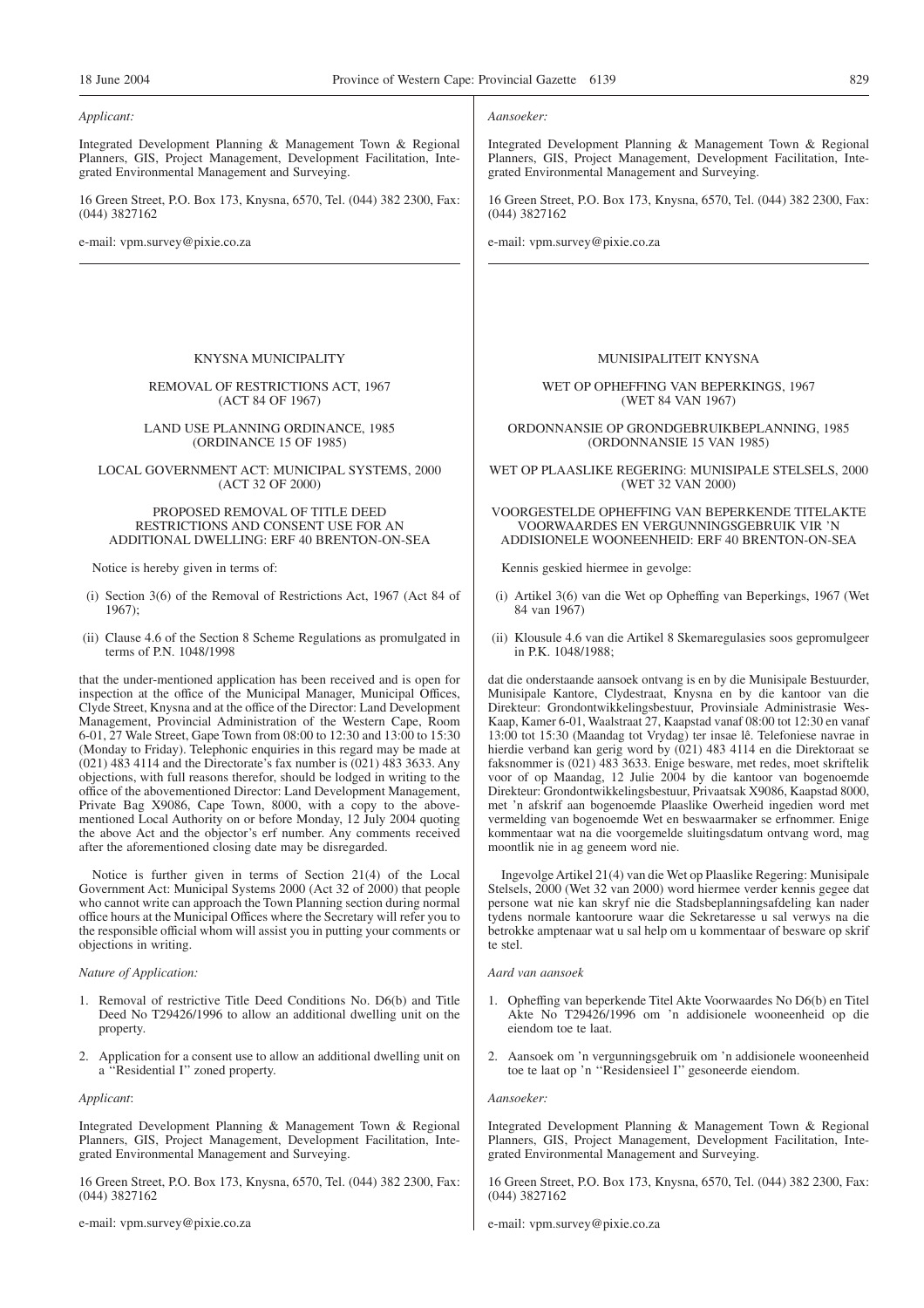*Applicant:*

Integrated Development Planning & Management Town & Regional Planners, GIS, Project Management, Development Facilitation, Integrated Environmental Management and Surveying.

16 Green Street, P.O. Box 173, Knysna, 6570, Tel. (044) 382 2300, Fax: (044) 3827162

e-mail: vpm.survey@pixie.co.za

*Aansoeker:*

Integrated Development Planning & Management Town & Regional Planners, GIS, Project Management, Development Facilitation, Integrated Environmental Management and Surveying.

16 Green Street, P.O. Box 173, Knysna, 6570, Tel. (044) 382 2300, Fax: (044) 3827162

e-mail: vpm.survey@pixie.co.za

---

KNYSNA MUNICIPALITY

REMOVAL OF RESTRICTIONS ACT, 1967 (ACT 84 OF 1967)

LAND USE PLANNING ORDINANCE, 1985 (ORDINANCE 15 OF 1985)

LOCAL GOVERNMENT ACT: MUNICIPAL SYSTEMS, 2000 (ACT 32 OF 2000)

PROPOSED REMOVAL OF TITLE DEED RESTRICTIONS AND CONSENT USE FOR AN ADDITIONAL DWELLING: ERF 40 BRENTON-ON-SEA

Notice is hereby given in terms of:

(i) Section 3(6) of the Removal of Restrictions Act, 1967 (Act 84 of 1967);

(ii) Clause 4.6 of the Section 8 Scheme Regulations as promulgated in terms of P.N. 1048/1998

that the under-mentioned application has been received and is open for inspection at the office of the Municipal Manager, Municipal Offices, Clyde Street, Knysna and at the office of the Director: Land Development Management, Provincial Administration of the Western Cape, Room 6-01, 27 Wale Street, Gape Town from 08:00 to 12:30 and 13:00 to 15:30 (Monday to Friday). Telephonic enquiries in this regard may be made at (021) 483 4114 and the Directorate's fax number is (021) 483 3633. Any objections, with full reasons therefor, should be lodged in writing to the office of the abovementioned Director: Land Development Management, Private Bag X9086, Cape Town, 8000, with a copy to the abovementioned Local Authority on or before Monday, 12 July 2004 quoting the above Act and the objector's erf number. Any comments received after the aforementioned closing date may be disregarded.

Notice is further given in terms of Section 21(4) of the Local Government Act: Municipal Systems 2000 (Act 32 of 2000) that people who cannot write can approach the Town Planning section during normal office hours at the Municipal Offices where the Secretary will refer you to the responsible official whom will assist you in putting your comments or objections in writing.

*Nature of Application:*

1. Removal of restrictive Title Deed Conditions No. D6(b) and Title Deed No T29426/1996 to allow an additional dwelling unit on the property.
2. Application for a consent use to allow an additional dwelling unit on a ''Residential I'' zoned property.

*Applicant*:

Integrated Development Planning & Management Town & Regional Planners, GIS, Project Management, Development Facilitation, Integrated Environmental Management and Surveying.

16 Green Street, P.O. Box 173, Knysna, 6570, Tel. (044) 382 2300, Fax: (044) 3827162

e-mail: vpm.survey@pixie.co.za

MUNISIPALITEIT KNYSNA

WET OP OPHEFFING VAN BEPERKINGS, 1967 (WET 84 VAN 1967)

ORDONNANSIE OP GRONDGEBRUIKBEPLANNING, 1985 (ORDONNANSIE 15 VAN 1985)

WET OP PLAASLIKE REGERING: MUNISIPALE STELSELS, 2000 (WET 32 VAN 2000)

VOORGESTELDE OPHEFFING VAN BEPERKENDE TITELAKTE VOORWAARDES EN VERGUNNINGSGEBRUIK VIR 'N ADDISIONELE WOONEENHEID: ERF 40 BRENTON-ON-SEA

Kennis geskied hiermee in gevolge:

(i) Artikel 3(6) van die Wet op Opheffing van Beperkings, 1967 (Wet 84 van 1967)

(ii) Klousule 4.6 van die Artikel 8 Skemaregulasies soos gepromulgeer in P.K. 1048/1988;

dat die onderstaande aansoek ontvang is en by die Munisipale Bestuurder, Munisipale Kantore, Clydestraat, Knysna en by die kantoor van die Direkteur: Grondontwikkelingsbestuur, Provinsiale Administrasie Wes-Kaap, Kamer 6-01, Waalstraat 27, Kaapstad vanaf 08:00 tot 12:30 en vanaf 13:00 tot 15:30 (Maandag tot Vrydag) ter insae lê. Telefoniese navrae in hierdie verband kan gerig word by (021) 483 4114 en die Direktoraat se faksnommer is (021) 483 3633. Enige besware, met redes, moet skriftelik voor of op Maandag, 12 Julie 2004 by die kantoor van bogenoemde Direkteur: Grondontwikkelingsbestuur, Privaatsak X9086, Kaapstad 8000, met 'n afskrif aan bogenoemde Plaaslike Owerheid ingedien word met vermelding van bogenoemde Wet en beswaarmaker se erfnommer. Enige kommentaar wat na die voorgemelde sluitingsdatum ontvang word, mag moontlik nie in ag geneem word nie.

Ingevolge Artikel 21(4) van die Wet op Plaaslike Regering: Munisipale Stelsels, 2000 (Wet 32 van 2000) word hiermee verder kennis gegee dat persone wat nie kan skryf nie die Stadsbeplanningsafdeling kan nader tydens normale kantoorure waar die Sekretaresse u sal verwys na die betrokke amptenaar wat u sal help om u kommentaar of besware op skrif te stel.

*Aard van aansoek*

1. Opheffing van beperkende Titel Akte Voorwaardes No D6(b) en Titel Akte No T29426/1996 om 'n addisionele wooneenheid op die eiendom toe te laat.
2. Aansoek om 'n vergunningsgebruik om 'n addisionele wooneenheid toe te laat op 'n ''Residensieel I'' gesoneerde eiendom.

*Aansoeker:*

Integrated Development Planning & Management Town & Regional Planners, GIS, Project Management, Development Facilitation, Integrated Environmental Management and Surveying.

16 Green Street, P.O. Box 173, Knysna, 6570, Tel. (044) 382 2300, Fax: (044) 3827162

e-mail: vpm.survey@pixie.co.za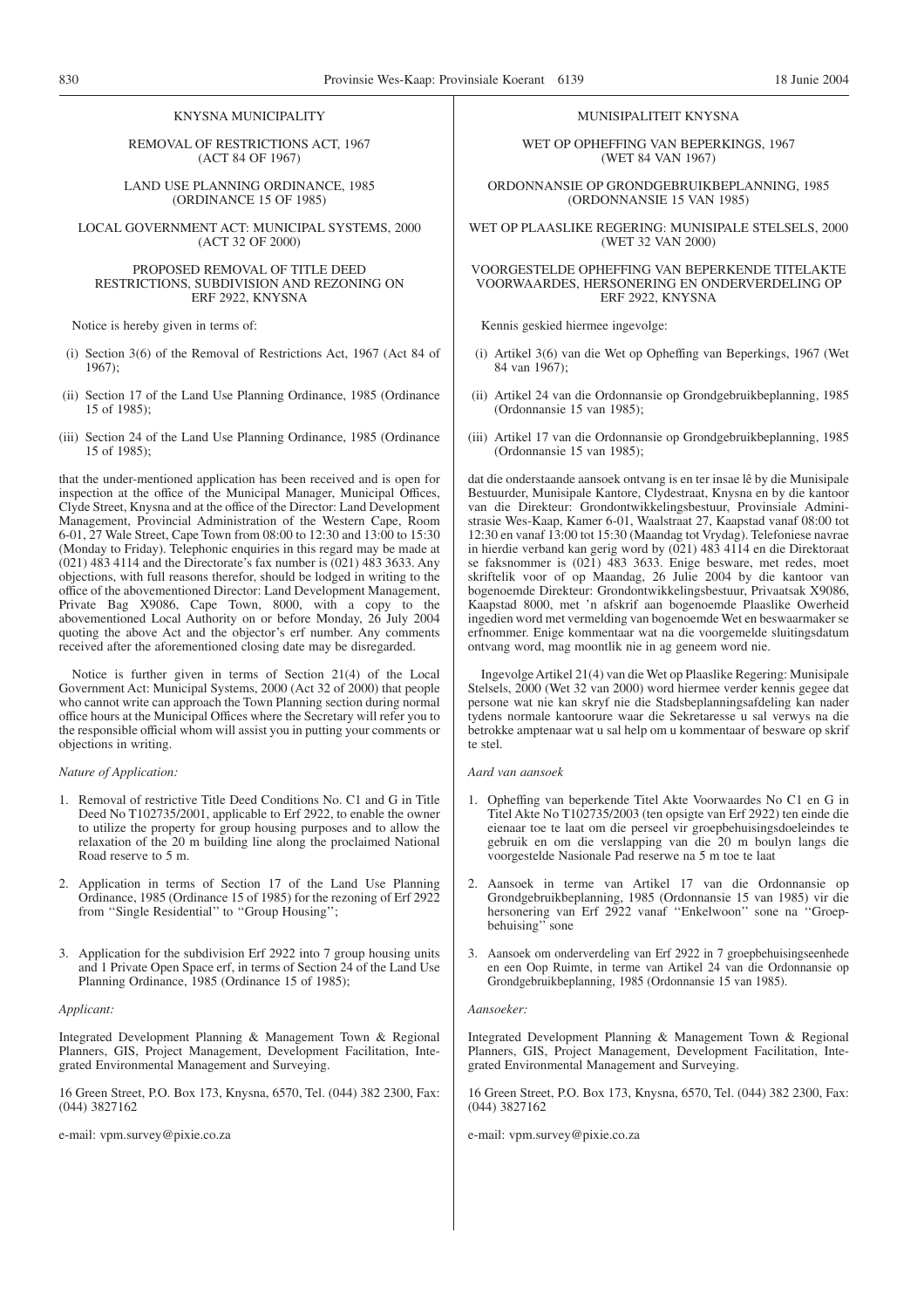## KNYSNA MUNICIPALITY

REMOVAL OF RESTRICTIONS ACT, 1967 (ACT 84 OF 1967)

LAND USE PLANNING ORDINANCE, 1985 (ORDINANCE 15 OF 1985)

LOCAL GOVERNMENT ACT: MUNICIPAL SYSTEMS, 2000 (ACT 32 OF 2000)

PROPOSED REMOVAL OF TITLE DEED RESTRICTIONS, SUBDIVISION AND REZONING ON ERF 2922, KNYSNA

Notice is hereby given in terms of:

(i) Section 3(6) of the Removal of Restrictions Act, 1967 (Act 84 of 1967);

(ii) Section 17 of the Land Use Planning Ordinance, 1985 (Ordinance 15 of 1985);

(iii) Section 24 of the Land Use Planning Ordinance, 1985 (Ordinance 15 of 1985);

that the under-mentioned application has been received and is open for inspection at the office of the Municipal Manager, Municipal Offices, Clyde Street, Knysna and at the office of the Director: Land Development Management, Provincial Administration of the Western Cape, Room 6-01, 27 Wale Street, Cape Town from 08:00 to 12:30 and 13:00 to 15:30 (Monday to Friday). Telephonic enquiries in this regard may be made at (021) 483 4114 and the Directorate's fax number is (021) 483 3633. Any objections, with full reasons therefor, should be lodged in writing to the office of the abovementioned Director: Land Development Management, Private Bag X9086, Cape Town, 8000, with a copy to the abovementioned Local Authority on or before Monday, 26 July 2004 quoting the above Act and the objector's erf number. Any comments received after the aforementioned closing date may be disregarded.

Notice is further given in terms of Section 21(4) of the Local Government Act: Municipal Systems, 2000 (Act 32 of 2000) that people who cannot write can approach the Town Planning section during normal office hours at the Municipal Offices where the Secretary will refer you to the responsible official whom will assist you in putting your comments or objections in writing.

*Nature of Application:*

1. Removal of restrictive Title Deed Conditions No. C1 and G in Title Deed No T102735/2001, applicable to Erf 2922, to enable the owner to utilize the property for group housing purposes and to allow the relaxation of the 20 m building line along the proclaimed National Road reserve to 5 m.

2. Application in terms of Section 17 of the Land Use Planning Ordinance, 1985 (Ordinance 15 of 1985) for the rezoning of Erf 2922 from ''Single Residential'' to ''Group Housing'';

3. Application for the subdivision Erf 2922 into 7 group housing units and 1 Private Open Space erf, in terms of Section 24 of the Land Use Planning Ordinance, 1985 (Ordinance 15 of 1985);

*Applicant:*

Integrated Development Planning & Management Town & Regional Planners, GIS, Project Management, Development Facilitation, Integrated Environmental Management and Surveying.

16 Green Street, P.O. Box 173, Knysna, 6570, Tel. (044) 382 2300, Fax: (044) 3827162

e-mail: vpm.survey@pixie.co.za

## MUNISIPALITEIT KNYSNA

WET OP OPHEFFING VAN BEPERKINGS, 1967 (WET 84 VAN 1967)

ORDONNANSIE OP GRONDGEBRUIKBEPLANNING, 1985 (ORDONNANSIE 15 VAN 1985)

WET OP PLAASLIKE REGERING: MUNISIPALE STELSELS, 2000 (WET 32 VAN 2000)

VOORGESTELDE OPHEFFING VAN BEPERKENDE TITELAKTE VOORWAARDES, HERSONERING EN ONDERVERDELING OP ERF 2922, KNYSNA

Kennis geskied hiermee ingevolge:

(i) Artikel 3(6) van die Wet op Opheffing van Beperkings, 1967 (Wet 84 van 1967);

(ii) Artikel 24 van die Ordonnansie op Grondgebruikbeplanning, 1985 (Ordonnansie 15 van 1985);

(iii) Artikel 17 van die Ordonnansie op Grondgebruikbeplanning, 1985 (Ordonnansie 15 van 1985);

dat die onderstaande aansoek ontvang is en ter insae lê by die Munisipale Bestuurder, Munisipale Kantore, Clydestraat, Knysna en by die kantoor van die Direkteur: Grondontwikkelingsbestuur, Provinsiale Administrasie Wes-Kaap, Kamer 6-01, Waalstraat 27, Kaapstad vanaf 08:00 tot 12:30 en vanaf 13:00 tot 15:30 (Maandag tot Vrydag). Telefoniese navrae in hierdie verband kan gerig word by (021) 483 4114 en die Direktoraat se faksnommer is (021) 483 3633. Enige besware, met redes, moet skriftelik voor of op Maandag, 26 Julie 2004 by die kantoor van bogenoemde Direkteur: Grondontwikkelingsbestuur, Privaatsak X9086, Kaapstad 8000, met 'n afskrif aan bogenoemde Plaaslike Owerheid ingedien word met vermelding van bogenoemde Wet en beswaarmaker se erfnommer. Enige kommentaar wat na die voorgemelde sluitingsdatum ontvang word, mag moontlik nie in ag geneem word nie.

Ingevolge Artikel 21(4) van die Wet op Plaaslike Regering: Munisipale Stelsels, 2000 (Wet 32 van 2000) word hiermee verder kennis gegee dat persone wat nie kan skryf nie die Stadsbeplanningsafdeling kan nader tydens normale kantoorure waar die Sekretaresse u sal verwys na die betrokke amptenaar wat u sal help om u kommentaar of besware op skrif te stel.

*Aard van aansoek*

1. Opheffing van beperkende Titel Akte Voorwaardes No C1 en G in Titel Akte No T102735/2003 (ten opsigte van Erf 2922) ten einde die eienaar toe te laat om die perseel vir groepbehuisingsdoeleindes te gebruik en om die verslapping van die 20 m boulyn langs die voorgestelde Nasionale Pad reserwe na 5 m toe te laat

2. Aansoek in terme van Artikel 17 van die Ordonnansie op Grondgebruikbeplanning, 1985 (Ordonnansie 15 van 1985) vir die hersonering van Erf 2922 vanaf ''Enkelwoon'' sone na ''Groepbehuising'' sone

3. Aansoek om onderverdeling van Erf 2922 in 7 groepbehuisingseenhede en een Oop Ruimte, in terme van Artikel 24 van die Ordonnansie op Grondgebruikbeplanning, 1985 (Ordonnansie 15 van 1985).

*Aansoeker:*

Integrated Development Planning & Management Town & Regional Planners, GIS, Project Management, Development Facilitation, Integrated Environmental Management and Surveying.

16 Green Street, P.O. Box 173, Knysna, 6570, Tel. (044) 382 2300, Fax: (044) 3827162

e-mail: vpm.survey@pixie.co.za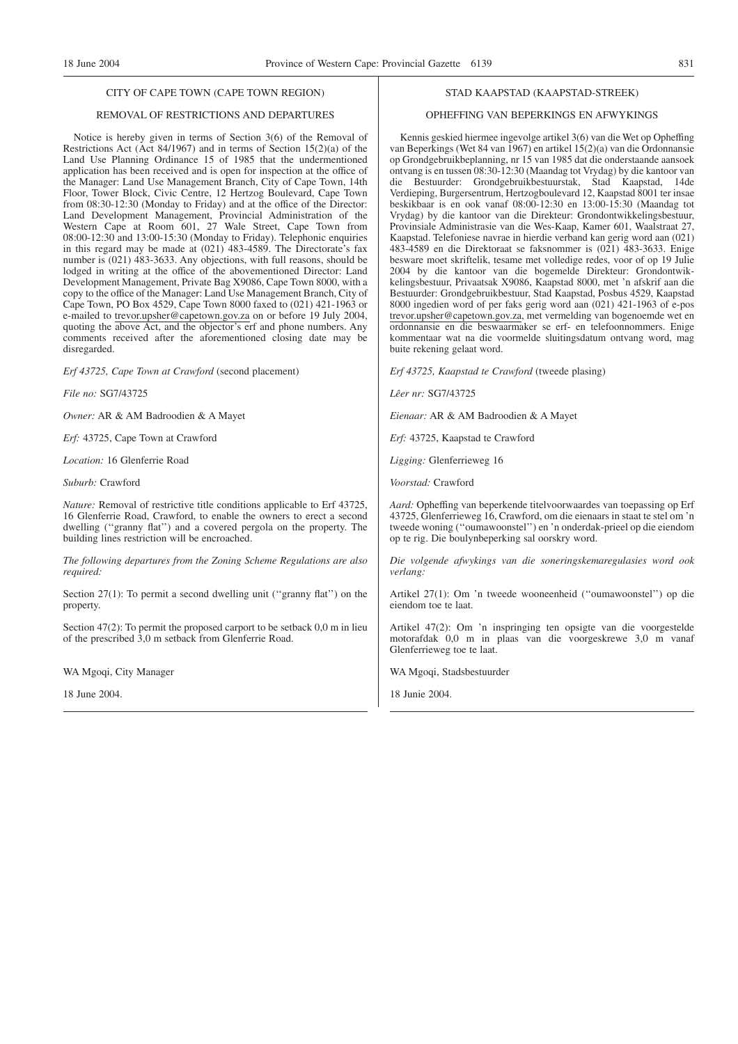CITY OF CAPE TOWN (CAPE TOWN REGION)

REMOVAL OF RESTRICTIONS AND DEPARTURES

Notice is hereby given in terms of Section 3(6) of the Removal of Restrictions Act (Act 84/1967) and in terms of Section 15(2)(a) of the Land Use Planning Ordinance 15 of 1985 that the undermentioned application has been received and is open for inspection at the office of the Manager: Land Use Management Branch, City of Cape Town, 14th Floor, Tower Block, Civic Centre, 12 Hertzog Boulevard, Cape Town from 08:30-12:30 (Monday to Friday) and at the office of the Director: Land Development Management, Provincial Administration of the Western Cape at Room 601, 27 Wale Street, Cape Town from 08:00-12:30 and 13:00-15:30 (Monday to Friday). Telephonic enquiries in this regard may be made at (021) 483-4589. The Directorate's fax number is (021) 483-3633. Any objections, with full reasons, should be lodged in writing at the office of the abovementioned Director: Land Development Management, Private Bag X9086, Cape Town 8000, with a copy to the office of the Manager: Land Use Management Branch, City of Cape Town, PO Box 4529, Cape Town 8000 faxed to (021) 421-1963 or e-mailed to trevor.upsher@capetown.gov.za on or before 19 July 2004, quoting the above Act, and the objector's erf and phone numbers. Any comments received after the aforementioned closing date may be disregarded.

*Erf 43725, Cape Town at Crawford* (second placement)

*File no:* SG7/43725

*Owner:* AR & AM Badroodien & A Mayet

*Erf:* 43725, Cape Town at Crawford

*Location:* 16 Glenferrie Road

*Suburb:* Crawford

*Nature:* Removal of restrictive title conditions applicable to Erf 43725, 16 Glenferrie Road, Crawford, to enable the owners to erect a second dwelling (''granny flat'') and a covered pergola on the property. The building lines restriction will be encroached.

*The following departures from the Zoning Scheme Regulations are also required:*

Section 27(1): To permit a second dwelling unit (''granny flat'') on the property.

Section 47(2): To permit the proposed carport to be setback 0,0 m in lieu of the prescribed 3,0 m setback from Glenferrie Road.

WA Mgoqi, City Manager

18 June 2004.

STAD KAAPSTAD (KAAPSTAD-STREEK)

OPHEFFING VAN BEPERKINGS EN AFWYKINGS

Kennis geskied hiermee ingevolge artikel 3(6) van die Wet op Opheffing van Beperkings (Wet 84 van 1967) en artikel 15(2)(a) van die Ordonnansie op Grondgebruikbeplanning, nr 15 van 1985 dat die onderstaande aansoek ontvang is en tussen 08:30-12:30 (Maandag tot Vrydag) by die kantoor van die Bestuurder: Grondgebruikbestuurstak, Stad Kaapstad, 14de Verdieping, Burgersentrum, Hertzogboulevard 12, Kaapstad 8001 ter insae beskikbaar is en ook vanaf 08:00-12:30 en 13:00-15:30 (Maandag tot Vrydag) by die kantoor van die Direkteur: Grondontwikkelingsbestuur, Provinsiale Administrasie van die Wes-Kaap, Kamer 601, Waalstraat 27, Kaapstad. Telefoniese navrae in hierdie verband kan gerig word aan (021) 483-4589 en die Direktoraat se faksnommer is (021) 483-3633. Enige besware moet skriftelik, tesame met volledige redes, voor of op 19 Julie 2004 by die kantoor van die bogemelde Direkteur: Grondontwikkelingsbestuur, Privaatsak X9086, Kaapstad 8000, met 'n afskrif aan die Bestuurder: Grondgebruikbestuur, Stad Kaapstad, Posbus 4529, Kaapstad 8000 ingedien word of per faks gerig word aan (021) 421-1963 of e-pos trevor.upsher@capetown.gov.za, met vermelding van bogenoemde wet en ordonnansie en die beswaarmaker se erf- en telefoonnommers. Enige kommentaar wat na die voormelde sluitingsdatum ontvang word, mag buite rekening gelaat word.

*Erf 43725, Kaapstad te Crawford* (tweede plasing)

*Lêer nr:* SG7/43725

*Eienaar:* AR & AM Badroodien & A Mayet

*Erf:* 43725, Kaapstad te Crawford

*Ligging:* Glenferrieweg 16

*Voorstad:* Crawford

*Aard:* Opheffing van beperkende titelvoorwaardes van toepassing op Erf 43725, Glenferrieweg 16, Crawford, om die eienaars in staat te stel om 'n tweede woning (''oumawoonstel'') en 'n onderdak-prieel op die eiendom op te rig. Die boulynbeperking sal oorskry word.

*Die volgende afwykings van die soneringskemaregulasies word ook verlang:*

Artikel 27(1): Om 'n tweede wooneenheid (''oumawoonstel'') op die eiendom toe te laat.

Artikel 47(2): Om 'n inspringing ten opsigte van die voorgestelde motorafdak 0,0 m in plaas van die voorgeskrewe 3,0 m vanaf Glenferrieweg toe te laat.

WA Mgoqi, Stadsbestuurder

18 Junie 2004.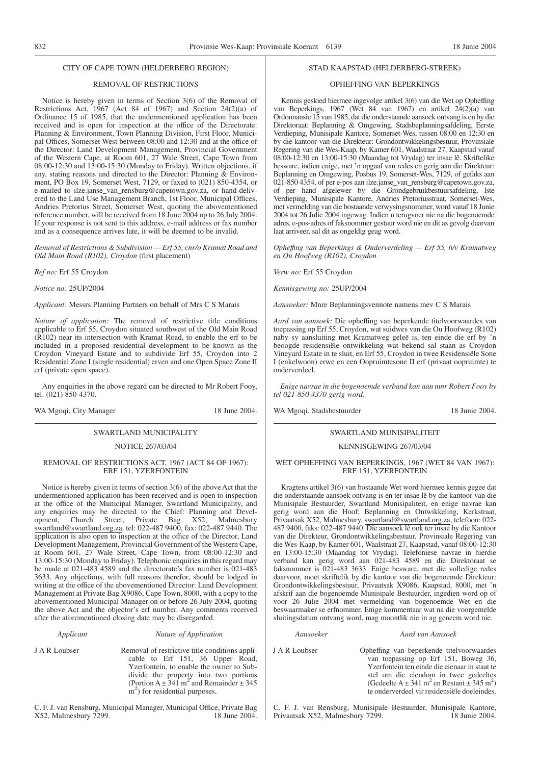## CITY OF CAPE TOWN (HELDERBERG REGION)

### REMOVAL OF RESTRICTIONS

Notice is hereby given in terms of Section 3(6) of the Removal of Restrictions Act, 1967 (Act 84 of 1967) and Section 24(2)(a) of Ordinance 15 of 1985, that the undermentioned application has been received and is open for inspection at the office of the Directorate: Planning & Environment, Town Planning Division, First Floor, Municipal Offices, Somerset West between 08:00 and 12:30 and at the office of the Director: Land Development Management, Provincial Government of the Western Cape, at Room 601, 27 Wale Street, Cape Town from 08:00-12:30 and 13:00-15:30 (Monday to Friday). Written objections, if any, stating reasons and directed to the Director: Planning & Environment, PO Box 19, Somerset West, 7129, or faxed to (021) 850-4354, or e-mailed to ilze.janse_van_rensburg@capetown.gov.za, or hand-delivered to the Land Use Management Branch, 1st Floor, Municipal Offices, Andries Pretorius Street, Somerset West, quoting the abovementioned reference number, will be received from 18 June 2004 up to 26 July 2004. If your response is not sent to this address, e-mail address or fax number and as a consequence arrives late, it will be deemed to be invalid.

*Removal of Restrictions & Subdivision — Erf 55, cnr/o Kramat Road and Old Main Road (R102), Croydon* (first placement)

*Ref no:* Erf 55 Croydon

*Notice no:* 25UP/2004

*Applicant:* Messrs Planning Partners on behalf of Mrs C S Marais

*Nature of application:* The removal of restrictive title conditions applicable to Erf 55, Croydon situated southwest of the Old Main Road (R102) near its intersection with Kramat Road, to enable the erf to be included in a proposed residential development to be known as the Croydon Vineyard Estate and to subdivide Erf 55, Croydon into 2 Residential Zone I (single residential) erven and one Open Space Zone II erf (private open space).

Any enquiries in the above regard can be directed to Mr Robert Fooy, tel. (021) 850-4370.

WA Mgoqi, City Manager — 18 June 2004.

## STAD KAAPSTAD (HELDERBERG-STREEK)

### OPHEFFING VAN BEPERKINGS

Kennis geskied hiermee ingevolge artikel 3(6) van die Wet op Opheffing van Beperkings, 1967 (Wet 84 van 1967) en artikel 24(2)(a) van Ordonnansie 15 van 1985, dat die onderstaande aansoek ontvang is en by die Direktoraat: Beplanning & Omgewing, Stadsbeplanningsafdeling, Eerste Verdieping, Munisipale Kantore, Somerset-Wes, tussen 08:00 en 12:30 en by die kantoor van die Direkteur: Grondontwikkelingsbestuur, Provinsiale Regering van die Wes-Kaap, by Kamer 601, Waalstraat 27, Kaapstad vanaf 08:00-12:30 en 13:00-15:30 (Maandag tot Vrydag) ter insae lê. Skriftelike besware, indien enige, met 'n opgaaf van redes en gerig aan die Direkteur: Beplanning en Omgewing, Posbus 19, Somerset-Wes, 7129, of gefaks aan 021-850 4354, of per e-pos aan ilze.janse_van_rensburg@capetown.gov.za, of per hand afgelewer by die Grondgebruikbestuursafdeling, lste Verdieping, Munisipale Kantore, Andries Pretoriusstraat, Somerset-Wes, met vermelding van die bostaande verwysingsnommer, word vanaf 18 Junie 2004 tot 26 Julie 2004 ingewag. Indien u terugvoer nie na die bogenoemde adres, e-pos-adres of faksnommer gestuur word nie en dit as gevolg daarvan laat arriveer, sal dit as ongeldig geag word.

*Opheffing van Beperkings & Onderverdeling — Erf 55, h/v Kramatweg en Ou Hoofweg (R102), Croydon*

*Verw no:* Erf 55 Croydon

*Kennisgewing no:* 25UP/2004

*Aansoeker:* Mnre Beplanningsvennote namens mev C S Marais

*Aard van aansoek:* Die opheffing van beperkende titelvoorwaardes van toepassing op Erf 55, Croydon, wat suidwes van die Ou Hoofweg (R102) naby sy aansluiting met Kramatweg geleë is, ten einde die erf by 'n beoogde residensiële ontwikkeling wat bekend sal staan as Croydon Vineyard Estate in te sluit, en Erf 55, Croydon in twee Residensiële Sone I (enkelwoon) erwe en een Oopruimtesone II erf (privaat oopruimte) te onderverdeel.

*Enige navrae in die bogenoemde verband kan aan mnr Robert Fooy by tel 021-850 4370 gerig word.*

WA Mgoqi, Stadsbestuurder — 18 Junie 2004.

## SWARTLAND MUNICIPALITY

### NOTICE 267/03/04

### REMOVAL OF RESTRICTIONS ACT, 1967 (ACT 84 OF 1967): ERF 151, YZERFONTEIN

Notice is hereby given in terms of section 3(6) of the above Act that the undermentioned application has been received and is open to inspection at the office of the Municipal Manager, Swartland Municipality, and any enquiries may be directed to the Chief: Planning and Development, Church Street, Private Bag X52, Malmesbury swartland@swartland.org.za. tel: 022-487 9400, fax: 022-487 9440. The application is also open to inspection at the office of the Director, Land Development Management, Provincial Government of the Western Cape, at Room 601, 27 Wale Street, Cape Town, from 08:00-12:30 and 13:00-15:30 (Monday to Friday). Telephonic enquiries in this regard may be made at 021-483 4589 and the directorate's fax number is 021-483 3633. Any objections, with full reasons therefor, should be lodged in writing at the office of the abovementioned Director: Land Development Management at Private Bag X9086, Cape Town, 8000, with a copy to the abovementioned Municipal Manager on or before 26 July 2004, quoting the above Act and the objector's erf number. Any comments received after the aforementioned closing date may be disregarded.

| *Applicant* | *Nature of Application* |
|---|---|
| J A R Loubser | Removal of restrictive title conditions applicable to Erf 151, 36 Upper Road, Yzerfontein, to enable the owner to Subdivide the property into two portions (Portion A ± 341 m² and Remainder ± 345 m²) for residential purposes. |

C. F. J. van Rensburg, Municipal Manager, Municipal Office, Private Bag X52, Malmesbury 7299. — 18 June 2004.

## SWARTLAND MUNISIPALITEIT

### KENNISGEWING 267/03/04

### WET OPHEFFING VAN BEPERKINGS, 1967 (WET 84 VAN 1967): ERF 151, YZERFONTEIN

Kragtens artikel 3(6) van bostaande Wet word hiermee kennis gegee dat die onderstaande aansoek ontvang is en ter insae lê by die kantoor van die Munisipale Bestuurder, Swartland Munisipaliteit, en enige navrae kan gerig word aan die Hoof: Beplanning en Ontwikkeling, Kerkstraat, Privaatsak X52, Malmesbury, swartland@swartland.org.za, telefoon: 022-487 9400, faks: 022-487 9440. Die aansoek lê ook ter insae by die Kantoor van die Direkteur, Grondontwikkelingsbestuur, Provinsiale Regering van die Wes-Kaap, by Kamer 601, Waalstraat 27, Kaapstad, vanaf 08:00-12:30 en 13:00-15:30 (Maandag tot Vrydag). Telefoniese navrae in hierdie verband kan gerig word aan 021-483 4589 en die Direktoraat se faksnommer is 021-483 3633. Enige besware, met die volledige redes daarvoor, moet skriftelik by die kantoor van die bogenoemde Direkteur: Grondontwikkelingsbestuur, Privaatsak X9086, Kaapstad, 8000, met 'n afskrif aan die bogenoemde Munisipale Bestuurder, ingedien word op of voor 26 Julie 2004 met vermelding van bogenoemde Wet en die beswaarmaker se erfnommer. Enige kommentaar wat na die voorgemelde sluitingsdatum ontvang word, mag moontlik nie in ag geneem word nie.

| *Aansoeker* | *Aard van Aansoek* |
|---|---|
| J A R Loubser | Opheffing van beperkende titelvoorwaardes van toepassing op Erf 151, Boweg 36, Yzerfontein ten einde die eienaar in staat te stel om die eiendom in twee gedeeltes (Gedeelte A ± 341 m² en Restant ± 345 m²) te onderverdeel vir residensiële doeleindes. |

C. F. J. van Rensburg, Munisipale Bestuurder, Munisipale Kantore, Privaatsak X52, Malmesbury 7299. — 18 Junie 2004.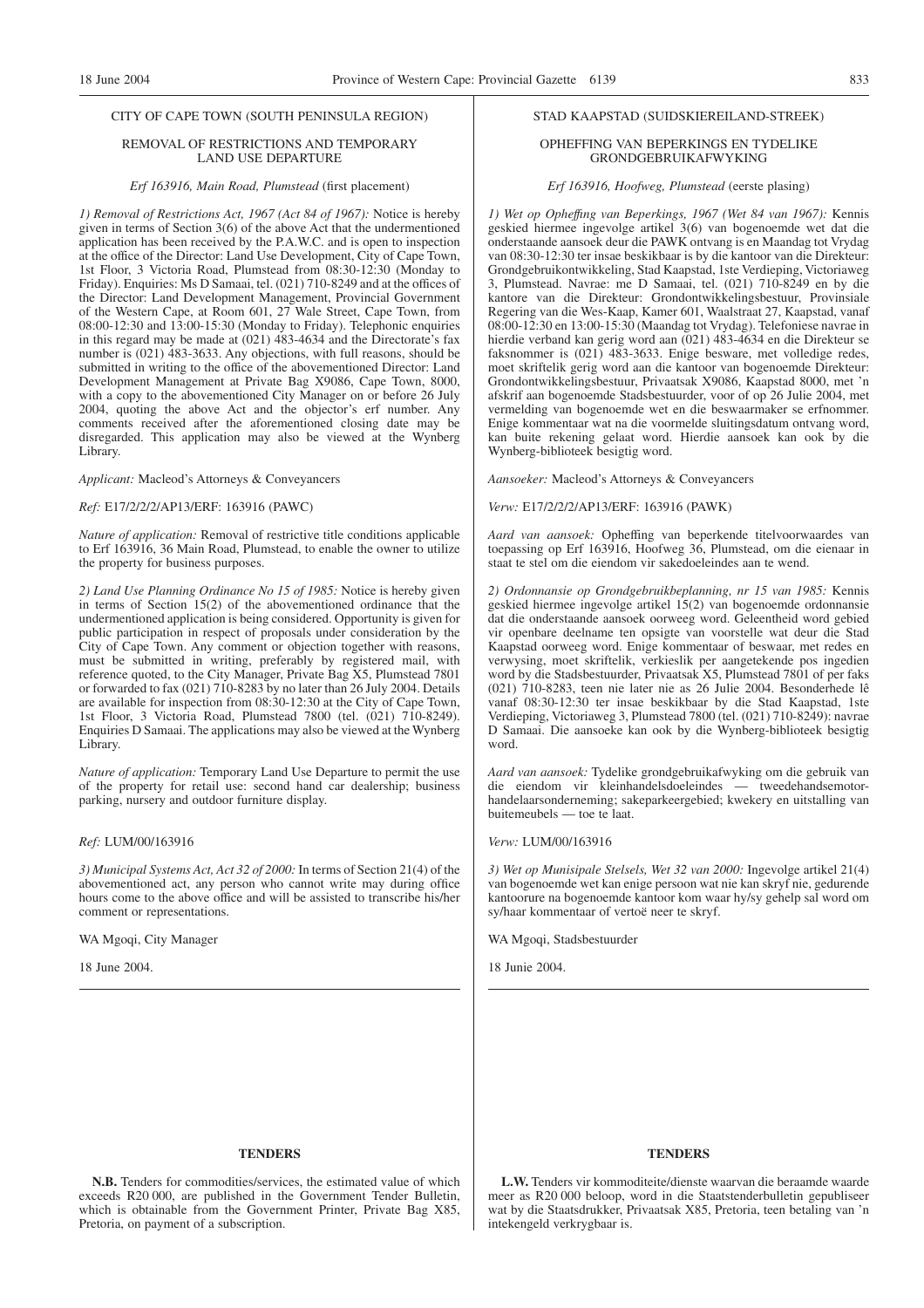## CITY OF CAPE TOWN (SOUTH PENINSULA REGION)

### REMOVAL OF RESTRICTIONS AND TEMPORARY LAND USE DEPARTURE

*Erf 163916, Main Road, Plumstead* (first placement)

*1) Removal of Restrictions Act, 1967 (Act 84 of 1967):* Notice is hereby given in terms of Section 3(6) of the above Act that the undermentioned application has been received by the P.A.W.C. and is open to inspection at the office of the Director: Land Use Development, City of Cape Town, 1st Floor, 3 Victoria Road, Plumstead from 08:30-12:30 (Monday to Friday). Enquiries: Ms D Samaai, tel. (021) 710-8249 and at the offices of the Director: Land Development Management, Provincial Government of the Western Cape, at Room 601, 27 Wale Street, Cape Town, from 08:00-12:30 and 13:00-15:30 (Monday to Friday). Telephonic enquiries in this regard may be made at (021) 483-4634 and the Directorate's fax number is (021) 483-3633. Any objections, with full reasons, should be submitted in writing to the office of the abovementioned Director: Land Development Management at Private Bag X9086, Cape Town, 8000, with a copy to the abovementioned City Manager on or before 26 July 2004, quoting the above Act and the objector's erf number. Any comments received after the aforementioned closing date may be disregarded. This application may also be viewed at the Wynberg Library.

*Applicant:* Macleod's Attorneys & Conveyancers

*Ref:* E17/2/2/2/AP13/ERF: 163916 (PAWC)

*Nature of application:* Removal of restrictive title conditions applicable to Erf 163916, 36 Main Road, Plumstead, to enable the owner to utilize the property for business purposes.

*2) Land Use Planning Ordinance No 15 of 1985:* Notice is hereby given in terms of Section 15(2) of the abovementioned ordinance that the undermentioned application is being considered. Opportunity is given for public participation in respect of proposals under consideration by the City of Cape Town. Any comment or objection together with reasons, must be submitted in writing, preferably by registered mail, with reference quoted, to the City Manager, Private Bag X5, Plumstead 7801 or forwarded to fax (021) 710-8283 by no later than 26 July 2004. Details are available for inspection from 08:30-12:30 at the City of Cape Town, 1st Floor, 3 Victoria Road, Plumstead 7800 (tel. (021) 710-8249). Enquiries D Samaai. The applications may also be viewed at the Wynberg Library.

*Nature of application:* Temporary Land Use Departure to permit the use of the property for retail use: second hand car dealership; business parking, nursery and outdoor furniture display.

*Ref:* LUM/00/163916

*3) Municipal Systems Act, Act 32 of 2000:* In terms of Section 21(4) of the abovementioned act, any person who cannot write may during office hours come to the above office and will be assisted to transcribe his/her comment or representations.

WA Mgoqi, City Manager

18 June 2004.

---

## STAD KAAPSTAD (SUIDSKIEREILAND-STREEK)

### OPHEFFING VAN BEPERKINGS EN TYDELIKE GRONDGEBRUIKAFWYKING

*Erf 163916, Hoofweg, Plumstead* (eerste plasing)

*1) Wet op Opheffing van Beperkings, 1967 (Wet 84 van 1967):* Kennis geskied hiermee ingevolge artikel 3(6) van bogenoemde wet dat die onderstaande aansoek deur die PAWK ontvang is en Maandag tot Vrydag van 08:30-12:30 ter insae beskikbaar is by die kantoor van die Direkteur: Grondgebruikontwikkeling, Stad Kaapstad, 1ste Verdieping, Victoriaweg 3, Plumstead. Navrae: me D Samaai, tel. (021) 710-8249 en by die kantore van die Direkteur: Grondontwikkelingsbestuur, Provinsiale Regering van die Wes-Kaap, Kamer 601, Waalstraat 27, Kaapstad, vanaf 08:00-12:30 en 13:00-15:30 (Maandag tot Vrydag). Telefoniese navrae in hierdie verband kan gerig word aan (021) 483-4634 en die Direkteur se faksnommer is (021) 483-3633. Enige besware, met volledige redes, moet skriftelik gerig word aan die kantoor van bogenoemde Direkteur: Grondontwikkelingsbestuur, Privaatsak X9086, Kaapstad 8000, met 'n afskrif aan bogenoemde Stadsbestuurder, voor of op 26 Julie 2004, met vermelding van bogenoemde wet en die beswaarmaker se erfnommer. Enige kommentaar wat na die voormelde sluitingsdatum ontvang word, kan buite rekening gelaat word. Hierdie aansoek kan ook by die Wynberg-biblioteek besigtig word.

*Aansoeker:* Macleod's Attorneys & Conveyancers

*Verw:* E17/2/2/2/AP13/ERF: 163916 (PAWK)

*Aard van aansoek:* Opheffing van beperkende titelvoorwaardes van toepassing op Erf 163916, Hoofweg 36, Plumstead, om die eienaar in staat te stel om die eiendom vir sakedoeleindes aan te wend.

*2) Ordonnansie op Grondgebruikbeplanning, nr 15 van 1985:* Kennis geskied hiermee ingevolge artikel 15(2) van bogenoemde ordonnansie dat die onderstaande aansoek oorweeg word. Geleentheid word gebied vir openbare deelname ten opsigte van voorstelle wat deur die Stad Kaapstad oorweeg word. Enige kommentaar of beswaar, met redes en verwysing, moet skriftelik, verkieslik per aangetekende pos ingedien word by die Stadsbestuurder, Privaatsak X5, Plumstead 7801 of per faks (021) 710-8283, teen nie later nie as 26 Julie 2004. Besonderhede lê vanaf 08:30-12:30 ter insae beskikbaar by die Stad Kaapstad, 1ste Verdieping, Victoriaweg 3, Plumstead 7800 (tel. (021) 710-8249): navrae D Samaai. Die aansoeke kan ook by die Wynberg-biblioteek besigtig word.

*Aard van aansoek:* Tydelike grondgebruikafwyking om die gebruik van die eiendom vir kleinhandelsdoeleindes — tweedehandsemotorhandelaarsonderneming; sakeparkeergebied; kwekery en uitstalling van buitemeubels — toe te laat.

*Verw:* LUM/00/163916

*3) Wet op Munisipale Stelsels, Wet 32 van 2000:* Ingevolge artikel 21(4) van bogenoemde wet kan enige persoon wat nie kan skryf nie, gedurende kantoorure na bogenoemde kantoor kom waar hy/sy gehelp sal word om sy/haar kommentaar of vertoë neer te skryf.

WA Mgoqi, Stadsbestuurder

18 Junie 2004.

---

## TENDERS

**N.B.** Tenders for commodities/services, the estimated value of which exceeds R20 000, are published in the Government Tender Bulletin, which is obtainable from the Government Printer, Private Bag X85, Pretoria, on payment of a subscription.

## TENDERS

**L.W.** Tenders vir kommoditeite/dienste waarvan die beraamde waarde meer as R20 000 beloop, word in die Staatstenderbulletin gepubliseer wat by die Staatsdrukker, Privaatsak X85, Pretoria, teen betaling van 'n intekengeld verkrygbaar is.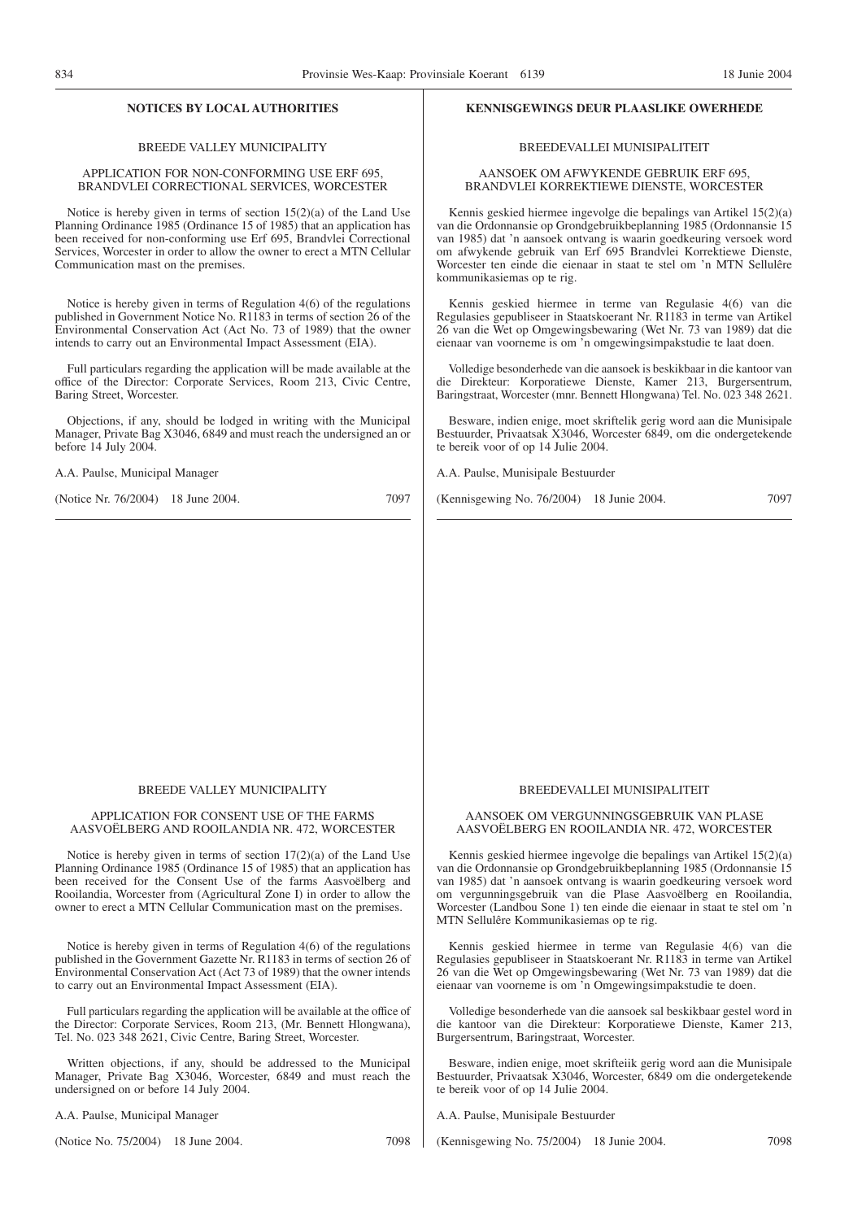## NOTICES BY LOCAL AUTHORITIES

### BREEDE VALLEY MUNICIPALITY

### APPLICATION FOR NON-CONFORMING USE ERF 695, BRANDVLEI CORRECTIONAL SERVICES, WORCESTER

Notice is hereby given in terms of section 15(2)(a) of the Land Use Planning Ordinance 1985 (Ordinance 15 of 1985) that an application has been received for non-conforming use Erf 695, Brandvlei Correctional Services, Worcester in order to allow the owner to erect a MTN Cellular Communication mast on the premises.

Notice is hereby given in terms of Regulation 4(6) of the regulations published in Government Notice No. R1183 in terms of section 26 of the Environmental Conservation Act (Act No. 73 of 1989) that the owner intends to carry out an Environmental Impact Assessment (EIA).

Full particulars regarding the application will be made available at the office of the Director: Corporate Services, Room 213, Civic Centre, Baring Street, Worcester.

Objections, if any, should be lodged in writing with the Municipal Manager, Private Bag X3046, 6849 and must reach the undersigned an or before 14 July 2004.

A.A. Paulse, Municipal Manager

(Notice Nr. 76/2004) 18 June 2004. 7097

## KENNISGEWINGS DEUR PLAASLIKE OWERHEDE

### BREEDEVALLEI MUNISIPALITEIT

### AANSOEK OM AFWYKENDE GEBRUIK ERF 695, BRANDVLEI KORREKTIEWE DIENSTE, WORCESTER

Kennis geskied hiermee ingevolge die bepalings van Artikel 15(2)(a) van die Ordonnansie op Grondgebruikbeplanning 1985 (Ordonnansie 15 van 1985) dat 'n aansoek ontvang is waarin goedkeuring versoek word om afwykende gebruik van Erf 695 Brandvlei Korrektiewe Dienste, Worcester ten einde die eienaar in staat te stel om 'n MTN Sellulêre kommunikasiemas op te rig.

Kennis geskied hiermee in terme van Regulasie 4(6) van die Regulasies gepubliseer in Staatskoerant Nr. R1183 in terme van Artikel 26 van die Wet op Omgewingsbewaring (Wet Nr. 73 van 1989) dat die eienaar van voorneme is om 'n omgewingsimpakstudie te laat doen.

Volledige besonderhede van die aansoek is beskikbaar in die kantoor van die Direkteur: Korporatiewe Dienste, Kamer 213, Burgersentrum, Baringstraat, Worcester (mnr. Bennett Hlongwana) Tel. No. 023 348 2621.

Besware, indien enige, moet skriftelik gerig word aan die Munisipale Bestuurder, Privaatsak X3046, Worcester 6849, om die ondergetekende te bereik voor of op 14 Julie 2004.

A.A. Paulse, Munisipale Bestuurder

(Kennisgewing No. 76/2004) 18 Junie 2004. 7097

### BREEDE VALLEY MUNICIPALITY

### APPLICATION FOR CONSENT USE OF THE FARMS AASVOËLBERG AND ROOILANDIA NR. 472, WORCESTER

Notice is hereby given in terms of section 17(2)(a) of the Land Use Planning Ordinance 1985 (Ordinance 15 of 1985) that an application has been received for the Consent Use of the farms Aasvoëlberg and Rooilandia, Worcester from (Agricultural Zone I) in order to allow the owner to erect a MTN Cellular Communication mast on the premises.

Notice is hereby given in terms of Regulation 4(6) of the regulations published in the Government Gazette Nr. R1183 in terms of section 26 of Environmental Conservation Act (Act 73 of 1989) that the owner intends to carry out an Environmental Impact Assessment (EIA).

Full particulars regarding the application will be available at the office of the Director: Corporate Services, Room 213, (Mr. Bennett Hlongwana), Tel. No. 023 348 2621, Civic Centre, Baring Street, Worcester.

Written objections, if any, should be addressed to the Municipal Manager, Private Bag X3046, Worcester, 6849 and must reach the undersigned on or before 14 July 2004.

A.A. Paulse, Municipal Manager

(Notice No. 75/2004) 18 June 2004. 7098

### BREEDEVALLEI MUNISIPALITEIT

### AANSOEK OM VERGUNNINGSGEBRUIK VAN PLASE AASVOËLBERG EN ROOILANDIA NR. 472, WORCESTER

Kennis geskied hiermee ingevolge die bepalings van Artikel 15(2)(a) van die Ordonnansie op Grondgebruikbeplanning 1985 (Ordonnansie 15 van 1985) dat 'n aansoek ontvang is waarin goedkeuring versoek word om vergunningsgebruik van die Plase Aasvoëlberg en Rooilandia, Worcester (Landbou Sone 1) ten einde die eienaar in staat te stel om 'n MTN Sellulêre Kommunikasiemas op te rig.

Kennis geskied hiermee in terme van Regulasie 4(6) van die Regulasies gepubliseer in Staatskoerant Nr. R1183 in terme van Artikel 26 van die Wet op Omgewingsbewaring (Wet Nr. 73 van 1989) dat die eienaar van voorneme is om 'n Omgewingsimpakstudie te doen.

Volledige besonderhede van die aansoek sal beskikbaar gestel word in die kantoor van die Direkteur: Korporatiewe Dienste, Kamer 213, Burgersentrum, Baringstraat, Worcester.

Besware, indien enige, moet skrifteiik gerig word aan die Munisipale Bestuurder, Privaatsak X3046, Worcester, 6849 om die ondergetekende te bereik voor of op 14 Julie 2004.

A.A. Paulse, Munisipale Bestuurder

(Kennisgewing No. 75/2004) 18 Junie 2004. 7098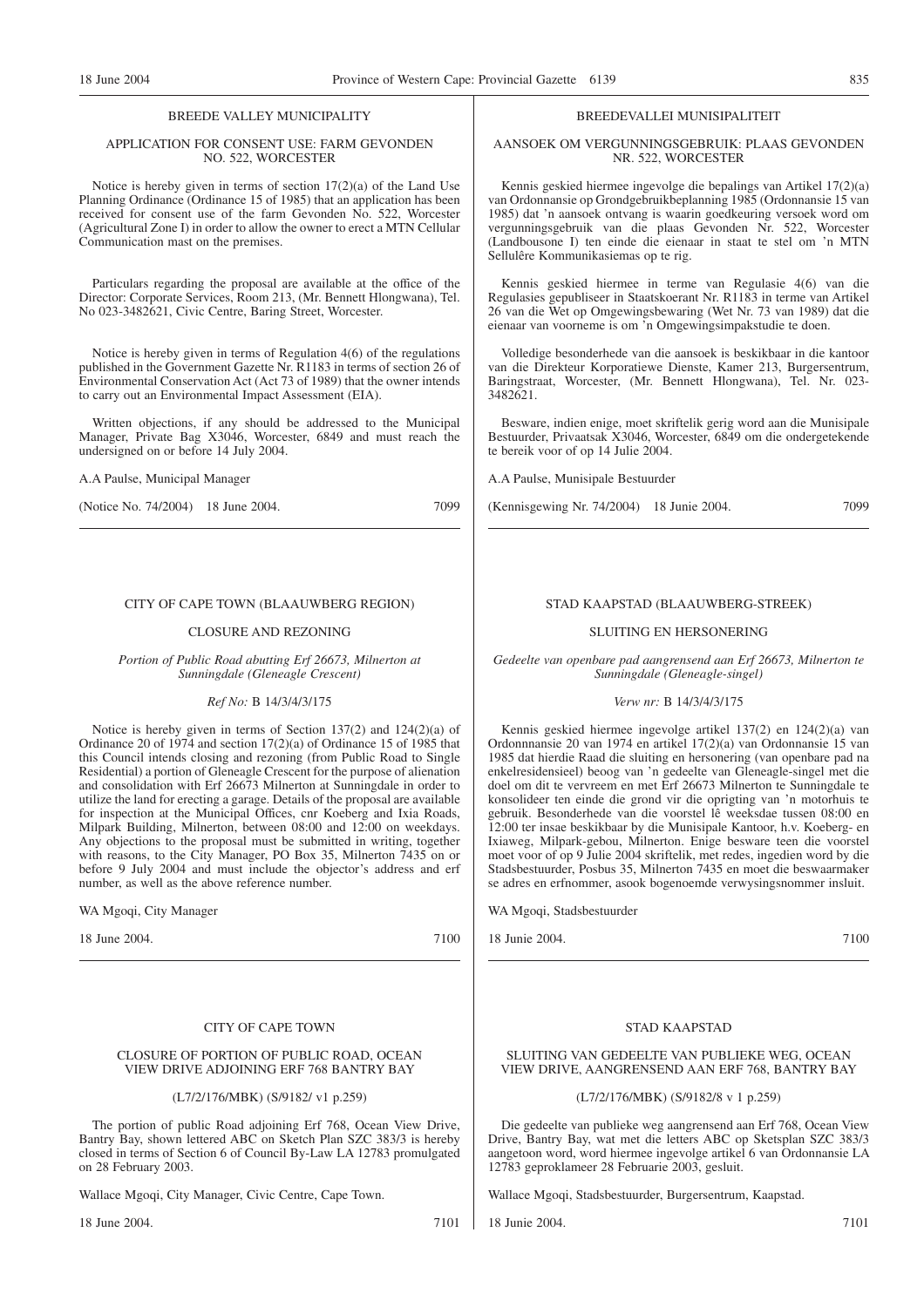BREEDE VALLEY MUNICIPALITY

APPLICATION FOR CONSENT USE: FARM GEVONDEN NO. 522, WORCESTER

Notice is hereby given in terms of section 17(2)(a) of the Land Use Planning Ordinance (Ordinance 15 of 1985) that an application has been received for consent use of the farm Gevonden No. 522, Worcester (Agricultural Zone I) in order to allow the owner to erect a MTN Cellular Communication mast on the premises.

Particulars regarding the proposal are available at the office of the Director: Corporate Services, Room 213, (Mr. Bennett Hlongwana), Tel. No 023-3482621, Civic Centre, Baring Street, Worcester.

Notice is hereby given in terms of Regulation 4(6) of the regulations published in the Government Gazette Nr. R1183 in terms of section 26 of Environmental Conservation Act (Act 73 of 1989) that the owner intends to carry out an Environmental Impact Assessment (EIA).

Written objections, if any should be addressed to the Municipal Manager, Private Bag X3046, Worcester, 6849 and must reach the undersigned on or before 14 July 2004.

A.A Paulse, Municipal Manager

(Notice No. 74/2004) 18 June 2004. 7099

BREEDEVALLEI MUNISIPALITEIT

AANSOEK OM VERGUNNINGSGEBRUIK: PLAAS GEVONDEN NR. 522, WORCESTER

Kennis geskied hiermee ingevolge die bepalings van Artikel 17(2)(a) van Ordonnansie op Grondgebruikbeplanning 1985 (Ordonnansie 15 van 1985) dat 'n aansoek ontvang is waarin goedkeuring versoek word om vergunningsgebruik van die plaas Gevonden Nr. 522, Worcester (Landbousone I) ten einde die eienaar in staat te stel om 'n MTN Sellulêre Kommunikasiemas op te rig.

Kennis geskied hiermee in terme van Regulasie 4(6) van die Regulasies gepubliseer in Staatskoerant Nr. R1183 in terme van Artikel 26 van die Wet op Omgewingsbewaring (Wet Nr. 73 van 1989) dat die eienaar van voorneme is om 'n Omgewingsimpakstudie te doen.

Volledige besonderhede van die aansoek is beskikbaar in die kantoor van die Direkteur Korporatiewe Dienste, Kamer 213, Burgersentrum, Baringstraat, Worcester, (Mr. Bennett Hlongwana), Tel. Nr. 023-3482621.

Besware, indien enige, moet skriftelik gerig word aan die Munisipale Bestuurder, Privaatsak X3046, Worcester, 6849 om die ondergetekende te bereik voor of op 14 Julie 2004.

A.A Paulse, Munisipale Bestuurder

(Kennisgewing Nr. 74/2004) 18 Junie 2004. 7099

---

CITY OF CAPE TOWN (BLAAUWBERG REGION)

CLOSURE AND REZONING

*Portion of Public Road abutting Erf 26673, Milnerton at Sunningdale (Gleneagle Crescent)*

*Ref No:* B 14/3/4/3/175

Notice is hereby given in terms of Section 137(2) and 124(2)(a) of Ordinance 20 of 1974 and section 17(2)(a) of Ordinance 15 of 1985 that this Council intends closing and rezoning (from Public Road to Single Residential) a portion of Gleneagle Crescent for the purpose of alienation and consolidation with Erf 26673 Milnerton at Sunningdale in order to utilize the land for erecting a garage. Details of the proposal are available for inspection at the Municipal Offices, cnr Koeberg and Ixia Roads, Milpark Building, Milnerton, between 08:00 and 12:00 on weekdays. Any objections to the proposal must be submitted in writing, together with reasons, to the City Manager, PO Box 35, Milnerton 7435 on or before 9 July 2004 and must include the objector's address and erf number, as well as the above reference number.

WA Mgoqi, City Manager

18 June 2004. 7100

STAD KAAPSTAD (BLAAUWBERG-STREEK)

SLUITING EN HERSONERING

*Gedeelte van openbare pad aangrensend aan Erf 26673, Milnerton te Sunningdale (Gleneagle-singel)*

*Verw nr:* B 14/3/4/3/175

Kennis geskied hiermee ingevolge artikel 137(2) en 124(2)(a) van Ordonnnansie 20 van 1974 en artikel 17(2)(a) van Ordonnansie 15 van 1985 dat hierdie Raad die sluiting en hersonering (van openbare pad na enkelresidensieel) beoog van 'n gedeelte van Gleneagle-singel met die doel om dit te vervreem en met Erf 26673 Milnerton te Sunningdale te konsolideer ten einde die grond vir die oprigting van 'n motorhuis te gebruik. Besonderhede van die voorstel lê weeksdae tussen 08:00 en 12:00 ter insae beskikbaar by die Munisipale Kantoor, h.v. Koeberg- en Ixiaweg, Milpark-gebou, Milnerton. Enige besware teen die voorstel moet voor of op 9 Julie 2004 skriftelik, met redes, ingedien word by die Stadsbestuurder, Posbus 35, Milnerton 7435 en moet die beswaarmaker se adres en erfnommer, asook bogenoemde verwysingsnommer insluit.

WA Mgoqi, Stadsbestuurder

18 Junie 2004. 7100

---

CITY OF CAPE TOWN

CLOSURE OF PORTION OF PUBLIC ROAD, OCEAN VIEW DRIVE ADJOINING ERF 768 BANTRY BAY

(L7/2/176/MBK) (S/9182/ v1 p.259)

The portion of public Road adjoining Erf 768, Ocean View Drive, Bantry Bay, shown lettered ABC on Sketch Plan SZC 383/3 is hereby closed in terms of Section 6 of Council By-Law LA 12783 promulgated on 28 February 2003.

Wallace Mgoqi, City Manager, Civic Centre, Cape Town.

18 June 2004. 7101

STAD KAAPSTAD

SLUITING VAN GEDEELTE VAN PUBLIEKE WEG, OCEAN VIEW DRIVE, AANGRENSEND AAN ERF 768, BANTRY BAY

(L7/2/176/MBK) (S/9182/8 v 1 p.259)

Die gedeelte van publieke weg aangrensend aan Erf 768, Ocean View Drive, Bantry Bay, wat met die letters ABC op Sketsplan SZC 383/3 aangetoon word, word hiermee ingevolge artikel 6 van Ordonnansie LA 12783 geproklameer 28 Februarie 2003, gesluit.

Wallace Mgoqi, Stadsbestuurder, Burgersentrum, Kaapstad.

18 Junie 2004. 7101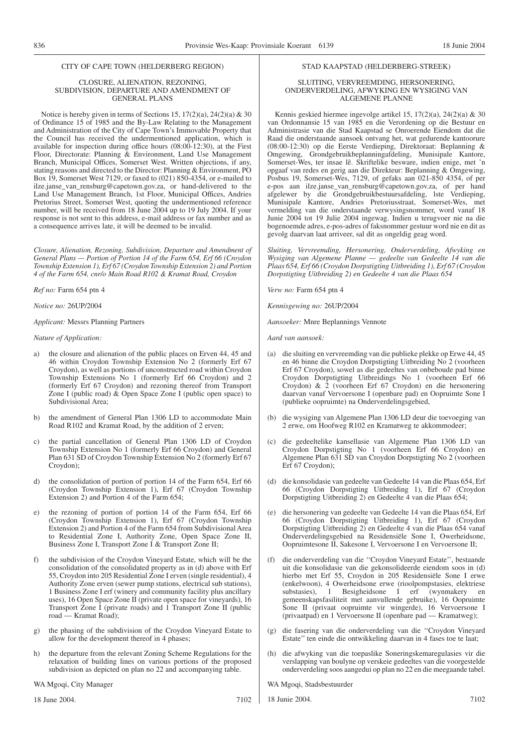CITY OF CAPE TOWN (HELDERBERG REGION)

CLOSURE, ALIENATION, REZONING, SUBDIVISION, DEPARTURE AND AMENDMENT OF GENERAL PLANS

Notice is hereby given in terms of Sections 15, 17(2)(a), 24(2)(a) & 30 of Ordinance 15 of 1985 and the By-Law Relating to the Management and Administration of the City of Cape Town's Immovable Property that the Council has received the undermentioned application, which is available for inspection during office hours (08:00-12:30), at the First Floor, Directorate: Planning & Environment, Land Use Management Branch, Municipal Offices, Somerset West. Written objections, if any, stating reasons and directed to the Director: Planning & Environment, PO Box 19, Somerset West 7129, or faxed to (021) 850-4354, or e-mailed to ilze.janse_van_rensburg@capetown.gov.za, or hand-delivered to the Land Use Management Branch, 1st Floor, Municipal Offices, Andries Pretorius Street, Somerset West, quoting the undermentioned reference number, will be received from 18 June 2004 up to 19 July 2004. If your response is not sent to this address, e-mail address or fax number and as a consequence arrives late, it will be deemed to be invalid.

*Closure, Alienation, Rezoning, Subdivision, Departure and Amendment of General Plans — Portion of Portion 14 of the Farm 654, Erf 66 (Croydon Township Extension 1), Erf 67 (Croydon Township Extension 2) and Portion 4 of the Farm 654, cnr/o Main Road R102 & Kramat Road, Croydon*

*Ref no:* Farm 654 ptn 4

*Notice no:* 26UP/2004

*Applicant:* Messrs Planning Partners

*Nature of Application:*

a) the closure and alienation of the public places on Erven 44, 45 and 46 within Croydon Township Extension No 2 (formerly Erf 67 Croydon), as well as portions of unconstructed road within Croydon Township Extensions No 1 (formerly Erf 66 Croydon) and 2 (formerly Erf 67 Croydon) and rezoning thereof from Transport Zone I (public road) & Open Space Zone I (public open space) to Subdivisional Area;

b) the amendment of General Plan 1306 LD to accommodate Main Road R102 and Kramat Road, by the addition of 2 erven;

c) the partial cancellation of General Plan 1306 LD of Croydon Township Extension No 1 (formerly Erf 66 Croydon) and General Plan 631 SD of Croydon Township Extension No 2 (formerly Erf 67 Croydon);

d) the consolidation of portion of portion 14 of the Farm 654, Erf 66 (Croydon Township Extension 1), Erf 67 (Croydon Township Extension 2) and Portion 4 of the Farm 654;

e) the rezoning of portion of portion 14 of the Farm 654, Erf 66 (Croydon Township Extension 1), Erf 67 (Croydon Township Extension 2) and Portion 4 of the Farm 654 from Subdivisional Area to Residential Zone I, Authority Zone, Open Space Zone II, Business Zone I, Transport Zone I & Transport Zone II;

f) the subdivision of the Croydon Vineyard Estate, which will be the consolidation of the consolidated property as in (d) above with Erf 55, Croydon into 205 Residential Zone I erven (single residential), 4 Authority Zone erven (sewer pump stations, electrical sub stations), 1 Business Zone I erf (winery and community facility plus ancillary uses), 16 Open Space Zone II (private open space for vineyards), 16 Transport Zone I (private roads) and 1 Transport Zone II (public road — Kramat Road);

g) the phasing of the subdivision of the Croydon Vineyard Estate to allow for the development thereof in 4 phases;

h) the departure from the relevant Zoning Scheme Regulations for the relaxation of building lines on various portions of the proposed subdivision as depicted on plan no 22 and accompanying table.

WA Mgoqi, City Manager

18 June 2004. 7102

STAD KAAPSTAD (HELDERBERG-STREEK)

SLUITING, VERVREEMDING, HERSONERING, ONDERVERDELING, AFWYKING EN WYSIGING VAN ALGEMENE PLANNE

Kennis geskied hiermee ingevolge artikel 15, 17(2)(a), 24(2)(a) & 30 van Ordonnansie 15 van 1985 en die Verordening op die Bestuur en Administrasie van die Stad Kaapstad se Onroerende Eiendom dat die Raad die onderstaande aansoek ontvang het, wat gedurende kantoorure (08:00-12:30) op die Eerste Verdieping, Direktoraat: Beplanning & Omgewing, Grondgebruikbeplanningafdeling, Munisipale Kantore, Somerset-Wes, ter insae lê. Skriftelike besware, indien enige, met 'n opgaaf van redes en gerig aan die Direkteur: Beplanning & Omgewing, Posbus 19, Somerset-Wes, 7129, of gefaks aan 021-850 4354, of per e-pos aan ilze.janse_van_rensburg@capetown.gov.za, of per hand afgelewer by die Grondgebruikbestuursafdeling, lste Verdieping, Munisipale Kantore, Andries Pretoriusstraat, Somerset-Wes, met vermelding van die onderstaande verwysingsnommer, word vanaf 18 Junie 2004 tot 19 Julie 2004 ingewag. Indien u terugvoer nie na die bogenoemde adres, e-pos-adres of faksnommer gestuur word nie en dit as gevolg daarvan laat arriveer, sal dit as ongeldig geag word.

*Sluiting, Vervreemding, Hersonering, Onderverdeling, Afwyking en Wysiging van Algemene Planne — gedeelte van Gedeelte 14 van die Plaas 654, Erf 66 (Croydon Dorpstigting Uitbreiding 1), Erf 67 (Croydon Dorpstigting Uitbreiding 2) en Gedeelte 4 van die Plaas 654*

*Verw no:* Farm 654 ptn 4

*Kennisgewing no:* 26UP/2004

*Aansoeker:* Mnre Beplannings Vennote

*Aard van aansoek:*

(a) die sluiting en vervreemding van die publieke plekke op Erwe 44, 45 en 46 binne die Croydon Dorpstigting Uitbreiding No 2 (voorheen Erf 67 Croydon), sowel as die gedeeltes van onbeboude pad binne Croydon Dorpstigting Uitbreidings No 1 (voorheen Erf 66 Croydon) & 2 (voorheen Erf 67 Croydon) en die hersonering daarvan vanaf Vervoersone I (openbare pad) en Oopruimte Sone I (publieke oopruimte) na Onderverdelingsgebied,

(b) die wysiging van Algemene Plan 1306 LD deur die toevoeging van 2 erwe, om Hoofweg R102 en Kramatweg te akkommodeer;

(c) die gedeeltelike kansellasie van Algemene Plan 1306 LD van Croydon Dorpstigting No 1 (voorheen Erf 66 Croydon) en Algemene Plan 631 SD van Croydon Dorpstigting No 2 (voorheen Erf 67 Croydon);

(d) die konsolidasie van gedeelte van Gedeelte 14 van die Plaas 654, Erf 66 (Croydon Dorpstigting Uitbreiding 1), Erf 67 (Croydon Dorpstigting Uitbreiding 2) en Gedeelte 4 van die Plaas 654;

(e) die hersonering van gedeelte van Gedeelte 14 van die Plaas 654, Erf 66 (Croydon Dorpstigting Uitbreiding 1), Erf 67 (Croydon Dorpstigting Uitbreiding 2) en Gedeelte 4 van die Plaas 654 vanaf Onderverdelingsgebied na Residensiële Sone I, Owerheidsone, Oopruimtesone II, Sakesone I, Vervoersone I en Vervoersone II;

(f) die onderverdeling van die "Croydon Vineyard Estate", bestaande uit die konsolidasie van die gekonsolideerde eiendom soos in (d) hierbo met Erf 55, Croydon in 205 Residensiële Sone I erwe (enkelwoon), 4 Owerheidsone erwe (rioolpompstasies, elektriese substasies), 1 Besigheidsone I erf (wynmakery en gemeenskapsfasiliteit met aanvullende gebruike), 16 Oopruimte Sone II (privaat oopruimte vir wingerde), 16 Vervoersone I (privaatpad) en 1 Vervoersone II (openbare pad — Kramatweg);

(g) die fasering van die onderverdeling van die "Croydon Vineyard Estate" ten einde die ontwikkeling daarvan in 4 fases toe te laat;

(h) die afwyking van die toepaslike Soneringskemaregulasies vir die verslapping van boulyne op verskeie gedeeltes van die voorgestelde onderverdeling soos aangedui op plan no 22 en die meegaande tabel.

WA Mgoqi, Stadsbestuurder

18 Junie 2004. 7102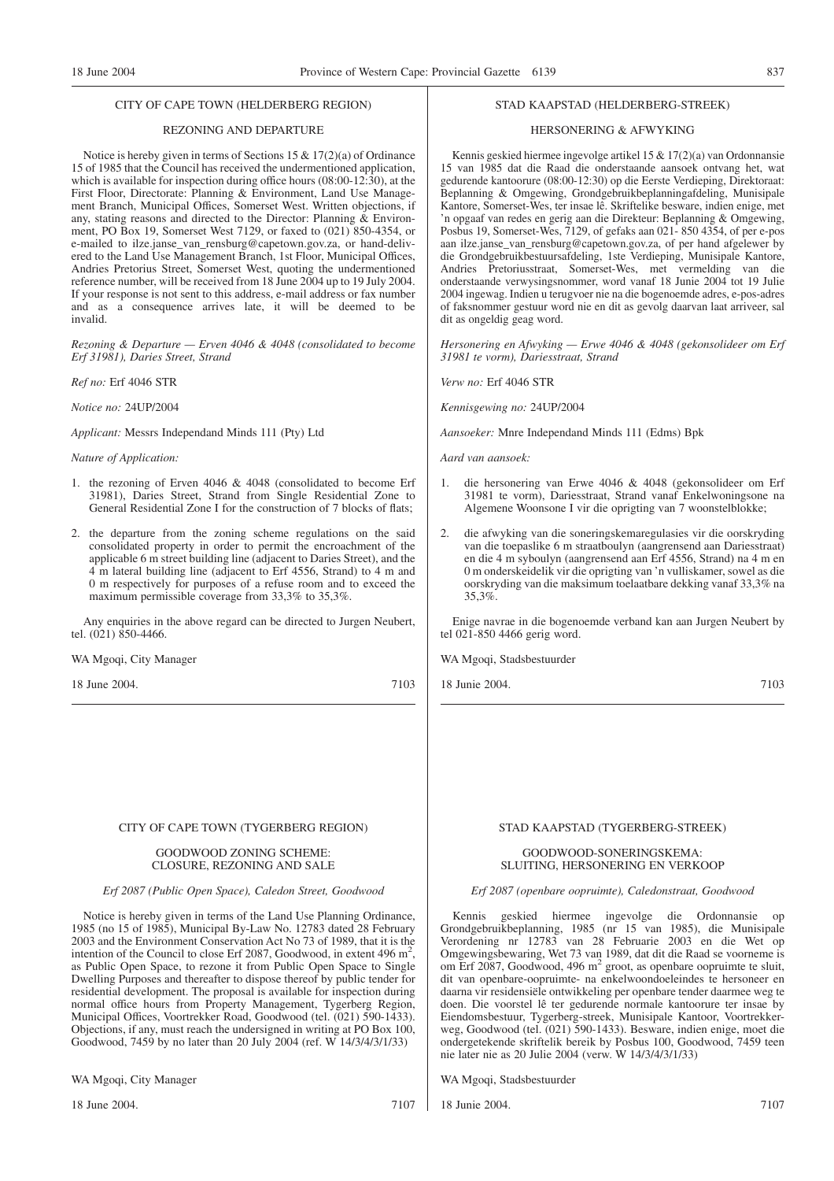## CITY OF CAPE TOWN (HELDERBERG REGION)

### REZONING AND DEPARTURE

Notice is hereby given in terms of Sections 15 & 17(2)(a) of Ordinance 15 of 1985 that the Council has received the undermentioned application, which is available for inspection during office hours (08:00-12:30), at the First Floor, Directorate: Planning & Environment, Land Use Management Branch, Municipal Offices, Somerset West. Written objections, if any, stating reasons and directed to the Director: Planning & Environment, PO Box 19, Somerset West 7129, or faxed to (021) 850-4354, or e-mailed to ilze.janse_van_rensburg@capetown.gov.za, or hand-delivered to the Land Use Management Branch, 1st Floor, Municipal Offices, Andries Pretorius Street, Somerset West, quoting the undermentioned reference number, will be received from 18 June 2004 up to 19 July 2004. If your response is not sent to this address, e-mail address or fax number and as a consequence arrives late, it will be deemed to be invalid.

*Rezoning & Departure — Erven 4046 & 4048 (consolidated to become Erf 31981), Daries Street, Strand*

*Ref no:* Erf 4046 STR

*Notice no:* 24UP/2004

*Applicant:* Messrs Independand Minds 111 (Pty) Ltd

*Nature of Application:*

1. the rezoning of Erven 4046 & 4048 (consolidated to become Erf 31981), Daries Street, Strand from Single Residential Zone to General Residential Zone I for the construction of 7 blocks of flats;
2. the departure from the zoning scheme regulations on the said consolidated property in order to permit the encroachment of the applicable 6 m street building line (adjacent to Daries Street), and the 4 m lateral building line (adjacent to Erf 4556, Strand) to 4 m and 0 m respectively for purposes of a refuse room and to exceed the maximum permissible coverage from 33,3% to 35,3%.

Any enquiries in the above regard can be directed to Jurgen Neubert, tel. (021) 850-4466.

WA Mgoqi, City Manager

18 June 2004. 7103

## STAD KAAPSTAD (HELDERBERG-STREEK)

### HERSONERING & AFWYKING

Kennis geskied hiermee ingevolge artikel 15 & 17(2)(a) van Ordonnansie 15 van 1985 dat die Raad die onderstaande aansoek ontvang het, wat gedurende kantoorure (08:00-12:30) op die Eerste Verdieping, Direktoraat: Beplanning & Omgewing, Grondgebruikbeplanningafdeling, Munisipale Kantore, Somerset-Wes, ter insae lê. Skriftelike besware, indien enige, met 'n opgaaf van redes en gerig aan die Direkteur: Beplanning & Omgewing, Posbus 19, Somerset-Wes, 7129, of gefaks aan 021- 850 4354, of per e-pos aan ilze.janse_van_rensburg@capetown.gov.za, of per hand afgelewer by die Grondgebruikbestuursafdeling, 1ste Verdieping, Munisipale Kantore, Andries Pretoriusstraat, Somerset-Wes, met vermelding van die onderstaande verwysingsnommer, word vanaf 18 Junie 2004 tot 19 Julie 2004 ingewag. Indien u terugvoer nie na die bogenoemde adres, e-pos-adres of faksnommer gestuur word nie en dit as gevolg daarvan laat arriveer, sal dit as ongeldig geag word.

*Hersonering en Afwyking — Erwe 4046 & 4048 (gekonsolideer om Erf 31981 te vorm), Dariesstraat, Strand*

*Verw no:* Erf 4046 STR

*Kennisgewing no:* 24UP/2004

*Aansoeker:* Mnre Independand Minds 111 (Edms) Bpk

*Aard van aansoek:*

1. die hersonering van Erwe 4046 & 4048 (gekonsolideer om Erf 31981 te vorm), Dariesstraat, Strand vanaf Enkelwoningsone na Algemene Woonsone I vir die oprigting van 7 woonstelblokke;
2. die afwyking van die soneringskemaregulasies vir die oorskryding van die toepaslike 6 m straatboulyn (aangrensend aan Dariesstraat) en die 4 m syboulyn (aangrensend aan Erf 4556, Strand) na 4 m en 0 m onderskeidelik vir die oprigting van 'n vulliskamer, sowel as die oorskryding van die maksimum toelaatbare dekking vanaf 33,3% na 35,3%.

Enige navrae in die bogenoemde verband kan aan Jurgen Neubert by tel 021-850 4466 gerig word.

WA Mgoqi, Stadsbestuurder

18 Junie 2004. 7103

## CITY OF CAPE TOWN (TYGERBERG REGION)

### GOODWOOD ZONING SCHEME: CLOSURE, REZONING AND SALE

*Erf 2087 (Public Open Space), Caledon Street, Goodwood*

Notice is hereby given in terms of the Land Use Planning Ordinance, 1985 (no 15 of 1985), Municipal By-Law No. 12783 dated 28 February 2003 and the Environment Conservation Act No 73 of 1989, that it is the intention of the Council to close Erf 2087, Goodwood, in extent 496 m$^2$, as Public Open Space, to rezone it from Public Open Space to Single Dwelling Purposes and thereafter to dispose thereof by public tender for residential development. The proposal is available for inspection during normal office hours from Property Management, Tygerberg Region, Municipal Offices, Voortrekker Road, Goodwood (tel. (021) 590-1433). Objections, if any, must reach the undersigned in writing at PO Box 100, Goodwood, 7459 by no later than 20 July 2004 (ref. W 14/3/4/3/1/33)

WA Mgoqi, City Manager

18 June 2004. 7107

## STAD KAAPSTAD (TYGERBERG-STREEK)

### GOODWOOD-SONERINGSKEMA: SLUITING, HERSONERING EN VERKOOP

*Erf 2087 (openbare oopruimte), Caledonstraat, Goodwood*

Kennis geskied hiermee ingevolge die Ordonnansie op Grondgebruikbeplanning, 1985 (nr 15 van 1985), die Munisipale Verordening nr 12783 van 28 Februarie 2003 en die Wet op Omgewingsbewaring, Wet 73 van 1989, dat dit die Raad se voorneme is om Erf 2087, Goodwood, 496 m$^2$ groot, as openbare oopruimte te sluit, dit van openbare-oopruimte- na enkelwoondoeleindes te hersoneer en daarna vir residensiële ontwikkeling per openbare tender daarmee weg te doen. Die voorstel lê ter gedurende normale kantoorure ter insae by Eiendomsbestuur, Tygerberg-streek, Munisipale Kantoor, Voortrekkerweg, Goodwood (tel. (021) 590-1433). Besware, indien enige, moet die ondergetekende skriftelik bereik by Posbus 100, Goodwood, 7459 teen nie later nie as 20 Julie 2004 (verw. W 14/3/4/3/1/33)

WA Mgoqi, Stadsbestuurder

18 Junie 2004. 7107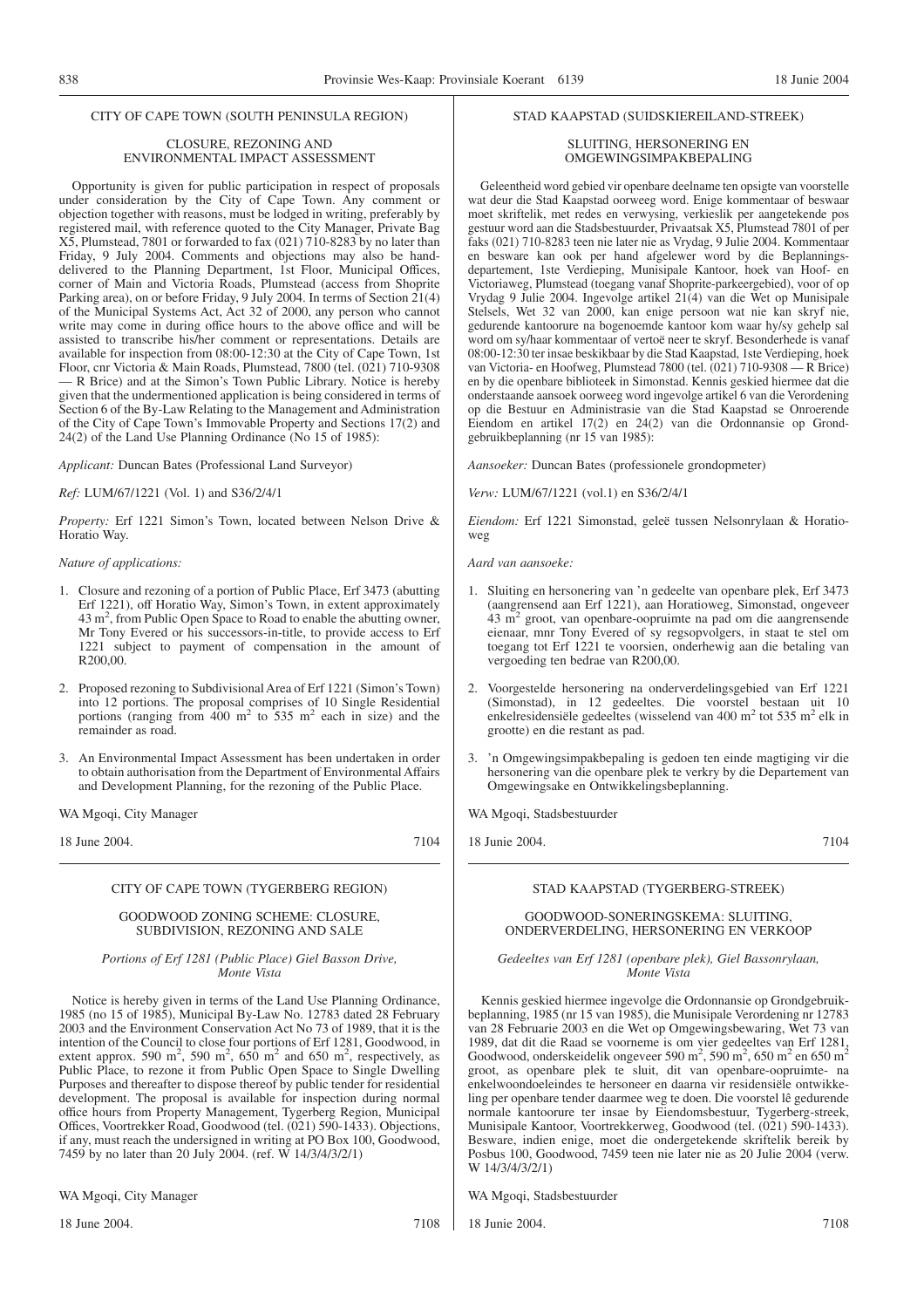CITY OF CAPE TOWN (SOUTH PENINSULA REGION)

CLOSURE, REZONING AND ENVIRONMENTAL IMPACT ASSESSMENT

Opportunity is given for public participation in respect of proposals under consideration by the City of Cape Town. Any comment or objection together with reasons, must be lodged in writing, preferably by registered mail, with reference quoted to the City Manager, Private Bag X5, Plumstead, 7801 or forwarded to fax (021) 710-8283 by no later than Friday, 9 July 2004. Comments and objections may also be hand-delivered to the Planning Department, 1st Floor, Municipal Offices, corner of Main and Victoria Roads, Plumstead (access from Shoprite Parking area), on or before Friday, 9 July 2004. In terms of Section 21(4) of the Municipal Systems Act, Act 32 of 2000, any person who cannot write may come in during office hours to the above office and will be assisted to transcribe his/her comment or representations. Details are available for inspection from 08:00-12:30 at the City of Cape Town, 1st Floor, cnr Victoria & Main Roads, Plumstead, 7800 (tel. (021) 710-9308 — R Brice) and at the Simon's Town Public Library. Notice is hereby given that the undermentioned application is being considered in terms of Section 6 of the By-Law Relating to the Management and Administration of the City of Cape Town's Immovable Property and Sections 17(2) and 24(2) of the Land Use Planning Ordinance (No 15 of 1985):

*Applicant:* Duncan Bates (Professional Land Surveyor)

*Ref:* LUM/67/1221 (Vol. 1) and S36/2/4/1

*Property:* Erf 1221 Simon's Town, located between Nelson Drive & Horatio Way.

*Nature of applications:*

1. Closure and rezoning of a portion of Public Place, Erf 3473 (abutting Erf 1221), off Horatio Way, Simon's Town, in extent approximately 43 m$^2$, from Public Open Space to Road to enable the abutting owner, Mr Tony Evered or his successors-in-title, to provide access to Erf 1221 subject to payment of compensation in the amount of R200,00.

2. Proposed rezoning to Subdivisional Area of Erf 1221 (Simon's Town) into 12 portions. The proposal comprises of 10 Single Residential portions (ranging from 400 m$^2$ to 535 m$^2$ each in size) and the remainder as road.

3. An Environmental Impact Assessment has been undertaken in order to obtain authorisation from the Department of Environmental Affairs and Development Planning, for the rezoning of the Public Place.

WA Mgoqi, City Manager

18 June 2004. 7104

STAD KAAPSTAD (SUIDSKIEREILAND-STREEK)

SLUITING, HERSONERING EN OMGEWINGSIMPAKBEPALING

Geleentheid word gebied vir openbare deelname ten opsigte van voorstelle wat deur die Stad Kaapstad oorweeg word. Enige kommentaar of besware moet skriftelik, met redes en verwysing, verkieslik per aangetekende pos gestuur word aan die Stadsbestuurder, Privaatsak X5, Plumstead 7801 of per faks (021) 710-8283 teen nie later nie as Vrydag, 9 Julie 2004. Kommentaar en besware kan ook per hand afgelewer word by die Beplanningsdepartement, 1ste Verdieping, Munisipale Kantoor, hoek van Hoof- en Victoriaweg, Plumstead (toegang vanaf Shoprite-parkeergebied), voor of op Vrydag 9 Julie 2004. Ingevolge artikel 21(4) van die Wet op Munisipale Stelsels, Wet 32 van 2000, kan enige persoon wat nie kan skryf nie, gedurende kantoorure na bogenoemde kantoor kom waar hy/sy gehelp sal word om sy/haar kommentaar of vertoë neer te skryf. Besonderhede is vanaf 08:00-12:30 ter insae beskikbaar by die Stad Kaapstad, 1ste Verdieping, hoek van Victoria- en Hoofweg, Plumstead 7800 (tel. (021) 710-9308 — R Brice) en by die openbare biblioteek in Simonstad. Kennis geskied hiermee dat die onderstaande aansoek oorweeg word ingevolge artikel 6 van die Verordening op die Bestuur en Administrasie van die Stad Kaapstad se Onroerende Eiendom en artikel 17(2) en 24(2) van die Ordonnansie op Grondgebruikbeplanning (nr 15 van 1985):

*Aansoeker:* Duncan Bates (professionele grondopmeter)

*Verw:* LUM/67/1221 (vol.1) en S36/2/4/1

*Eiendom:* Erf 1221 Simonstad, geleë tussen Nelsonrylaan & Horatioweg

*Aard van aansoeke:*

1. Sluiting en hersonering van 'n gedeelte van openbare plek, Erf 3473 (aangrensend aan Erf 1221), aan Horatioweg, Simonstad, ongeveer 43 m$^2$ groot, van openbare-oopruimte na pad om die aangrensende eienaar, mnr Tony Evered of sy regsopvolgers, in staat te stel om toegang tot Erf 1221 te voorsien, onderhewig aan die betaling van vergoeding ten bedrae van R200,00.

2. Voorgestelde hersonering na onderverdelingsgebied van Erf 1221 (Simonstad), in 12 gedeeltes. Die voorstel bestaan uit 10 enkelresidensiële gedeeltes (wisselend van 400 m$^2$ tot 535 m$^2$ elk in grootte) en die restant as pad.

3. 'n Omgewingsimpakbepaling is gedoen ten einde magtiging vir die hersonering van die openbare plek te verkry by die Departement van Omgewingsake en Ontwikkelingsbeplanning.

WA Mgoqi, Stadsbestuurder

18 Junie 2004. 7104

CITY OF CAPE TOWN (TYGERBERG REGION)

GOODWOOD ZONING SCHEME: CLOSURE, SUBDIVISION, REZONING AND SALE

*Portions of Erf 1281 (Public Place) Giel Basson Drive, Monte Vista*

Notice is hereby given in terms of the Land Use Planning Ordinance, 1985 (no 15 of 1985), Municipal By-Law No. 12783 dated 28 February 2003 and the Environment Conservation Act No 73 of 1989, that it is the intention of the Council to close four portions of Erf 1281, Goodwood, in extent approx. 590 m$^2$, 590 m$^2$, 650 m$^2$ and 650 m$^2$, respectively, as Public Place, to rezone it from Public Open Space to Single Dwelling Purposes and thereafter to dispose thereof by public tender for residential development. The proposal is available for inspection during normal office hours from Property Management, Tygerberg Region, Municipal Offices, Voortrekker Road, Goodwood (tel. (021) 590-1433). Objections, if any, must reach the undersigned in writing at PO Box 100, Goodwood, 7459 by no later than 20 July 2004. (ref. W 14/3/4/3/2/1)

WA Mgoqi, City Manager

18 June 2004. 7108

STAD KAAPSTAD (TYGERBERG-STREEK)

GOODWOOD-SONERINGSKEMA: SLUITING, ONDERVERDELING, HERSONERING EN VERKOOP

*Gedeeltes van Erf 1281 (openbare plek), Giel Bassonrylaan, Monte Vista*

Kennis geskied hiermee ingevolge die Ordonnansie op Grondgebruikbeplanning, 1985 (nr 15 van 1985), die Munisipale Verordening nr 12783 van 28 Februarie 2003 en die Wet op Omgewingsbewaring, Wet 73 van 1989, dat dit die Raad se voorneme is om vier gedeeltes van Erf 1281, Goodwood, onderskeidelik ongeveer 590 m$^2$, 590 m$^2$, 650 m$^2$ en 650 m$^2$ groot, as openbare plek te sluit, dit van openbare-oopruimte- na enkelwoondoeleindes te hersoneer en daarna vir residensiële ontwikkeling per openbare tender daarmee weg te doen. Die voorstel lê gedurende normale kantoorure ter insae by Eiendomsbestuur, Tygerberg-streek, Munisipale Kantoor, Voortrekkerweg, Goodwood (tel. (021) 590-1433). Besware, indien enige, moet die ondergetekende skriftelik bereik by Posbus 100, Goodwood, 7459 teen nie later nie as 20 Julie 2004 (verw. W 14/3/4/3/2/1)

WA Mgoqi, Stadsbestuurder

18 Junie 2004. 7108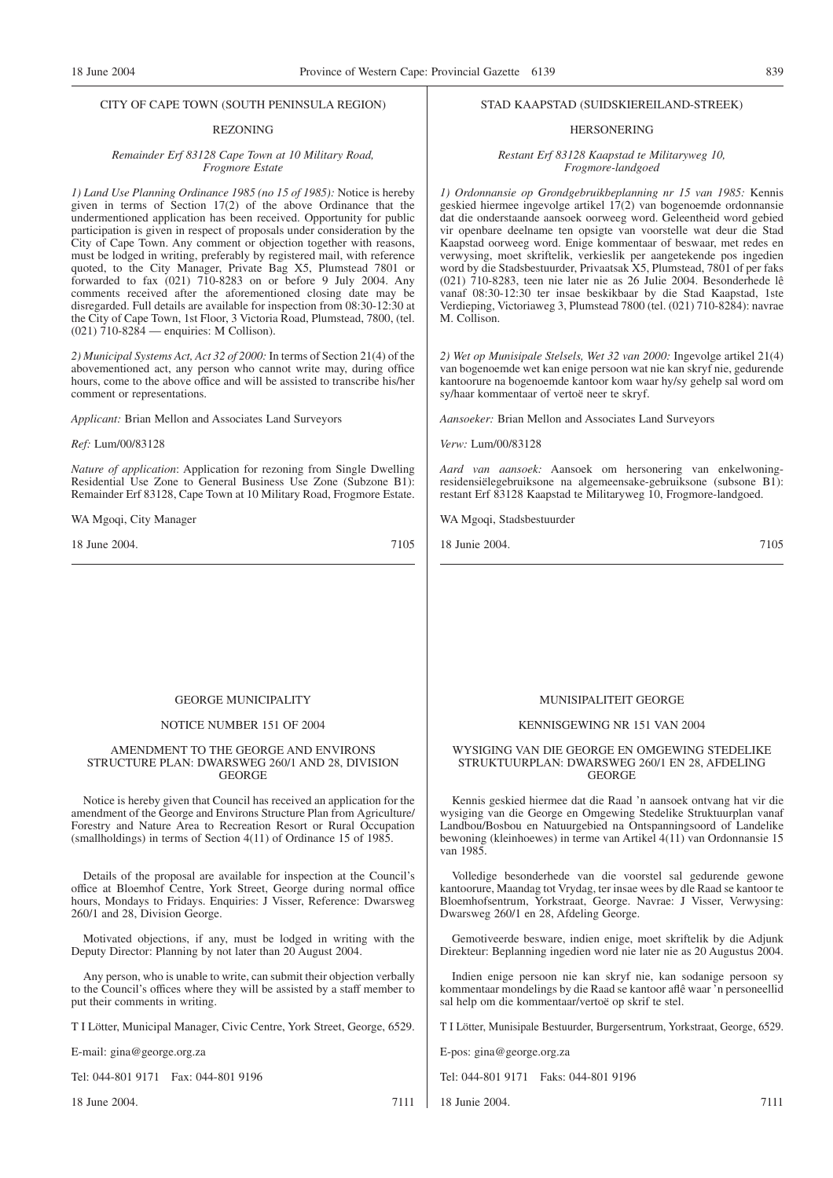CITY OF CAPE TOWN (SOUTH PENINSULA REGION)

REZONING

*Remainder Erf 83128 Cape Town at 10 Military Road, Frogmore Estate*

*1) Land Use Planning Ordinance 1985 (no 15 of 1985):* Notice is hereby given in terms of Section 17(2) of the above Ordinance that the undermentioned application has been received. Opportunity for public participation is given in respect of proposals under consideration by the City of Cape Town. Any comment or objection together with reasons, must be lodged in writing, preferably by registered mail, with reference quoted, to the City Manager, Private Bag X5, Plumstead 7801 or forwarded to fax (021) 710-8283 on or before 9 July 2004. Any comments received after the aforementioned closing date may be disregarded. Full details are available for inspection from 08:30-12:30 at the City of Cape Town, 1st Floor, 3 Victoria Road, Plumstead, 7800, (tel. (021) 710-8284 — enquiries: M Collison).

*2) Municipal Systems Act, Act 32 of 2000:* In terms of Section 21(4) of the abovementioned act, any person who cannot write may, during office hours, come to the above office and will be assisted to transcribe his/her comment or representations.

*Applicant:* Brian Mellon and Associates Land Surveyors

*Ref:* Lum/00/83128

*Nature of application*: Application for rezoning from Single Dwelling Residential Use Zone to General Business Use Zone (Subzone B1): Remainder Erf 83128, Cape Town at 10 Military Road, Frogmore Estate.

WA Mgoqi, City Manager

18 June 2004. 7105

---

STAD KAAPSTAD (SUIDSKIEREILAND-STREEK)

HERSONERING

*Restant Erf 83128 Kaapstad te Militaryweg 10, Frogmore-landgoed*

*1) Ordonnansie op Grondgebruikbeplanning nr 15 van 1985:* Kennis geskied hiermee ingevolge artikel 17(2) van bogenoemde ordonnansie dat die onderstaande aansoek oorweeg word. Geleentheid word gebied vir openbare deelname ten opsigte van voorstelle wat deur die Stad Kaapstad oorweeg word. Enige kommentaar of beswaar, met redes en verwysing, moet skriftelik, verkieslik per aangetekende pos ingedien word by die Stadsbestuurder, Privaatsak X5, Plumstead, 7801 of per faks (021) 710-8283, teen nie later nie as 26 Julie 2004. Besonderhede lê vanaf 08:30-12:30 ter insae beskikbaar by die Stad Kaapstad, 1ste Verdieping, Victoriaweg 3, Plumstead 7800 (tel. (021) 710-8284): navrae M. Collison.

*2) Wet op Munisipale Stelsels, Wet 32 van 2000:* Ingevolge artikel 21(4) van bogenoemde wet kan enige persoon wat nie kan skryf nie, gedurende kantoorure na bogenoemde kantoor kom waar hy/sy gehelp sal word om sy/haar kommentaar of vertoë neer te skryf.

*Aansoeker:* Brian Mellon and Associates Land Surveyors

*Verw:* Lum/00/83128

*Aard van aansoek:* Aansoek om hersonering van enkelwoning-residensiëlegebruiksone na algemeensake-gebruiksone (subsone B1): restant Erf 83128 Kaapstad te Militaryweg 10, Frogmore-landgoed.

WA Mgoqi, Stadsbestuurder

18 Junie 2004. 7105

---

GEORGE MUNICIPALITY

NOTICE NUMBER 151 OF 2004

AMENDMENT TO THE GEORGE AND ENVIRONS STRUCTURE PLAN: DWARSWEG 260/1 AND 28, DIVISION GEORGE

Notice is hereby given that Council has received an application for the amendment of the George and Environs Structure Plan from Agriculture/Forestry and Nature Area to Recreation Resort or Rural Occupation (smallholdings) in terms of Section 4(11) of Ordinance 15 of 1985.

Details of the proposal are available for inspection at the Council's office at Bloemhof Centre, York Street, George during normal office hours, Mondays to Fridays. Enquiries: J Visser, Reference: Dwarsweg 260/1 and 28, Division George.

Motivated objections, if any, must be lodged in writing with the Deputy Director: Planning by not later than 20 August 2004.

Any person, who is unable to write, can submit their objection verbally to the Council's offices where they will be assisted by a staff member to put their comments in writing.

T I Lötter, Municipal Manager, Civic Centre, York Street, George, 6529.

E-mail: gina@george.org.za

Tel: 044-801 9171 Fax: 044-801 9196

18 June 2004. 7111

---

MUNISIPALITEIT GEORGE

KENNISGEWING NR 151 VAN 2004

WYSIGING VAN DIE GEORGE EN OMGEWING STEDELIKE STRUKTUURPLAN: DWARSWEG 260/1 EN 28, AFDELING GEORGE

Kennis geskied hiermee dat die Raad 'n aansoek ontvang hat vir die wysiging van die George en Omgewing Stedelike Struktuurplan vanaf Landbou/Bosbou en Natuurgebied na Ontspanningsoord of Landelike bewoning (kleinhoewes) in terme van Artikel 4(11) van Ordonnansie 15 van 1985.

Volledige besonderhede van die voorstel sal gedurende gewone kantoorure, Maandag tot Vrydag, ter insae wees by dle Raad se kantoor te Bloemhofsentrum, Yorkstraat, George. Navrae: J Visser, Verwysing: Dwarsweg 260/1 en 28, Afdeling George.

Gemotiveerde besware, indien enige, moet skriftelik by die Adjunk Direkteur: Beplanning ingedien word nie later nie as 20 Augustus 2004.

Indien enige persoon nie kan skryf nie, kan sodanige persoon sy kommentaar mondelings by die Raad se kantoor aflê waar 'n personeellid sal help om die kommentaar/vertoë op skrif te stel.

T I Lötter, Munisipale Bestuurder, Burgersentrum, Yorkstraat, George, 6529.

E-pos: gina@george.org.za

Tel: 044-801 9171 Faks: 044-801 9196

18 Junie 2004. 7111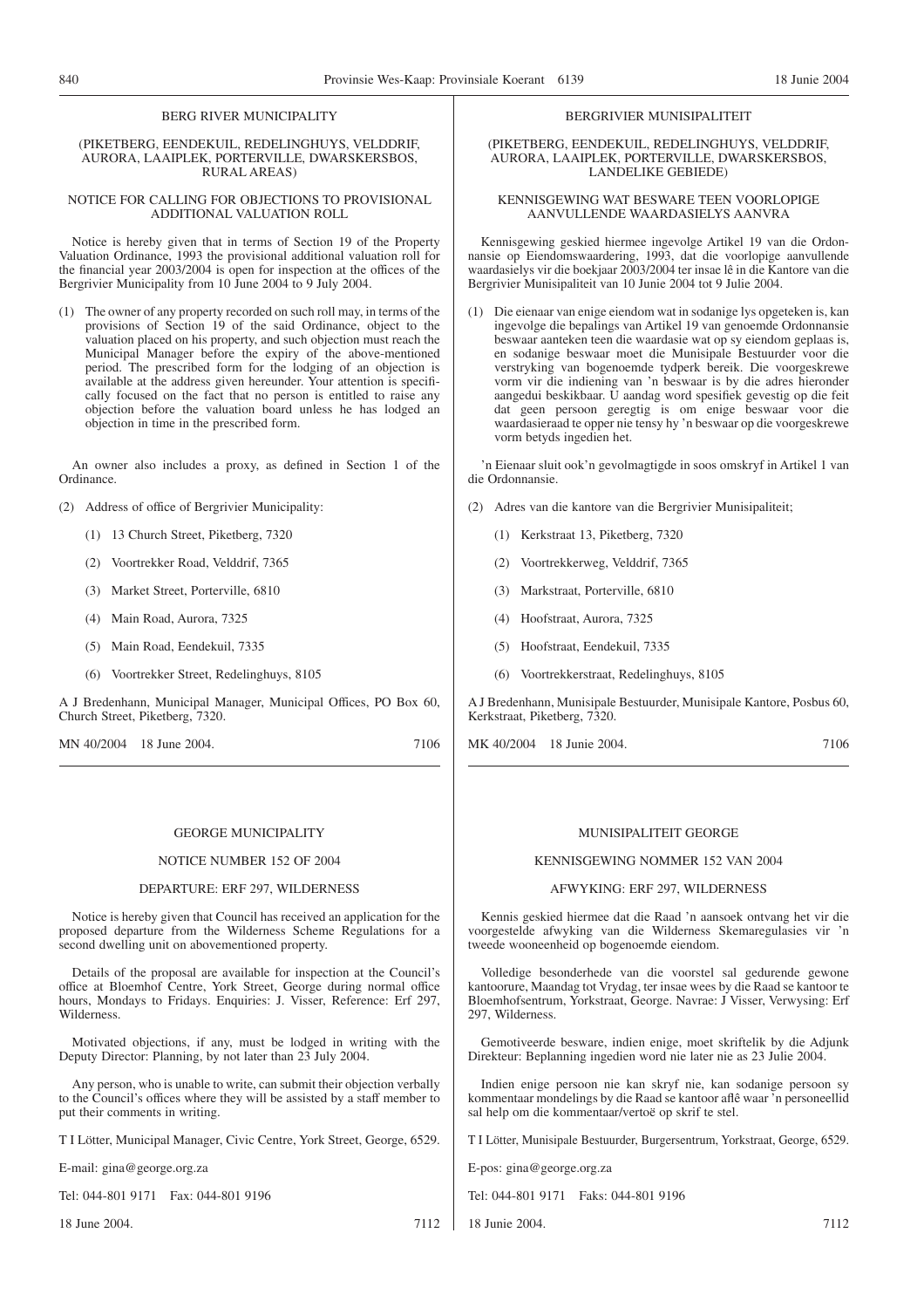BERG RIVER MUNICIPALITY

(PIKETBERG, EENDEKUIL, REDELINGHUYS, VELDDRIF, AURORA, LAAIPLEK, PORTERVILLE, DWARSKERSBOS, RURAL AREAS)

NOTICE FOR CALLING FOR OBJECTIONS TO PROVISIONAL ADDITIONAL VALUATION ROLL

Notice is hereby given that in terms of Section 19 of the Property Valuation Ordinance, 1993 the provisional additional valuation roll for the financial year 2003/2004 is open for inspection at the offices of the Bergrivier Municipality from 10 June 2004 to 9 July 2004.

(1) The owner of any property recorded on such roll may, in terms of the provisions of Section 19 of the said Ordinance, object to the valuation placed on his property, and such objection must reach the Municipal Manager before the expiry of the above-mentioned period. The prescribed form for the lodging of an objection is available at the address given hereunder. Your attention is specifically focused on the fact that no person is entitled to raise any objection before the valuation board unless he has lodged an objection in time in the prescribed form.

An owner also includes a proxy, as defined in Section 1 of the Ordinance.

(2) Address of office of Bergrivier Municipality:

(1) 13 Church Street, Piketberg, 7320

(2) Voortrekker Road, Velddrif, 7365

(3) Market Street, Porterville, 6810

(4) Main Road, Aurora, 7325

(5) Main Road, Eendekuil, 7335

(6) Voortrekker Street, Redelinghuys, 8105

A J Bredenhann, Municipal Manager, Municipal Offices, PO Box 60, Church Street, Piketberg, 7320.

MN 40/2004 18 June 2004. 7106

BERGRIVIER MUNISIPALITEIT

(PIKETBERG, EENDEKUIL, REDELINGHUYS, VELDDRIF, AURORA, LAAIPLEK, PORTERVILLE, DWARSKERSBOS, LANDELIKE GEBIEDE)

KENNISGEWING WAT BESWARE TEEN VOORLOPIGE AANVULLENDE WAARDASIELYS AANVRA

Kennisgewing geskied hiermee ingevolge Artikel 19 van die Ordonnansie op Eiendomswaardering, 1993, dat die voorlopige aanvullende waardasielys vir die boekjaar 2003/2004 ter insae lê in die Kantore van die Bergrivier Munisipaliteit van 10 Junie 2004 tot 9 Julie 2004.

(1) Die eienaar van enige eiendom wat in sodanige lys opgeteken is, kan ingevolge die bepalings van Artikel 19 van genoemde Ordonnansie beswaar aanteken teen die waardasie wat op sy eiendom geplaas is, en sodanige beswaar moet die Munisipale Bestuurder voor die verstryking van bogenoemde tydperk bereik. Die voorgeskrewe vorm vir die indiening van 'n beswaar is by die adres hieronder aangedui beskikbaar. U aandag word spesifiek gevestig op die feit dat geen persoon geregtig is om enige beswaar voor die waardasieraad te opper nie tensy hy 'n beswaar op die voorgeskrewe vorm betyds ingedien het.

'n Eienaar sluit ook'n gevolmagtigde in soos omskryf in Artikel 1 van die Ordonnansie.

(2) Adres van die kantore van die Bergrivier Munisipaliteit;

(1) Kerkstraat 13, Piketberg, 7320

(2) Voortrekkerweg, Velddrif, 7365

(3) Markstraat, Porterville, 6810

(4) Hoofstraat, Aurora, 7325

(5) Hoofstraat, Eendekuil, 7335

(6) Voortrekkerstraat, Redelinghuys, 8105

A J Bredenhann, Munisipale Bestuurder, Munisipale Kantore, Posbus 60, Kerkstraat, Piketberg, 7320.

MK 40/2004 18 Junie 2004. 7106

GEORGE MUNICIPALITY

NOTICE NUMBER 152 OF 2004

DEPARTURE: ERF 297, WILDERNESS

Notice is hereby given that Council has received an application for the proposed departure from the Wilderness Scheme Regulations for a second dwelling unit on abovementioned property.

Details of the proposal are available for inspection at the Council's office at Bloemhof Centre, York Street, George during normal office hours, Mondays to Fridays. Enquiries: J. Visser, Reference: Erf 297, Wilderness.

Motivated objections, if any, must be lodged in writing with the Deputy Director: Planning, by not later than 23 July 2004.

Any person, who is unable to write, can submit their objection verbally to the Council's offices where they will be assisted by a staff member to put their comments in writing.

T I Lötter, Municipal Manager, Civic Centre, York Street, George, 6529.

E-mail: gina@george.org.za

Tel: 044-801 9171 Fax: 044-801 9196

18 June 2004. 7112

MUNISIPALITEIT GEORGE

KENNISGEWING NOMMER 152 VAN 2004

AFWYKING: ERF 297, WILDERNESS

Kennis geskied hiermee dat die Raad 'n aansoek ontvang het vir die voorgestelde afwyking van die Wilderness Skemaregulasies vir 'n tweede wooneenheid op bogenoemde eiendom.

Volledige besonderhede van die voorstel sal gedurende gewone kantoorure, Maandag tot Vrydag, ter insae wees by die Raad se kantoor te Bloemhofsentrum, Yorkstraat, George. Navrae: J Visser, Verwysing: Erf 297, Wilderness.

Gemotiveerde besware, indien enige, moet skriftelik by die Adjunk Direkteur: Beplanning ingedien word nie later nie as 23 Julie 2004.

Indien enige persoon nie kan skryf nie, kan sodanige persoon sy kommentaar mondelings by die Raad se kantoor aflê waar 'n personeellid sal help om die kommentaar/vertoë op skrif te stel.

T I Lötter, Munisipale Bestuurder, Burgersentrum, Yorkstraat, George, 6529.

E-pos: gina@george.org.za

Tel: 044-801 9171 Faks: 044-801 9196

18 Junie 2004. 7112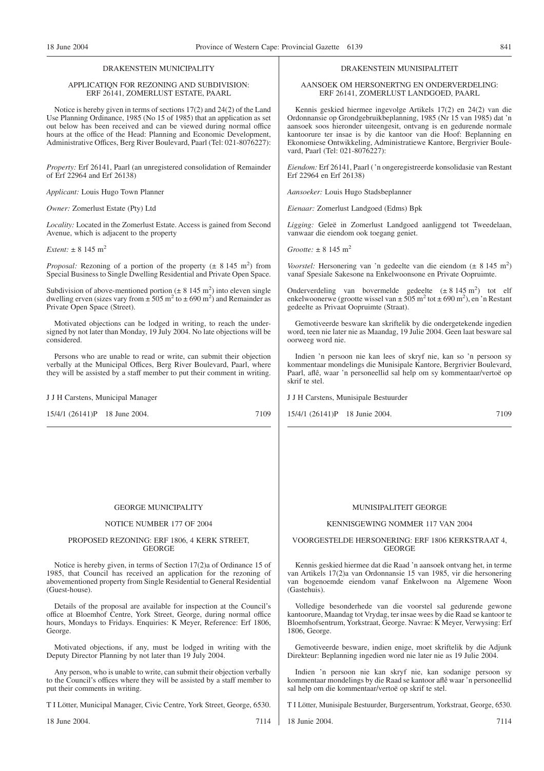DRAKENSTEIN MUNICIPALITY

APPLICATIQN FOR REZONING AND SUBDIVISION: ERF 26141, ZOMERLUST ESTATE, PAARL

Notice is hereby given in terms of sections 17(2) and 24(2) of the Land Use Planning Ordinance, 1985 (No 15 of 1985) that an application as set out below has been received and can be viewed during normal office hours at the office of the Head: Planning and Economic Development, Administrative Offices, Berg River Boulevard, Paarl (Tel: 021-8076227):

*Property:* Erf 26141, Paarl (an unregistered consolidation of Remainder of Erf 22964 and Erf 26138)

*Applicant:* Louis Hugo Town Planner

*Owner:* Zomerlust Estate (Pty) Ltd

*Locality:* Located in the Zomerlust Estate. Access is gained from Second Avenue, which is adjacent to the property

*Extent:* ± 8 145 m$^2$

*Proposal:* Rezoning of a portion of the property (± 8 145 m$^2$) from Special Business to Single Dwelling Residential and Private Open Space.

Subdivision of above-mentioned portion (± 8 145 m$^2$) into eleven single dwelling erven (sizes vary from ± 505 m$^2$ to ± 690 m$^2$) and Remainder as Private Open Space (Street).

Motivated objections can be lodged in writing, to reach the undersigned by not later than Monday, 19 July 2004. No late objections will be considered.

Persons who are unable to read or write, can submit their objection verbally at the Municipal Offices, Berg River Boulevard, Paarl, where they will be assisted by a staff member to put their comment in writing.

J J H Carstens, Municipal Manager

15/4/1 (26141)P 18 June 2004. 7109

---

DRAKENSTEIN MUNISIPALITEIT

AANSOEK OM HERSONERTNG EN ONDERVERDELING: ERF 26141, ZOMERLUST LANDGOED, PAARL

Kennis geskied hiermee ingevolge Artikels 17(2) en 24(2) van die Ordonnansie op Grondgebruikbeplanning, 1985 (Nr 15 van 1985) dat 'n aansoek soos hieronder uiteengesit, ontvang is en gedurende normale kantoorure ter insae is by die kantoor van die Hoof: Beplanning en Ekonomiese Ontwikkeling, Administratiewe Kantore, Bergrivier Boulevard, Paarl (Tel: 021-8076227):

*Eiendom:* Erf 26141, Paarl ('n ongeregistreerde konsolidasie van Restant Erf 22964 en Erf 26138)

*Aansoeker:* Louis Hugo Stadsbeplanner

*Eienaar:* Zomerlust Landgoed (Edms) Bpk

*Ligging:* Geleë in Zomerlust Landgoed aanliggend tot Tweedelaan, vanwaar die eiendom ook toegang geniet.

*Grootte:* ± 8 145 m$^2$

*Voorstel:* Hersonering van 'n gedeelte van die eiendom (± 8 145 m$^2$) vanaf Spesiale Sakesone na Enkelwoonsone en Private Oopruimte.

Onderverdeling van bovermelde gedeelte (± 8 145 m$^2$) tot elf enkelwoonerwe (grootte wissel van ± 505 m$^2$ tot ± 690 m$^2$), en 'n Restant gedeelte as Privaat Oopruimte (Straat).

Gemotiveerde besware kan skriftelik by die ondergetekende ingedien word, teen nie later nie as Maandag, 19 Julie 2004. Geen laat besware sal oorweeg word nie.

Indien 'n persoon nie kan lees of skryf nie, kan so 'n persoon sy kommentaar mondelings die Munisipale Kantore, Bergrivier Boulevard, Paarl, aflê, waar 'n personeellid sal help om sy kommentaar/vertoë op skrif te stel.

J J H Carstens, Munisipale Bestuurder

15/4/1 (26141)P 18 Junie 2004. 7109

---

GEORGE MUNICIPALITY

NOTICE NUMBER 177 OF 2004

PROPOSED REZONING: ERF 1806, 4 KERK STREET, GEORGE

Notice is hereby given, in terms of Section 17(2)a of Ordinance 15 of 1985, that Council has received an application for the rezoning of abovementioned property from Single Residential to General Residential (Guest-house).

Details of the proposal are available for inspection at the Council's office at Bloemhof Centre, York Street, George, during normal office hours, Mondays to Fridays. Enquiries: K Meyer, Reference: Erf 1806, George.

Motivated objections, if any, must be lodged in writing with the Deputy Director Planning by not later than 19 July 2004.

Any person, who is unable to write, can submit their objection verbally to the Council's offices where they will be assisted by a staff member to put their comments in writing.

T I Lötter, Municipal Manager, Civic Centre, York Street, George, 6530.

18 June 2004. 7114

---

MUNISIPALITEIT GEORGE

KENNISGEWING NOMMER 117 VAN 2004

VOORGESTELDE HERSONERING: ERF 1806 KERKSTRAAT 4, GEORGE

Kennis geskied hiermee dat die Raad 'n aansoek ontvang het, in terme van Artikels 17(2)a van Ordonnansie 15 van 1985, vir die hersonering van bogenoemde eiendom vanaf Enkelwoon na Algemene Woon (Gastehuis).

Volledige besonderhede van die voorstel sal gedurende gewone kantoorure, Maandag tot Vrydag, ter insae wees by die Raad se kantoor te Bloemhofsentrum, Yorkstraat, George. Navrae: K Meyer, Verwysing: Erf 1806, George.

Gemotiveerde besware, indien enige, moet skriftelik by die Adjunk Direkteur: Beplanning ingedien word nie later nie as 19 Julie 2004.

Indien 'n persoon nie kan skryf nie, kan sodanige persoon sy kommentaar mondelings by die Raad se kantoor aflê waar 'n personeellid sal help om die kommentaar/vertoë op skrif te stel.

T I Lötter, Munisipale Bestuurder, Burgersentrum, Yorkstraat, George, 6530.

18 Junie 2004. 7114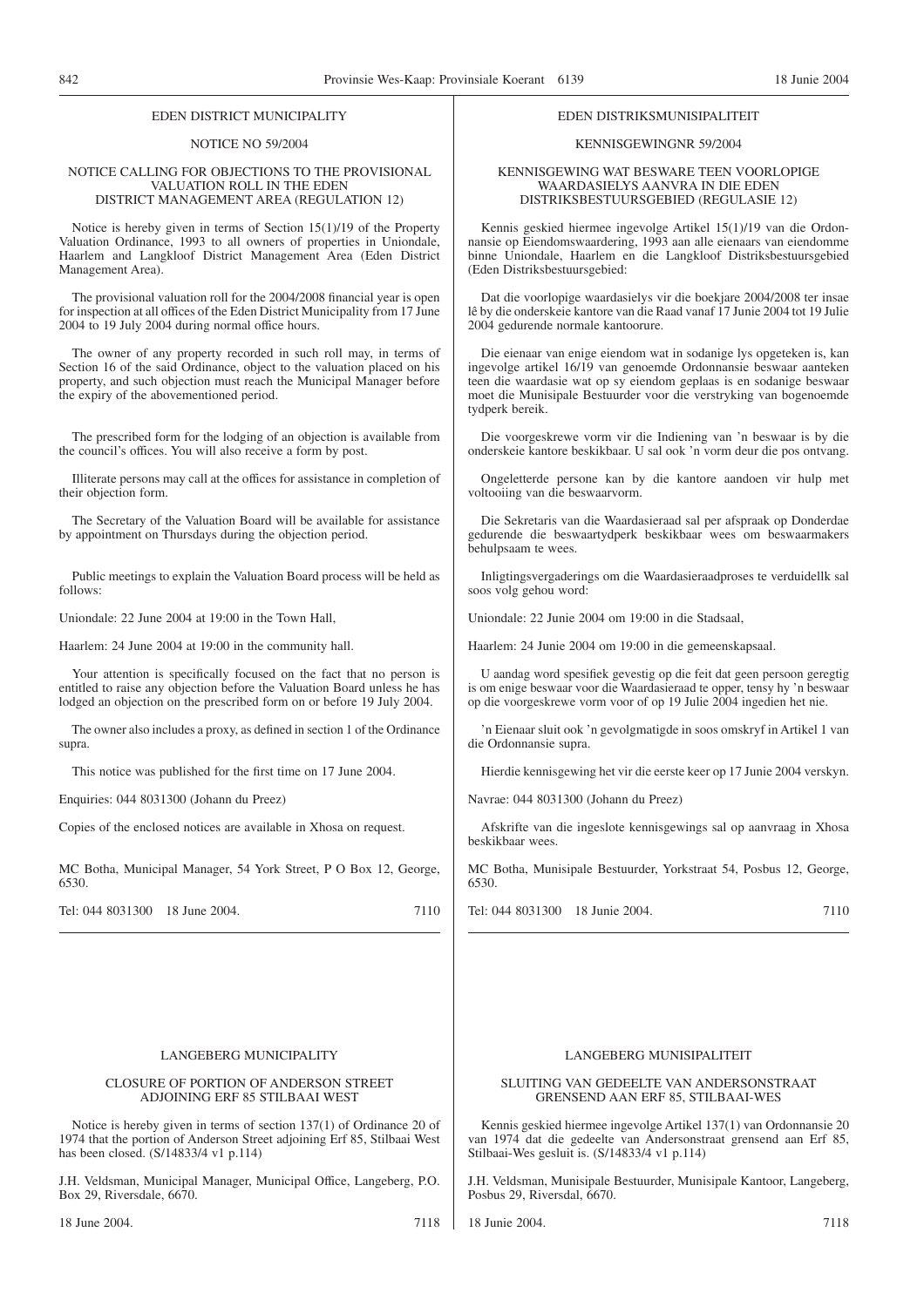EDEN DISTRICT MUNICIPALITY

NOTICE NO 59/2004

NOTICE CALLING FOR OBJECTIONS TO THE PROVISIONAL VALUATION ROLL IN THE EDEN DISTRICT MANAGEMENT AREA (REGULATION 12)

Notice is hereby given in terms of Section 15(1)/19 of the Property Valuation Ordinance, 1993 to all owners of properties in Uniondale, Haarlem and Langkloof District Management Area (Eden District Management Area).

The provisional valuation roll for the 2004/2008 financial year is open for inspection at all offices of the Eden District Municipality from 17 June 2004 to 19 July 2004 during normal office hours.

The owner of any property recorded in such roll may, in terms of Section 16 of the said Ordinance, object to the valuation placed on his property, and such objection must reach the Municipal Manager before the expiry of the abovementioned period.

The prescribed form for the lodging of an objection is available from the council's offices. You will also receive a form by post.

Illiterate persons may call at the offices for assistance in completion of their objection form.

The Secretary of the Valuation Board will be available for assistance by appointment on Thursdays during the objection period.

Public meetings to explain the Valuation Board process will be held as follows:

Uniondale: 22 June 2004 at 19:00 in the Town Hall,

Haarlem: 24 June 2004 at 19:00 in the community hall.

Your attention is specifically focused on the fact that no person is entitled to raise any objection before the Valuation Board unless he has lodged an objection on the prescribed form on or before 19 July 2004.

The owner also includes a proxy, as defined in section 1 of the Ordinance supra.

This notice was published for the first time on 17 June 2004.

Enquiries: 044 8031300 (Johann du Preez)

Copies of the enclosed notices are available in Xhosa on request.

MC Botha, Municipal Manager, 54 York Street, P O Box 12, George, 6530.

Tel: 044 8031300 18 June 2004. 7110

---

EDEN DISTRIKSMUNISIPALITEIT

KENNISGEWINGNR 59/2004

KENNISGEWING WAT BESWARE TEEN VOORLOPIGE WAARDASIELYS AANVRA IN DIE EDEN DISTRIKSBESTUURSGEBIED (REGULASIE 12)

Kennis geskied hiermee ingevolge Artikel 15(1)/19 van die Ordonnansie op Eiendomswaardering, 1993 aan alle eienaars van eiendomme binne Uniondale, Haarlem en die Langkloof Distriksbestuursgebied (Eden Distriksbestuursgebied:

Dat die voorlopige waardasielys vir die boekjare 2004/2008 ter insae lê by die onderskeie kantore van die Raad vanaf 17 Junie 2004 tot 19 Julie 2004 gedurende normale kantoorure.

Die eienaar van enige eiendom wat in sodanige lys opgeteken is, kan ingevolge artikel 16/19 van genoemde Ordonnansie beswaar aanteken teen die waardasie wat op sy eiendom geplaas is en sodanige beswaar moet die Munisipale Bestuurder voor die verstryking van bogenoemde tydperk bereik.

Die voorgeskrewe vorm vir die Indiening van 'n beswaar is by die onderskeie kantore beskikbaar. U sal ook 'n vorm deur die pos ontvang.

Ongeletterde persone kan by die kantore aandoen vir hulp met voltooiing van die beswaarvorm.

Die Sekretaris van die Waardasieraad sal per afspraak op Donderdae gedurende die beswaartydperk beskikbaar wees om beswaarmakers behulpsaam te wees.

Inligtingsvergaderings om die Waardasieraadproses te verduidellk sal soos volg gehou word:

Uniondale: 22 Junie 2004 om 19:00 in die Stadsaal,

Haarlem: 24 Junie 2004 om 19:00 in die gemeenskapsaal.

U aandag word spesifiek gevestig op die feit dat geen persoon geregtig is om enige beswaar voor die Waardasieraad te opper, tensy hy 'n beswaar op die voorgeskrewe vorm voor of op 19 Julie 2004 ingedien het nie.

'n Eienaar sluit ook 'n gevolgmatigde in soos omskryf in Artikel 1 van die Ordonnansie supra.

Hierdie kennisgewing het vir die eerste keer op 17 Junie 2004 verskyn.

Navrae: 044 8031300 (Johann du Preez)

Afskrifte van die ingeslote kennisgewings sal op aanvraag in Xhosa beskikbaar wees.

MC Botha, Munisipale Bestuurder, Yorkstraat 54, Posbus 12, George, 6530.

Tel: 044 8031300 18 Junie 2004. 7110

---

LANGEBERG MUNICIPALITY

CLOSURE OF PORTION OF ANDERSON STREET ADJOINING ERF 85 STILBAAI WEST

Notice is hereby given in terms of section 137(1) of Ordinance 20 of 1974 that the portion of Anderson Street adjoining Erf 85, Stilbaai West has been closed. (S/14833/4 v1 p.114)

J.H. Veldsman, Municipal Manager, Municipal Office, Langeberg, P.O. Box 29, Riversdale, 6670.

18 June 2004. 7118

---

LANGEBERG MUNISIPALITEIT

SLUITING VAN GEDEELTE VAN ANDERSONSTRAAT GRENSEND AAN ERF 85, STILBAAI-WES

Kennis geskied hiermee ingevolge Artikel 137(1) van Ordonnansie 20 van 1974 dat die gedeelte van Andersonstraat grensend aan Erf 85, Stilbaai-Wes gesluit is. (S/14833/4 v1 p.114)

J.H. Veldsman, Munisipale Bestuurder, Munisipale Kantoor, Langeberg, Posbus 29, Riversdal, 6670.

18 Junie 2004. 7118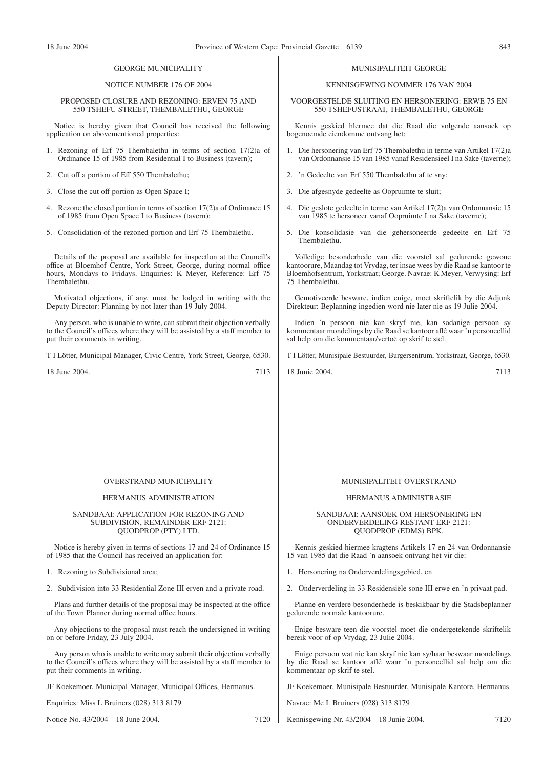GEORGE MUNICIPALITY

NOTICE NUMBER 176 OF 2004

PROPOSED CLOSURE AND REZONING: ERVEN 75 AND 550 TSHEFU STREET, THEMBALETHU, GEORGE

Notice is hereby given that Council has received the following application on abovementioned properties:

1. Rezoning of Erf 75 Thembalethu in terms of section 17(2)a of Ordinance 15 of 1985 from Residential I to Business (tavern);
2. Cut off a portion of Eff 550 Thembalethu;
3. Close the cut off portion as Open Space I;
4. Rezone the closed portion in terms of section 17(2)a of Ordinance 15 of 1985 from Open Space I to Business (tavern);
5. Consolidation of the rezoned portion and Erf 75 Thembalethu.

Details of the proposal are available for inspectlon at the Council's office at Bloemhof Centre, York Street, George, during normal office hours, Mondays to Fridays. Enquiries: K Meyer, Reference: Erf 75 Thembalethu.

Motivated objections, if any, must be lodged in writing with the Deputy Director: Planning by not later than 19 July 2004.

Any person, who is unable to write, can submit their objection verbally to the Council's offices where they will be assisted by a staff member to put their comments in writing.

T I Lötter, Municipal Manager, Civic Centre, York Street, George, 6530.

18 June 2004. 7113

---

MUNISIPALITEIT GEORGE

KENNISGEWING NOMMER 176 VAN 2004

VOORGESTELDE SLUITING EN HERSONERING: ERWE 75 EN 550 TSHEFUSTRAAT, THEMBALETHU, GEORGE

Kennis geskied hlermee dat die Raad die volgende aansoek op bogenoemde eiendomme ontvang het:

1. Die hersonering van Erf 75 Thembalethu in terme van Artikel 17(2)a van Ordonnansie 15 van 1985 vanaf Residensieel I na Sake (taverne);
2. 'n Gedeelte van Erf 550 Thembalethu af te sny;
3. Die afgesnyde gedeelte as Oopruimte te sluit;
4. Die geslote gedeelte in terme van Artikel 17(2)a van Ordonnansie 15 van 1985 te hersoneer vanaf Oopruimte I na Sake (taverne);
5. Die konsolidasie van die gehersoneerde gedeelte en Erf 75 Thembalethu.

Volledige besonderhede van die voorstel sal gedurende gewone kantoorure, Maandag tot Vrydag, ter insae wees by die Raad se kantoor te Bloemhofsentrum, Yorkstraat; George. Navrae: K Meyer, Verwysing: Erf 75 Thembalethu.

Gemotiveerde besware, indien enige, moet skriftelik by die Adjunk Direkteur: Beplanning ingedien word nie later nie as 19 Julie 2004.

Indien 'n persoon nie kan skryf nie, kan sodanige persoon sy kommentaar mondelings by die Raad se kantoor aflê waar 'n personeellid sal help om die kommentaar/vertoë op skrif te stel.

T I Lötter, Munisipale Bestuurder, Burgersentrum, Yorkstraat, George, 6530.

18 Junie 2004. 7113

---

OVERSTRAND MUNICIPALITY

HERMANUS ADMINISTRATION

SANDBAAI: APPLICATION FOR REZONING AND SUBDIVISION, REMAINDER ERF 2121: QUODPROP (PTY) LTD.

Notice is hereby given in terms of sections 17 and 24 of Ordinance 15 of 1985 that the Council has received an application for:

1. Rezoning to Subdivisional area;
2. Subdivision into 33 Residential Zone III erven and a private road.

Plans and further details of the proposal may be inspected at the office of the Town Planner during normal office hours.

Any objections to the proposal must reach the undersigned in writing on or before Friday, 23 July 2004.

Any person who is unable to write may submit their objection verbally to the Council's offices where they will be assisted by a staff member to put their comments in writing.

JF Koekemoer, Municipal Manager, Municipal Offices, Hermanus.

Enquiries: Miss L Bruiners (028) 313 8179

Notice No. 43/2004 18 June 2004. 7120

---

MUNISIPALITEIT OVERSTRAND

HERMANUS ADMINISTRASIE

SANDBAAI: AANSOEK OM HERSONERING EN ONDERVERDELING RESTANT ERF 2121: QUODPROP (EDMS) BPK.

Kennis geskied hiermee kragtens Artikels 17 en 24 van Ordonnansie 15 van 1985 dat die Raad 'n aansoek ontvang het vir die:

1. Hersonering na Onderverdelingsgebied, en
2. Onderverdeling in 33 Residensiële sone III erwe en 'n privaat pad.

Planne en verdere besonderhede is beskikbaar by die Stadsbeplanner gedurende normale kantoorure.

Enige besware teen die voorstel moet die ondergetekende skriftelik bereik voor of op Vrydag, 23 Julie 2004.

Enige persoon wat nie kan skryf nie kan sy/haar beswaar mondelings by die Raad se kantoor aflê waar 'n personeellid sal help om die kommentaar op skrif te stel.

JF Koekemoer, Munisipale Bestuurder, Munisipale Kantore, Hermanus.

Navrae: Me L Bruiners (028) 313 8179

Kennisgewing Nr. 43/2004 18 Junie 2004. 7120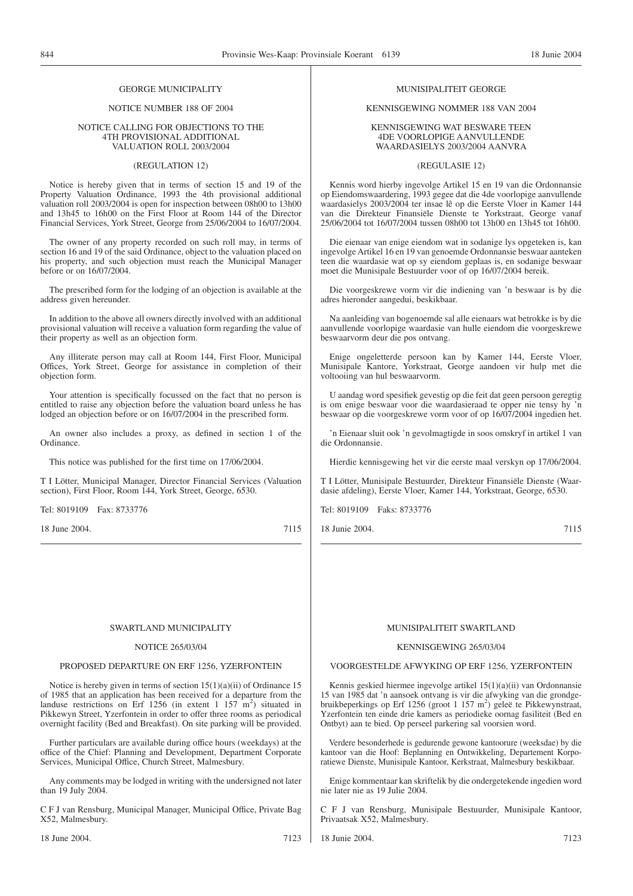GEORGE MUNICIPALITY

NOTICE NUMBER 188 OF 2004

NOTICE CALLING FOR OBJECTIONS TO THE 4TH PROVISIONAL ADDITIONAL VALUATION ROLL 2003/2004

(REGULATION 12)

Notice is hereby given that in terms of section 15 and 19 of the Property Valuation Ordinance, 1993 the 4th provisional additional valuation roll 2003/2004 is open for inspection between 08h00 to 13h00 and 13h45 to 16h00 on the First Floor at Room 144 of the Director Financial Services, York Street, George from 25/06/2004 to 16/07/2004.

The owner of any property recorded on such roll may, in terms of section 16 and 19 of the said Ordinance, object to the valuation placed on his property, and such objection must reach the Municipal Manager before or on 16/07/2004.

The prescribed form for the lodging of an objection is available at the address given hereunder.

In addition to the above all owners directly involved with an additional provisional valuation will receive a valuation form regarding the value of their property as well as an objection form.

Any illiterate person may call at Room 144, First Floor, Municipal Offices, York Street, George for assistance in completion of their objection form.

Your attention is specifically focussed on the fact that no person is entitled to raise any objection before the valuation board unless he has lodged an objection before or on 16/07/2004 in the prescribed form.

An owner also includes a proxy, as defined in section 1 of the Ordinance.

This notice was published for the first time on 17/06/2004.

T I Lötter, Municipal Manager, Director Financial Services (Valuation section), First Floor, Room 144, York Street, George, 6530.

Tel: 8019109 Fax: 8733776

18 June 2004. 7115

MUNISIPALITEIT GEORGE

KENNISGEWING NOMMER 188 VAN 2004

KENNISGEWING WAT BESWARE TEEN 4DE VOORLOPIGE AANVULLENDE WAARDASIELYS 2003/2004 AANVRA

(REGULASIE 12)

Kennis word hierby ingevolge Artikel 15 en 19 van die Ordonnansie op Eiendomswaardering, 1993 gegee dat die 4de voorlopige aanvullende waardasielys 2003/2004 ter insae lê op die Eerste Vloer in Kamer 144 van die Direkteur Finansiële Dienste te Yorkstraat, George vanaf 25/06/2004 tot 16/07/2004 tussen 08h00 tot 13h00 en 13h45 tot 16h00.

Die eienaar van enige eiendom wat in sodanige lys opgeteken is, kan ingevolge Artikel 16 en 19 van genoemde Ordonnansie beswaar aanteken teen die waardasie wat op sy eiendom geplaas is, en sodanige beswaar moet die Munisipale Bestuurder voor of op 16/07/2004 bereik.

Die voorgeskrewe vorm vir die indiening van 'n beswaar is by die adres hieronder aangedui, beskikbaar.

Na aanleiding van bogenoemde sal alle eienaars wat betrokke is by die aanvullende voorlopige waardasie van hulle eiendom die voorgeskrewe beswaarvorm deur die pos ontvang.

Enige ongeletterde persoon kan by Kamer 144, Eerste Vloer, Munisipale Kantore, Yorkstraat, George aandoen vir hulp met die voltooiing van hul beswaarvorm.

U aandag word spesifiek gevestig op die feit dat geen persoon geregtig is om enige beswaar voor die waardasieraad te opper nie tensy hy 'n beswaar op die voorgeskrewe vorm voor of op 16/07/2004 ingedien het.

'n Eienaar sluit ook 'n gevolmagtigde in soos omskryf in artikel 1 van die Ordonnansie.

Hierdie kennisgewing het vir die eerste maal verskyn op 17/06/2004.

T I Lötter, Munisipale Bestuurder, Direkteur Finansiële Dienste (Waardasie afdeling), Eerste Vloer, Kamer 144, Yorkstraat, George, 6530.

Tel: 8019109 Faks: 8733776

18 Junie 2004. 7115

SWARTLAND MUNICIPALITY

NOTICE 265/03/04

PROPOSED DEPARTURE ON ERF 1256, YZERFONTEIN

Notice is hereby given in terms of section 15(1)(a)(ii) of Ordinance 15 of 1985 that an application has been received for a departure from the landuse restrictions on Erf 1256 (in extent 1 157 $m^2$) situated in Pikkewyn Street, Yzerfontein in order to offer three rooms as periodical overnight facility (Bed and Breakfast). On site parking will be provided.

Further particulars are available during office hours (weekdays) at the office of the Chief: Planning and Development, Department Corporate Services, Municipal Office, Church Street, Malmesbury.

Any comments may be lodged in writing with the undersigned not later than 19 July 2004.

C F J van Rensburg, Municipal Manager, Municipal Office, Private Bag X52, Malmesbury.

18 June 2004. 7123

MUNISIPALITEIT SWARTLAND

KENNISGEWING 265/03/04

VOORGESTELDE AFWYKING OP ERF 1256, YZERFONTEIN

Kennis geskied hiermee ingevolge artikel 15(1)(a)(ii) van Ordonnansie 15 van 1985 dat 'n aansoek ontvang is vir die afwyking van die grondgebruikbeperkings op Erf 1256 (groot 1 157 $m^2$) geleë te Pikkewynstraat, Yzerfontein ten einde drie kamers as periodieke oornag fasiliteit (Bed en Ontbyt) aan te bied. Op perseel parkering sal voorsien word.

Verdere besonderhede is gedurende gewone kantoorure (weeksdae) by die kantoor van die Hoof: Beplanning en Ontwikkeling, Departement Korporatiewe Dienste, Munisipale Kantoor, Kerkstraat, Malmesbury beskikbaar.

Enige kommentaar kan skriftelik by die ondergetekende ingedien word nie later nie as 19 Julie 2004.

C F J van Rensburg, Munisipale Bestuurder, Munisipale Kantoor, Privaatsak X52, Malmesbury.

18 Junie 2004. 7123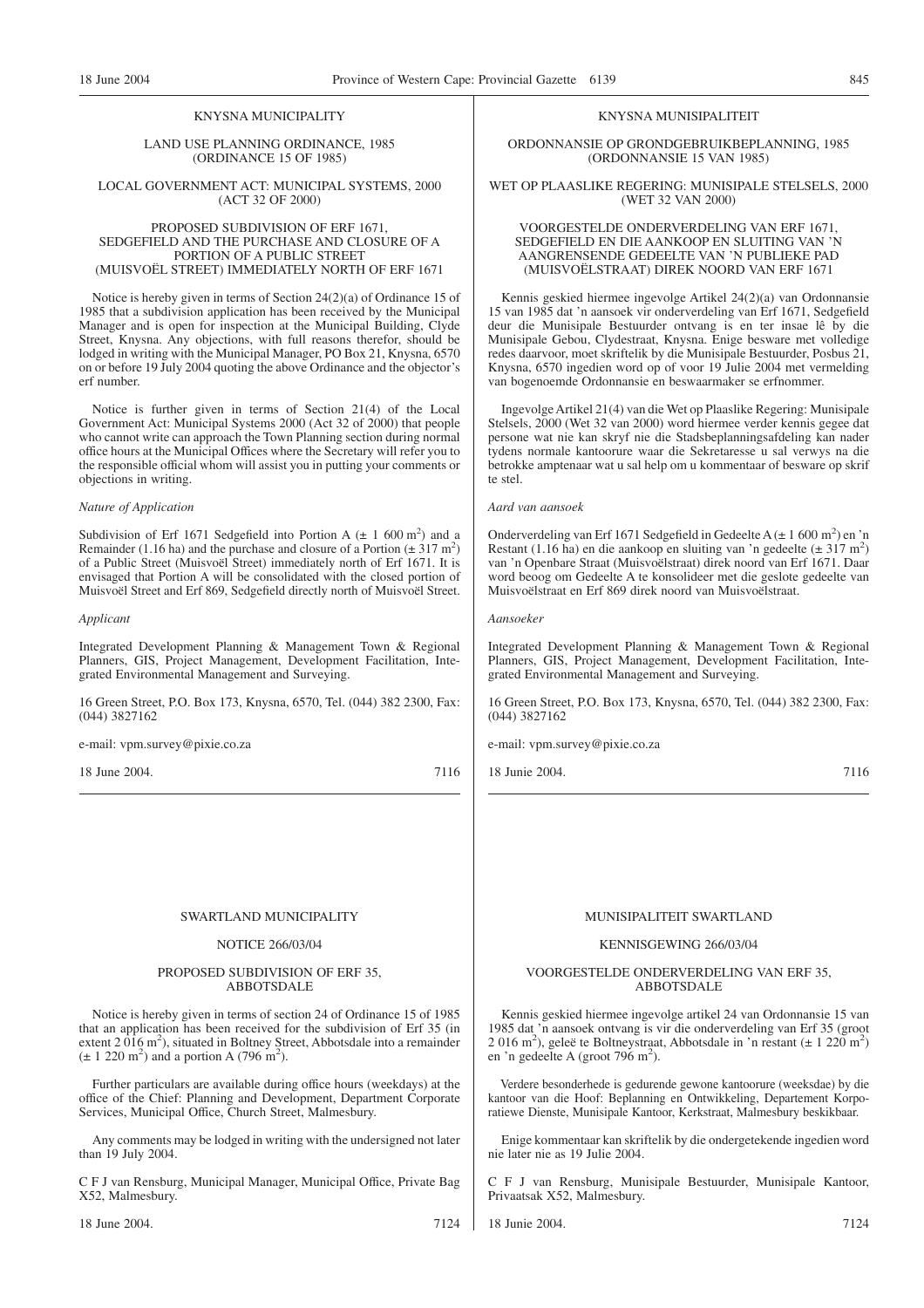KNYSNA MUNICIPALITY

LAND USE PLANNING ORDINANCE, 1985 (ORDINANCE 15 OF 1985)

LOCAL GOVERNMENT ACT: MUNICIPAL SYSTEMS, 2000 (ACT 32 OF 2000)

PROPOSED SUBDIVISION OF ERF 1671, SEDGEFIELD AND THE PURCHASE AND CLOSURE OF A PORTION OF A PUBLIC STREET (MUISVOËL STREET) IMMEDIATELY NORTH OF ERF 1671

Notice is hereby given in terms of Section 24(2)(a) of Ordinance 15 of 1985 that a subdivision application has been received by the Municipal Manager and is open for inspection at the Municipal Building, Clyde Street, Knysna. Any objections, with full reasons therefor, should be lodged in writing with the Municipal Manager, PO Box 21, Knysna, 6570 on or before 19 July 2004 quoting the above Ordinance and the objector's erf number.

Notice is further given in terms of Section 21(4) of the Local Government Act: Municipal Systems 2000 (Act 32 of 2000) that people who cannot write can approach the Town Planning section during normal office hours at the Municipal Offices where the Secretary will refer you to the responsible official whom will assist you in putting your comments or objections in writing.

*Nature of Application*

Subdivision of Erf 1671 Sedgefield into Portion A (± 1 600 $m^2$) and a Remainder (1.16 ha) and the purchase and closure of a Portion (± 317 $m^2$) of a Public Street (Muisvoël Street) immediately north of Erf 1671. It is envisaged that Portion A will be consolidated with the closed portion of Muisvoël Street and Erf 869, Sedgefield directly north of Muisvoël Street.

*Applicant*

Integrated Development Planning & Management Town & Regional Planners, GIS, Project Management, Development Facilitation, Integrated Environmental Management and Surveying.

16 Green Street, P.O. Box 173, Knysna, 6570, Tel. (044) 382 2300, Fax: (044) 3827162

e-mail: vpm.survey@pixie.co.za

18 June 2004. 7116

KNYSNA MUNISIPALITEIT

ORDONNANSIE OP GRONDGEBRUIKBEPLANNING, 1985 (ORDONNANSIE 15 VAN 1985)

WET OP PLAASLIKE REGERING: MUNISIPALE STELSELS, 2000 (WET 32 VAN 2000)

VOORGESTELDE ONDERVERDELING VAN ERF 1671, SEDGEFIELD EN DIE AANKOOP EN SLUITING VAN 'N AANGRENSENDE GEDEELTE VAN 'N PUBLIEKE PAD (MUISVOËLSTRAAT) DIREK NOORD VAN ERF 1671

Kennis geskied hiermee ingevolge Artikel 24(2)(a) van Ordonnansie 15 van 1985 dat 'n aansoek vir onderverdeling van Erf 1671, Sedgefield deur die Munisipale Bestuurder ontvang is en ter insae lê by die Munisipale Gebou, Clydestraat, Knysna. Enige besware met volledige redes daarvoor, moet skriftelik by die Munisipale Bestuurder, Posbus 21, Knysna, 6570 ingedien word op of voor 19 Julie 2004 met vermelding van bogenoemde Ordonnansie en beswaarmaker se erfnommer.

Ingevolge Artikel 21(4) van die Wet op Plaaslike Regering: Munisipale Stelsels, 2000 (Wet 32 van 2000) word hiermee verder kennis gegee dat persone wat nie kan skryf nie die Stadsbeplanningsafdeling kan nader tydens normale kantoorure waar die Sekretaresse u sal verwys na die betrokke amptenaar wat u sal help om u kommentaar of besware op skrif te stel.

*Aard van aansoek*

Onderverdeling van Erf 1671 Sedgefield in Gedeelte A (± 1 600 $m^2$) en 'n Restant (1.16 ha) en die aankoop en sluiting van 'n gedeelte (± 317 $m^2$) van 'n Openbare Straat (Muisvoëlstraat) direk noord van Erf 1671. Daar word beoog om Gedeelte A te konsolideer met die geslote gedeelte van Muisvoëlstraat en Erf 869 direk noord van Muisvoëlstraat.

*Aansoeker*

Integrated Development Planning & Management Town & Regional Planners, GIS, Project Management, Development Facilitation, Integrated Environmental Management and Surveying.

16 Green Street, P.O. Box 173, Knysna, 6570, Tel. (044) 382 2300, Fax: (044) 3827162

e-mail: vpm.survey@pixie.co.za

18 Junie 2004. 7116

SWARTLAND MUNICIPALITY

NOTICE 266/03/04

PROPOSED SUBDIVISION OF ERF 35, ABBOTSDALE

Notice is hereby given in terms of section 24 of Ordinance 15 of 1985 that an application has been received for the subdivision of Erf 35 (in extent 2 016 $m^2$), situated in Boltney Street, Abbotsdale into a remainder (± 1 220 $m^2$) and a portion A (796 $m^2$).

Further particulars are available during office hours (weekdays) at the office of the Chief: Planning and Development, Department Corporate Services, Municipal Office, Church Street, Malmesbury.

Any comments may be lodged in writing with the undersigned not later than 19 July 2004.

C F J van Rensburg, Municipal Manager, Municipal Office, Private Bag X52, Malmesbury.

18 June 2004. 7124

MUNISIPALITEIT SWARTLAND

KENNISGEWING 266/03/04

VOORGESTELDE ONDERVERDELING VAN ERF 35, ABBOTSDALE

Kennis geskied hiermee ingevolge artikel 24 van Ordonnansie 15 van 1985 dat 'n aansoek ontvang is vir die onderverdeling van Erf 35 (groot 2 016 $m^2$), geleë te Boltneystraat, Abbotsdale in 'n restant (± 1 220 $m^2$) en 'n gedeelte A (groot 796 $m^2$).

Verdere besonderhede is gedurende gewone kantoorure (weeksdae) by die kantoor van die Hoof: Beplanning en Ontwikkeling, Departement Korporatiewe Dienste, Munisipale Kantoor, Kerkstraat, Malmesbury beskikbaar.

Enige kommentaar kan skriftelik by die ondergetekende ingedien word nie later nie as 19 Julie 2004.

C F J van Rensburg, Munisipale Bestuurder, Munisipale Kantoor, Privaatsak X52, Malmesbury.

18 Junie 2004. 7124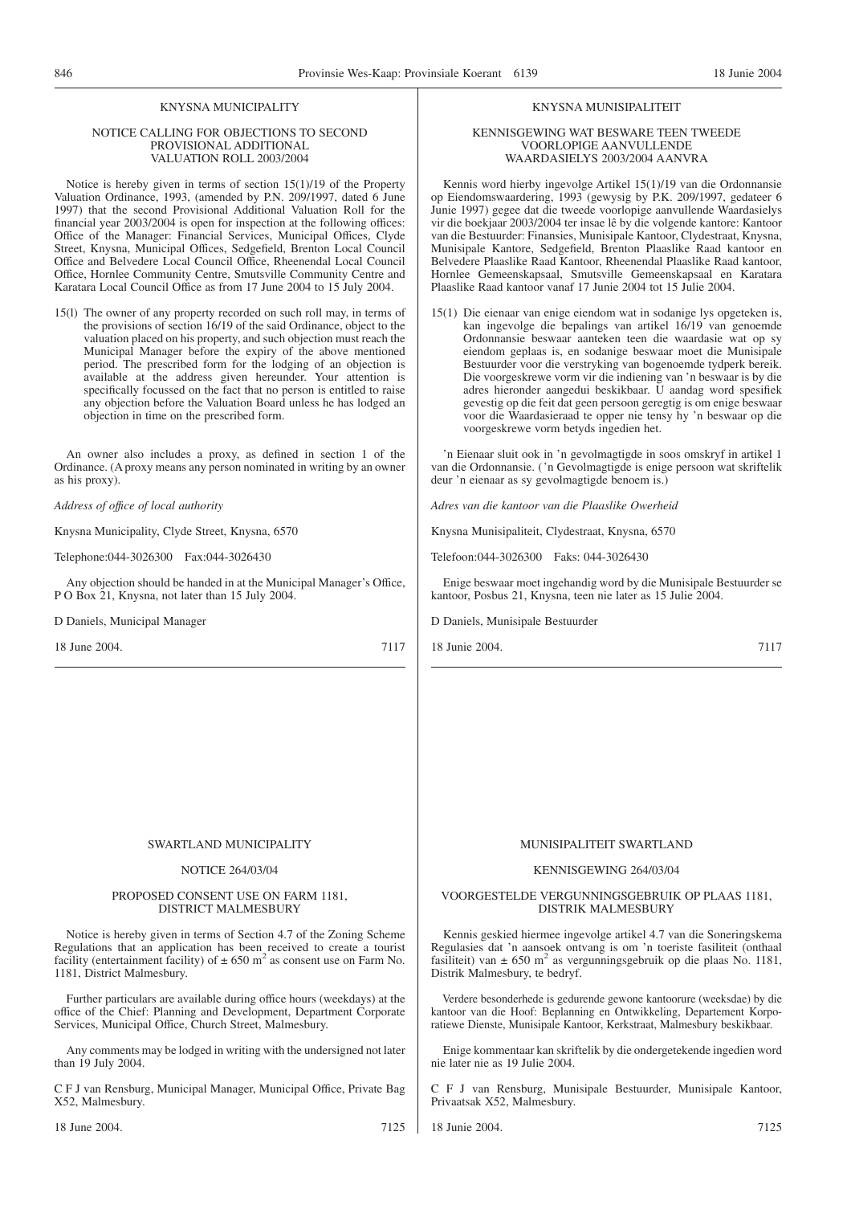## KNYSNA MUNICIPALITY

### NOTICE CALLING FOR OBJECTIONS TO SECOND PROVISIONAL ADDITIONAL VALUATION ROLL 2003/2004

Notice is hereby given in terms of section 15(1)/19 of the Property Valuation Ordinance, 1993, (amended by P.N. 209/1997, dated 6 June 1997) that the second Provisional Additional Valuation Roll for the financial year 2003/2004 is open for inspection at the following offices: Office of the Manager: Financial Services, Municipal Offices, Clyde Street, Knysna, Municipal Offices, Sedgefield, Brenton Local Council Office and Belvedere Local Council Office, Rheenendal Local Council Office, Hornlee Community Centre, Smutsville Community Centre and Karatara Local Council Office as from 17 June 2004 to 15 July 2004.

15(l) The owner of any property recorded on such roll may, in terms of the provisions of section 16/19 of the said Ordinance, object to the valuation placed on his property, and such objection must reach the Municipal Manager before the expiry of the above mentioned period. The prescribed form for the lodging of an objection is available at the address given hereunder. Your attention is specifically focussed on the fact that no person is entitled to raise any objection before the Valuation Board unless he has lodged an objection in time on the prescribed form.

An owner also includes a proxy, as defined in section 1 of the Ordinance. (A proxy means any person nominated in writing by an owner as his proxy).

*Address of office of local authority*

Knysna Municipality, Clyde Street, Knysna, 6570

Telephone:044-3026300 Fax:044-3026430

Any objection should be handed in at the Municipal Manager's Office, P O Box 21, Knysna, not later than 15 July 2004.

D Daniels, Municipal Manager

18 June 2004. 7117

---

## KNYSNA MUNISIPALITEIT

### KENNISGEWING WAT BESWARE TEEN TWEEDE VOORLOPIGE AANVULLENDE WAARDASIELYS 2003/2004 AANVRA

Kennis word hierby ingevolge Artikel 15(1)/19 van die Ordonnansie op Eiendomswaardering, 1993 (gewysig by P.K. 209/1997, gedateer 6 Junie 1997) gegee dat die tweede voorlopige aanvullende Waardasielys vir die boekjaar 2003/2004 ter insae lê by die volgende kantore: Kantoor van die Bestuurder: Finansies, Munisipale Kantoor, Clydestraat, Knysna, Munisipale Kantore, Sedgefield, Brenton Plaaslike Raad kantoor en Belvedere Plaaslike Raad Kantoor, Rheenendal Plaaslike Raad kantoor, Hornlee Gemeenskapsaal, Smutsville Gemeenskapsaal en Karatara Plaaslike Raad kantoor vanaf 17 Junie 2004 tot 15 Julie 2004.

15(1) Die eienaar van enige eiendom wat in sodanige lys opgeteken is, kan ingevolge die bepalings van artikel 16/19 van genoemde Ordonnansie beswaar aanteken teen die waardasie wat op sy eiendom geplaas is, en sodanige beswaar moet die Munisipale Bestuurder voor die verstryking van bogenoemde tydperk bereik. Die voorgeskrewe vorm vir die indiening van 'n beswaar is by die adres hieronder aangedui beskikbaar. U aandag word spesifiek gevestig op die feit dat geen persoon geregtig is om enige beswaar voor die Waardasieraad te opper nie tensy hy 'n beswaar op die voorgeskrewe vorm betyds ingedien het.

'n Eienaar sluit ook in 'n gevolmagtigde in soos omskryf in artikel 1 van die Ordonnansie. ('n Gevolmagtigde is enige persoon wat skriftelik deur 'n eienaar as sy gevolmagtigde benoem is.)

*Adres van die kantoor van die Plaaslike Owerheid*

Knysna Munisipaliteit, Clydestraat, Knysna, 6570

Telefoon:044-3026300 Faks: 044-3026430

Enige beswaar moet ingehandig word by die Munisipale Bestuurder se kantoor, Posbus 21, Knysna, teen nie later as 15 Julie 2004.

D Daniels, Munisipale Bestuurder

18 Junie 2004. 7117

---

## SWARTLAND MUNICIPALITY

### NOTICE 264/03/04

### PROPOSED CONSENT USE ON FARM 1181, DISTRICT MALMESBURY

Notice is hereby given in terms of Section 4.7 of the Zoning Scheme Regulations that an application has been received to create a tourist facility (entertainment facility) of ± 650 $m^2$ as consent use on Farm No. 1181, District Malmesbury.

Further particulars are available during office hours (weekdays) at the office of the Chief: Planning and Development, Department Corporate Services, Municipal Office, Church Street, Malmesbury.

Any comments may be lodged in writing with the undersigned not later than 19 July 2004.

C F J van Rensburg, Municipal Manager, Municipal Office, Private Bag X52, Malmesbury.

18 June 2004. 7125

---

## MUNISIPALITEIT SWARTLAND

### KENNISGEWING 264/03/04

### VOORGESTELDE VERGUNNINGSGEBRUIK OP PLAAS 1181, DISTRIK MALMESBURY

Kennis geskied hiermee ingevolge artikel 4.7 van die Soneringskema Regulasies dat 'n aansoek ontvang is om 'n toeriste fasiliteit (onthaal fasiliteit) van ± 650 $m^2$ as vergunningsgebruik op die plaas No. 1181, Distrik Malmesbury, te bedryf.

Verdere besonderhede is gedurende gewone kantoorure (weeksdae) by die kantoor van die Hoof: Beplanning en Ontwikkeling, Departement Korporatiewe Dienste, Munisipale Kantoor, Kerkstraat, Malmesbury beskikbaar.

Enige kommentaar kan skriftelik by die ondergetekende ingedien word nie later nie as 19 Julie 2004.

C F J van Rensburg, Munisipale Bestuurder, Munisipale Kantoor, Privaatsak X52, Malmesbury.

18 Junie 2004. 7125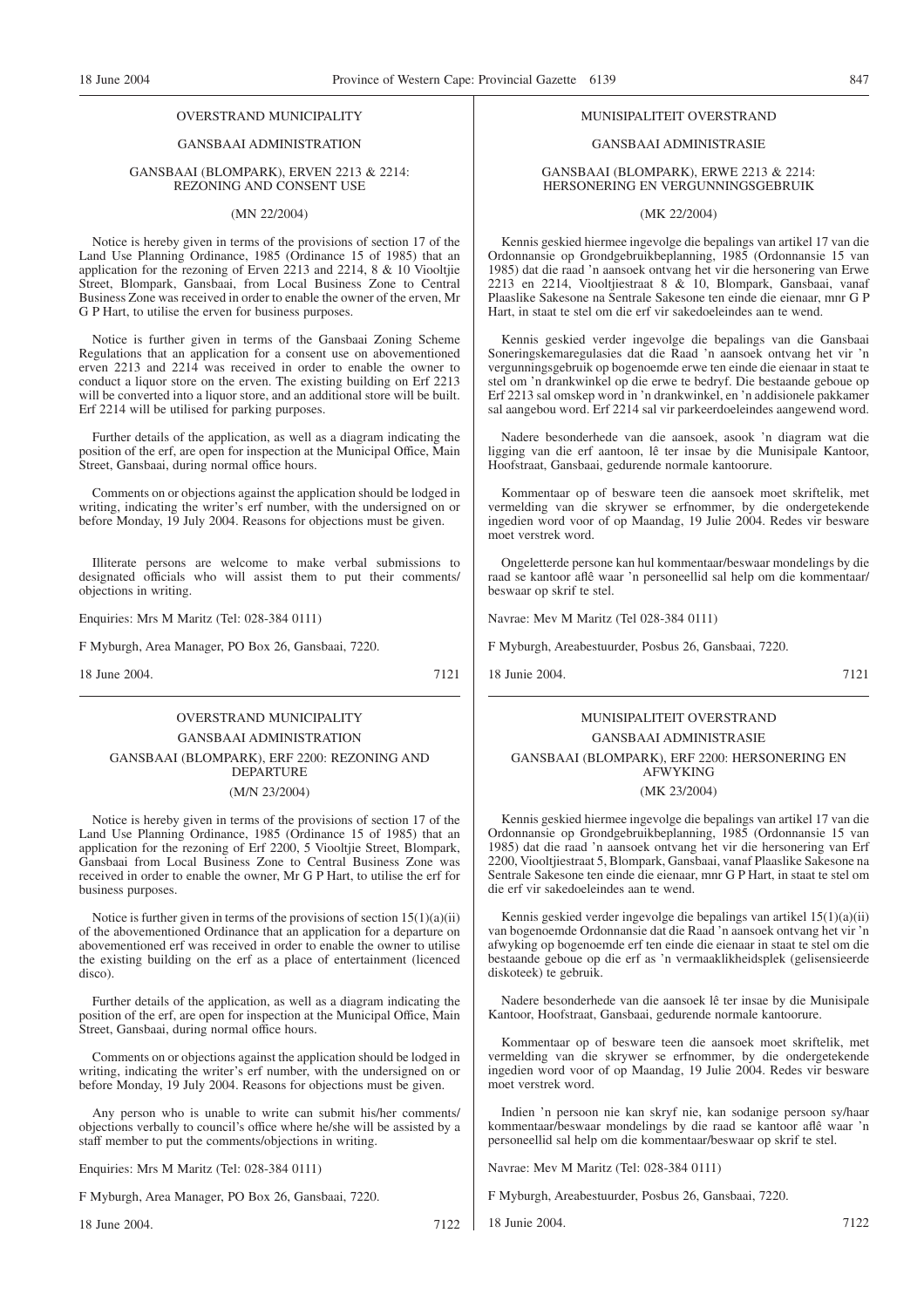OVERSTRAND MUNICIPALITY

GANSBAAI ADMINISTRATION

GANSBAAI (BLOMPARK), ERVEN 2213 & 2214: REZONING AND CONSENT USE

(MN 22/2004)

Notice is hereby given in terms of the provisions of section 17 of the Land Use Planning Ordinance, 1985 (Ordinance 15 of 1985) that an application for the rezoning of Erven 2213 and 2214, 8 & 10 Viooltjie Street, Blompark, Gansbaai, from Local Business Zone to Central Business Zone was received in order to enable the owner of the erven, Mr G P Hart, to utilise the erven for business purposes.

Notice is further given in terms of the Gansbaai Zoning Scheme Regulations that an application for a consent use on abovementioned erven 2213 and 2214 was received in order to enable the owner to conduct a liquor store on the erven. The existing building on Erf 2213 will be converted into a liquor store, and an additional store will be built. Erf 2214 will be utilised for parking purposes.

Further details of the application, as well as a diagram indicating the position of the erf, are open for inspection at the Municipal Office, Main Street, Gansbaai, during normal office hours.

Comments on or objections against the application should be lodged in writing, indicating the writer's erf number, with the undersigned on or before Monday, 19 July 2004. Reasons for objections must be given.

Illiterate persons are welcome to make verbal submissions to designated officials who will assist them to put their comments/objections in writing.

Enquiries: Mrs M Maritz (Tel: 028-384 0111)

F Myburgh, Area Manager, PO Box 26, Gansbaai, 7220.

18 June 2004. 7121

---

MUNISIPALITEIT OVERSTRAND

GANSBAAI ADMINISTRASIE

GANSBAAI (BLOMPARK), ERWE 2213 & 2214: HERSONERING EN VERGUNNINGSGEBRUIK

(MK 22/2004)

Kennis geskied hiermee ingevolge die bepalings van artikel 17 van die Ordonnansie op Grondgebruikbeplanning, 1985 (Ordonnansie 15 van 1985) dat die raad 'n aansoek ontvang het vir die hersonering van Erwe 2213 en 2214, Viooltjiestraat 8 & 10, Blompark, Gansbaai, vanaf Plaaslike Sakesone na Sentrale Sakesone ten einde die eienaar, mnr G P Hart, in staat te stel om die erf vir sakedoeleindes aan te wend.

Kennis geskied verder ingevolge die bepalings van die Gansbaai Soneringskemaregulasies dat die Raad 'n aansoek ontvang het vir 'n vergunningsgebruik op bogenoemde erwe ten einde die eienaar in staat te stel om 'n drankwinkel op die erwe te bedryf. Die bestaande geboue op Erf 2213 sal omskep word in 'n drankwinkel, en 'n addisionele pakkamer sal aangebou word. Erf 2214 sal vir parkeerdoeleindes aangewend word.

Nadere besonderhede van die aansoek, asook 'n diagram wat die ligging van die erf aantoon, lê ter insae by die Munisipale Kantoor, Hoofstraat, Gansbaai, gedurende normale kantoorure.

Kommentaar op of besware teen die aansoek moet skriftelik, met vermelding van die skrywer se erfnommer, by die ondergetekende ingedien word voor of op Maandag, 19 Julie 2004. Redes vir besware moet verstrek word.

Ongeletterde persone kan hul kommentaar/beswaar mondelings by die raad se kantoor aflê waar 'n personeellid sal help om die kommentaar/beswaar op skrif te stel.

Navrae: Mev M Maritz (Tel 028-384 0111)

F Myburgh, Areabestuurder, Posbus 26, Gansbaai, 7220.

18 Junie 2004. 7121

---

OVERSTRAND MUNICIPALITY

GANSBAAI ADMINISTRATION

GANSBAAI (BLOMPARK), ERF 2200: REZONING AND DEPARTURE

(M/N 23/2004)

Notice is hereby given in terms of the provisions of section 17 of the Land Use Planning Ordinance, 1985 (Ordinance 15 of 1985) that an application for the rezoning of Erf 2200, 5 Viooltjie Street, Blompark, Gansbaai from Local Business Zone to Central Business Zone was received in order to enable the owner, Mr G P Hart, to utilise the erf for business purposes.

Notice is further given in terms of the provisions of section 15(1)(a)(ii) of the abovementioned Ordinance that an application for a departure on abovementioned erf was received in order to enable the owner to utilise the existing building on the erf as a place of entertainment (licenced disco).

Further details of the application, as well as a diagram indicating the position of the erf, are open for inspection at the Municipal Office, Main Street, Gansbaai, during normal office hours.

Comments on or objections against the application should be lodged in writing, indicating the writer's erf number, with the undersigned on or before Monday, 19 July 2004. Reasons for objections must be given.

Any person who is unable to write can submit his/her comments/objections verbally to council's office where he/she will be assisted by a staff member to put the comments/objections in writing.

Enquiries: Mrs M Maritz (Tel: 028-384 0111)

F Myburgh, Area Manager, PO Box 26, Gansbaai, 7220.

18 June 2004. 7122

---

MUNISIPALITEIT OVERSTRAND

GANSBAAI ADMINISTRASIE

GANSBAAI (BLOMPARK), ERF 2200: HERSONERING EN AFWYKING

(MK 23/2004)

Kennis geskied hiermee ingevolge die bepalings van artikel 17 van die Ordonnansie op Grondgebruikbeplanning, 1985 (Ordonnansie 15 van 1985) dat die raad 'n aansoek ontvang het vir die hersonering van Erf 2200, Viooltjiestraat 5, Blompark, Gansbaai, vanaf Plaaslike Sakesone na Sentrale Sakesone ten einde die eienaar, mnr G P Hart, in staat te stel om die erf vir sakedoeleindes aan te wend.

Kennis geskied verder ingevolge die bepalings van artikel 15(1)(a)(ii) van bogenoemde Ordonnansie dat die Raad 'n aansoek ontvang het vir 'n afwyking op bogenoemde erf ten einde die eienaar in staat te stel om die bestaande geboue op die erf as 'n vermaaklikheidsplek (gelisensieerde diskoteek) te gebruik.

Nadere besonderhede van die aansoek lê ter insae by die Munisipale Kantoor, Hoofstraat, Gansbaai, gedurende normale kantoorure.

Kommentaar op of besware teen die aansoek moet skriftelik, met vermelding van die skrywer se erfnommer, by die ondergetekende ingedien word voor of op Maandag, 19 Julie 2004. Redes vir besware moet verstrek word.

Indien 'n persoon nie kan skryf nie, kan sodanige persoon sy/haar kommentaar/beswaar mondelings by die raad se kantoor aflê waar 'n personeellid sal help om die kommentaar/beswaar op skrif te stel.

Navrae: Mev M Maritz (Tel: 028-384 0111)

F Myburgh, Areabestuurder, Posbus 26, Gansbaai, 7220.

18 Junie 2004. 7122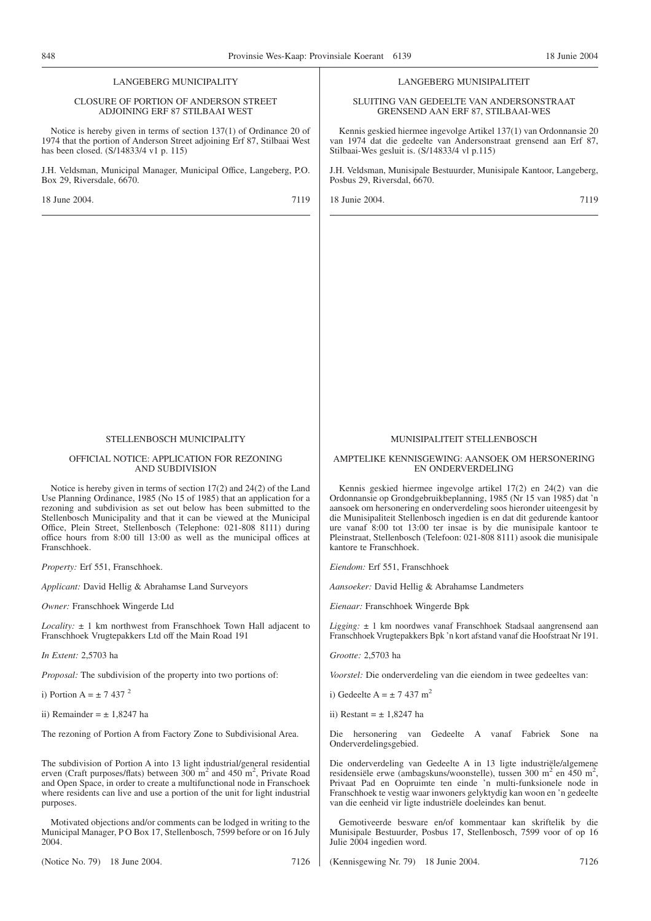LANGEBERG MUNICIPALITY

CLOSURE OF PORTION OF ANDERSON STREET ADJOINING ERF 87 STILBAAI WEST

Notice is hereby given in terms of section 137(1) of Ordinance 20 of 1974 that the portion of Anderson Street adjoining Erf 87, Stilbaai West has been closed. (S/14833/4 v1 p. 115)

J.H. Veldsman, Municipal Manager, Municipal Office, Langeberg, P.O. Box 29, Riversdale, 6670.

18 June 2004. 7119

---

LANGEBERG MUNISIPALITEIT

SLUITING VAN GEDEELTE VAN ANDERSONSTRAAT GRENSEND AAN ERF 87, STILBAAI-WES

Kennis geskied hiermee ingevolge Artikel 137(1) van Ordonnansie 20 van 1974 dat die gedeelte van Andersonstraat grensend aan Erf 87, Stilbaai-Wes gesluit is. (S/14833/4 vl p.115)

J.H. Veldsman, Munisipale Bestuurder, Munisipale Kantoor, Langeberg, Posbus 29, Riversdal, 6670.

18 Junie 2004. 7119

---

STELLENBOSCH MUNICIPALITY

OFFICIAL NOTICE: APPLICATION FOR REZONING AND SUBDIVISION

Notice is hereby given in terms of section 17(2) and 24(2) of the Land Use Planning Ordinance, 1985 (No 15 of 1985) that an application for a rezoning and subdivision as set out below has been submitted to the Stellenbosch Municipality and that it can be viewed at the Municipal Office, Plein Street, Stellenbosch (Telephone: 021-808 8111) during office hours from 8:00 till 13:00 as well as the municipal offices at Franschhoek.

*Property:* Erf 551, Franschhoek.

*Applicant:* David Hellig & Abrahamse Land Surveyors

*Owner:* Franschhoek Wingerde Ltd

*Locality:* ± 1 km northwest from Franschhoek Town Hall adjacent to Franschhoek Vrugtepakkers Ltd off the Main Road 191

*In Extent:* 2,5703 ha

*Proposal:* The subdivision of the property into two portions of:

i) Portion A = ± 7 437 $^2$

ii) Remainder = ± 1,8247 ha

The rezoning of Portion A from Factory Zone to Subdivisional Area.

The subdivision of Portion A into 13 light industrial/general residential erven (Craft purposes/flats) between 300 $m^2$ and 450 $m^2$, Private Road and Open Space, in order to create a multifunctional node in Franschoek where residents can live and use a portion of the unit for light industrial purposes.

Motivated objections and/or comments can be lodged in writing to the Municipal Manager, P O Box 17, Stellenbosch, 7599 before or on 16 July 2004.

(Notice No. 79) 18 June 2004. 7126

---

MUNISIPALITEIT STELLENBOSCH

AMPTELIKE KENNISGEWING: AANSOEK OM HERSONERING EN ONDERVERDELING

Kennis geskied hiermee ingevolge artikel 17(2) en 24(2) van die Ordonnansie op Grondgebruikbeplanning, 1985 (Nr 15 van 1985) dat 'n aansoek om hersonering en onderverdeling soos hieronder uiteengesit by die Munisipaliteit Stellenbosch ingedien is en dat dit gedurende kantoor ure vanaf 8:00 tot 13:00 ter insae is by die munisipale kantoor te Pleinstraat, Stellenbosch (Telefoon: 021-808 8111) asook die munisipale kantore te Franschhoek.

*Eiendom:* Erf 551, Franschhoek

*Aansoeker:* David Hellig & Abrahamse Landmeters

*Eienaar:* Franschhoek Wingerde Bpk

*Ligging:* ± 1 km noordwes vanaf Franschhoek Stadsaal aangrensend aan Franschhoek Vrugtepakkers Bpk 'n kort afstand vanaf die Hoofstraat Nr 191.

*Grootte:* 2,5703 ha

*Voorstel:* Die onderverdeling van die eiendom in twee gedeeltes van:

i) Gedeelte A = ± 7 437 $m^2$

ii) Restant = ± 1,8247 ha

Die hersonering van Gedeelte A vanaf Fabriek Sone na Onderverdelingsgebied.

Die onderverdeling van Gedeelte A in 13 ligte industriële/algemene residensiële erwe (ambagskuns/woonstelle), tussen 300 $m^2$ en 450 $m^2$, Privaat Pad en Oopruimte ten einde 'n multi-funksionele node in Franschhoek te vestig waar inwoners gelyktydig kan woon en 'n gedeelte van die eenheid vir ligte industriële doeleindes kan benut.

Gemotiveerde besware en/of kommentaar kan skriftelik by die Munisipale Bestuurder, Posbus 17, Stellenbosch, 7599 voor of op 16 Julie 2004 ingedien word.

(Kennisgewing Nr. 79) 18 Junie 2004. 7126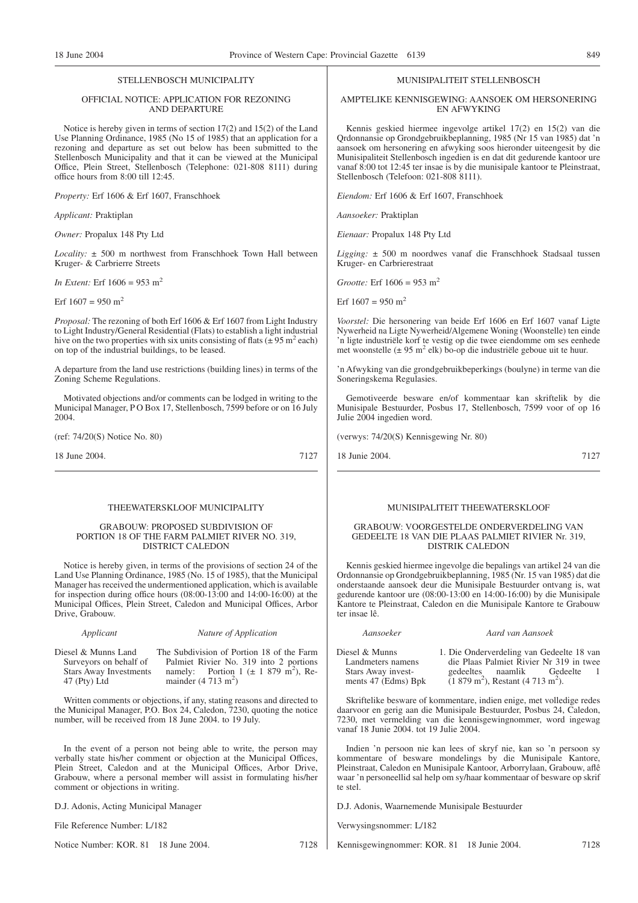## STELLENBOSCH MUNICIPALITY

### OFFICIAL NOTICE: APPLICATION FOR REZONING AND DEPARTURE

Notice is hereby given in terms of section 17(2) and 15(2) of the Land Use Planning Ordinance, 1985 (No 15 of 1985) that an application for a rezoning and departure as set out below has been submitted to the Stellenbosch Municipality and that it can be viewed at the Municipal Office, Plein Street, Stellenbosch (Telephone: 021-808 8111) during office hours from 8:00 till 12:45.

*Property:* Erf 1606 & Erf 1607, Franschhoek

*Applicant:* Praktiplan

*Owner:* Propalux 148 Pty Ltd

*Locality:* ± 500 m northwest from Franschhoek Town Hall between Kruger- & Carbrierre Streets

*In Extent:* Erf 1606 = 953 m$^2$

Erf 1607 = 950 m$^2$

*Proposal:* The rezoning of both Erf 1606 & Erf 1607 from Light Industry to Light Industry/General Residential (Flats) to establish a light industrial hive on the two properties with six units consisting of flats (± 95 m$^2$ each) on top of the industrial buildings, to be leased.

A departure from the land use restrictions (building lines) in terms of the Zoning Scheme Regulations.

Motivated objections and/or comments can be lodged in writing to the Municipal Manager, P O Box 17, Stellenbosch, 7599 before or on 16 July 2004.

(ref: 74/20(S) Notice No. 80)

18 June 2004. 7127

---

## MUNISIPALITEIT STELLENBOSCH

### AMPTELIKE KENNISGEWING: AANSOEK OM HERSONERING EN AFWYKING

Kennis geskied hiermee ingevolge artikel 17(2) en 15(2) van die Qrdonnansie op Grondgebruikbeplanning, 1985 (Nr 15 van 1985) dat 'n aansoek om hersonering en afwyking soos hieronder uiteengesit by die Munisipaliteit Stellenbosch ingedien is en dat dit gedurende kantoor ure vanaf 8:00 tot 12:45 ter insae is by die munisipale kantoor te Pleinstraat, Stellenbosch (Telefoon: 021-808 8111).

*Eiendom:* Erf 1606 & Erf 1607, Franschhoek

*Aansoeker:* Praktiplan

*Eienaar:* Propalux 148 Pty Ltd

*Ligging:* ± 500 m noordwes vanaf die Franschhoek Stadsaal tussen Kruger- en Carbrierestraat

*Grootte:* Erf 1606 = 953 m$^2$

Erf 1607 = 950 m$^2$

*Voorstel:* Die hersonering van beide Erf 1606 en Erf 1607 vanaf Ligte Nywerheid na Ligte Nywerheid/Algemene Woning (Woonstelle) ten einde 'n ligte industriële korf te vestig op die twee eiendomme om ses eenhede met woonstelle (± 95 m$^2$ elk) bo-op die industriële geboue uit te huur.

'n Afwyking van die grondgebruikbeperkings (boulyne) in terme van die Soneringskema Regulasies.

Gemotiveerde besware en/of kommentaar kan skriftelik by die Munisipale Bestuurder, Posbus 17, Stellenbosch, 7599 voor of op 16 Julie 2004 ingedien word.

(verwys: 74/20(S) Kennisgewing Nr. 80)

18 Junie 2004. 7127

---

## THEEWATERSKLOOF MUNICIPALITY

### GRABOUW: PROPOSED SUBDIVISION OF PORTION 18 OF THE FARM PALMIET RIVER NO. 319, DISTRICT CALEDON

Notice is hereby given, in terms of the provisions of section 24 of the Land Use Planning Ordinance, 1985 (No. 15 of 1985), that the Municipal Manager has received the undermentioned application, which is available for inspection during office hours (08:00-13:00 and 14:00-16:00) at the Municipal Offices, Plein Street, Caledon and Municipal Offices, Arbor Drive, Grabouw.

| *Applicant* | *Nature of Application* |
|---|---|
| Diesel & Munns Land Surveyors on behalf of Stars Away Investments 47 (Pty) Ltd | The Subdivision of Portion 18 of the Farm Palmiet Rivier No. 319 into 2 portions namely: Portion 1 (± 1 879 m$^2$), Remainder (4 713 m$^2$) |

Written comments or objections, if any, stating reasons and directed to the Municipal Manager, P.O. Box 24, Caledon, 7230, quoting the notice number, will be received from 18 June 2004. to 19 July.

In the event of a person not being able to write, the person may verbally state his/her comment or objection at the Municipal Offices, Plein Street, Caledon and at the Municipal Offices, Arbor Drive, Grabouw, where a personal member will assist in formulating his/her comment or objections in writing.

D.J. Adonis, Acting Municipal Manager

File Reference Number: L/182

Notice Number: KOR. 81 18 June 2004. 7128

---

## MUNISIPALITEIT THEEWATERSKLOOF

### GRABOUW: VOORGESTELDE ONDERVERDELING VAN GEDEELTE 18 VAN DIE PLAAS PALMIET RIVIER Nr. 319, DISTRIK CALEDON

Kennis geskied hiermee ingevolge die bepalings van artikel 24 van die Ordonnansie op Grondgebruikbeplanning, 1985 (Nr. 15 van 1985) dat die onderstaande aansoek deur die Munisipale Bestuurder ontvang is, wat gedurende kantoor ure (08:00-13:00 en 14:00-16:00) by die Munisipale Kantore te Pleinstraat, Caledon en die Munisipale Kantore te Grabouw ter insae lê.

| *Aansoeker* | *Aard van Aansoek* |
|---|---|
| Diesel & Munns Landmeters namens Stars Away investments 47 (Edms) Bpk | 1. Die Onderverdeling van Gedeelte 18 van die Plaas Palmiet Rivier Nr 319 in twee gedeeltes naamlik Gedeelte 1 (1 879 m$^2$), Restant (4 713 m$^2$). |

Skriftelike besware of kommentare, indien enige, met volledige redes daarvoor en gerig aan die Munisipale Bestuurder, Posbus 24, Caledon, 7230, met vermelding van die kennisgewingnommer, word ingewag vanaf 18 Junie 2004. tot 19 Julie 2004.

Indien 'n persoon nie kan lees of skryf nie, kan so 'n persoon sy kommentare of besware mondelings by die Munisipale Kantore, Pleinstraat, Caledon en Munisipale Kantoor, Arborrylaan, Grabouw, aflê waar 'n personeellid sal help om sy/haar kommentaar of besware op skrif te stel.

D.J. Adonis, Waarnemende Munisipale Bestuurder

Verwysingsnommer: L/182

Kennisgewingnommer: KOR. 81 18 Junie 2004. 7128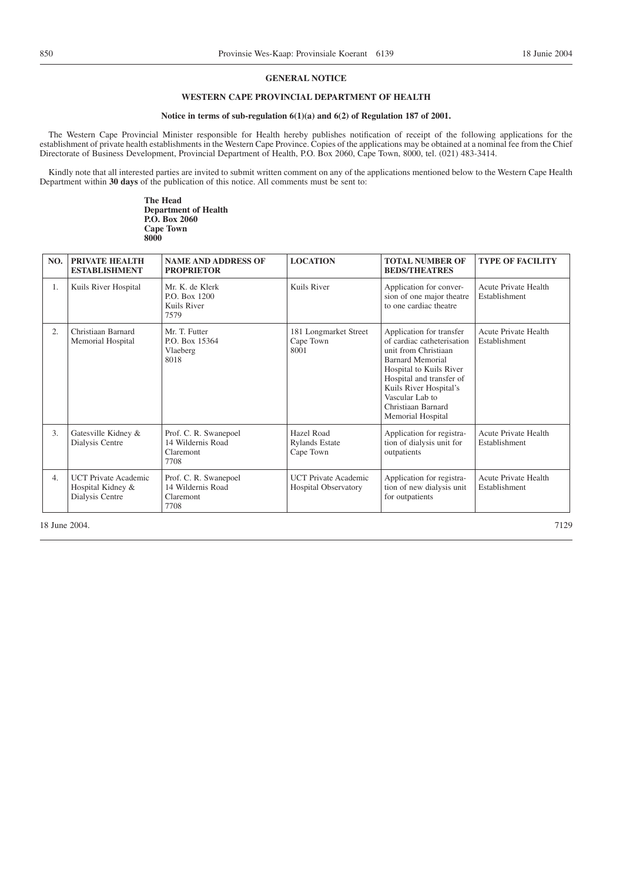## GENERAL NOTICE

### WESTERN CAPE PROVINCIAL DEPARTMENT OF HEALTH

**Notice in terms of sub-regulation 6(1)(a) and 6(2) of Regulation 187 of 2001.**

The Western Cape Provincial Minister responsible for Health hereby publishes notification of receipt of the following applications for the establishment of private health establishments in the Western Cape Province. Copies of the applications may be obtained at a nominal fee from the Chief Directorate of Business Development, Provincial Department of Health, P.O. Box 2060, Cape Town, 8000, tel. (021) 483-3414.

Kindly note that all interested parties are invited to submit written comment on any of the applications mentioned below to the Western Cape Health Department within **30 days** of the publication of this notice. All comments must be sent to:

**The Head**
**Department of Health**
**P.O. Box 2060**
**Cape Town**
**8000**

| NO. | PRIVATE HEALTH ESTABLISHMENT | NAME AND ADDRESS OF PROPRIETOR | LOCATION | TOTAL NUMBER OF BEDS/THEATRES | TYPE OF FACILITY |
|---|---|---|---|---|---|
| 1. | Kuils River Hospital | Mr. K. de Klerk<br>P.O. Box 1200<br>Kuils River<br>7579 | Kuils River | Application for conversion of one major theatre to one cardiac theatre | Acute Private Health Establishment |
| 2. | Christiaan Barnard Memorial Hospital | Mr. T. Futter<br>P.O. Box 15364<br>Vlaeberg<br>8018 | 181 Longmarket Street<br>Cape Town<br>8001 | Application for transfer of cardiac catheterisation unit from Christiaan Barnard Memorial Hospital to Kuils River Hospital and transfer of Kuils River Hospital's Vascular Lab to Christiaan Barnard Memorial Hospital | Acute Private Health Establishment |
| 3. | Gatesville Kidney & Dialysis Centre | Prof. C. R. Swanepoel<br>14 Wildernis Road<br>Claremont<br>7708 | Hazel Road<br>Rylands Estate<br>Cape Town | Application for registration of dialysis unit for outpatients | Acute Private Health Establishment |
| 4. | UCT Private Academic Hospital Kidney & Dialysis Centre | Prof. C. R. Swanepoel<br>14 Wildernis Road<br>Claremont<br>7708 | UCT Private Academic Hospital Observatory | Application for registration of new dialysis unit for outpatients | Acute Private Health Establishment |

18 June 2004. 7129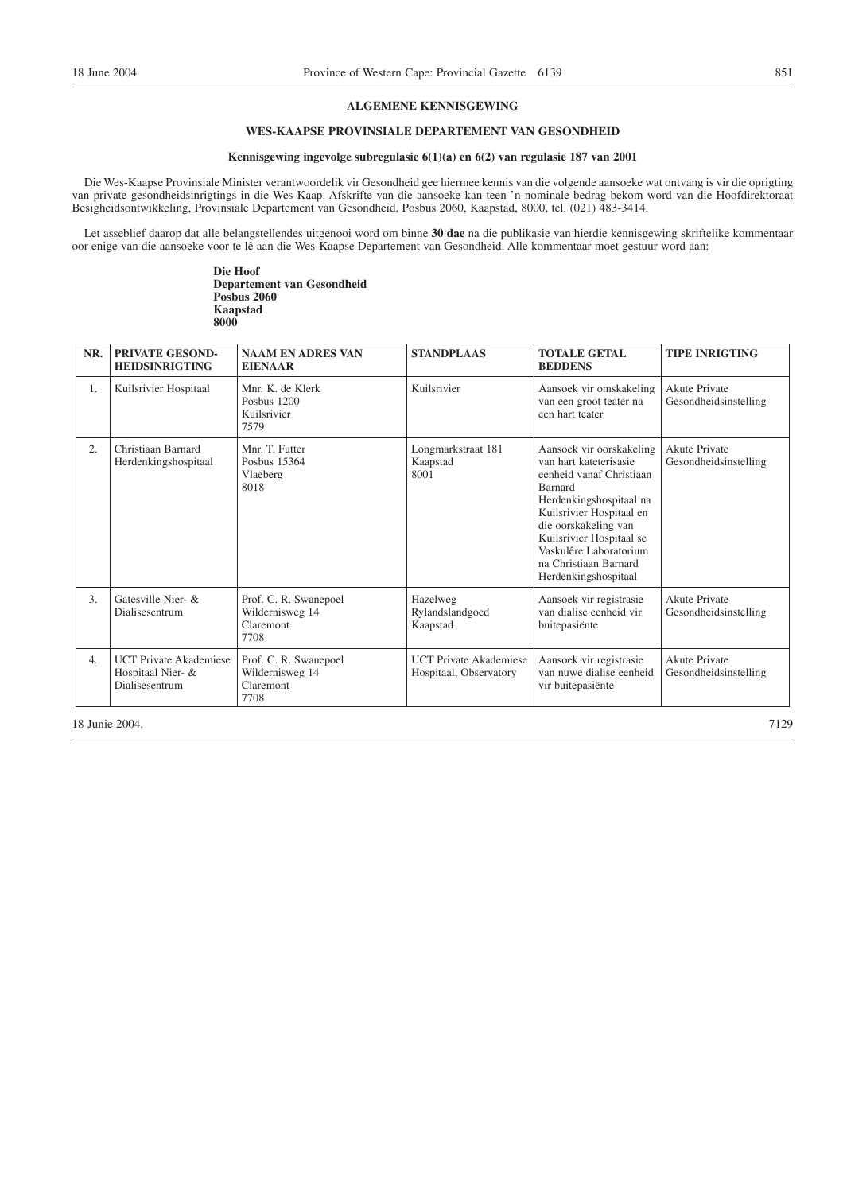**ALGEMENE KENNISGEWING**

**WES-KAAPSE PROVINSIALE DEPARTEMENT VAN GESONDHEID**

**Kennisgewing ingevolge subregulasie 6(1)(a) en 6(2) van regulasie 187 van 2001**

Die Wes-Kaapse Provinsiale Minister verantwoordelik vir Gesondheid gee hiermee kennis van die volgende aansoeke wat ontvang is vir die oprigting van private gesondheidsinrigtings in die Wes-Kaap. Afskrifte van die aansoeke kan teen 'n nominale bedrag bekom word van die Hoofdirektoraat Besigheidsontwikkeling, Provinsiale Departement van Gesondheid, Posbus 2060, Kaapstad, 8000, tel. (021) 483-3414.

Let asseblief daarop dat alle belangstellendes uitgenooi word om binne **30 dae** na die publikasie van hierdie kennisgewing skriftelike kommentaar oor enige van die aansoeke voor te lê aan die Wes-Kaapse Departement van Gesondheid. Alle kommentaar moet gestuur word aan:

**Die Hoof**
**Departement van Gesondheid**
**Posbus 2060**
**Kaapstad**
**8000**

| NR. | PRIVATE GESOND-HEIDSINRIGTING | NAAM EN ADRES VAN EIENAAR | STANDPLAAS | TOTALE GETAL BEDDENS | TIPE INRIGTING |
|---|---|---|---|---|---|
| 1. | Kuilsrivier Hospitaal | Mnr. K. de Klerk Posbus 1200 Kuilsrivier 7579 | Kuilsrivier | Aansoek vir omskakeling van een groot teater na een hart teater | Akute Private Gesondheidsinstelling |
| 2. | Christiaan Barnard Herdenkingshospitaal | Mnr. T. Futter Posbus 15364 Vlaeberg 8018 | Longmarkstraat 181 Kaapstad 8001 | Aansoek vir oorskakeling van hart kateterisasie eenheid vanaf Christiaan Barnard Herdenkingshospitaal na Kuilsrivier Hospitaal en die oorskakeling van Kuilsrivier Hospitaal se Vaskulêre Laboratorium na Christiaan Barnard Herdenkingshospitaal | Akute Private Gesondheidsinstelling |
| 3. | Gatesville Nier- & Dialisesentrum | Prof. C. R. Swanepoel Wildernisweg 14 Claremont 7708 | Hazelweg Rylandslandgoed Kaapstad | Aansoek vir registrasie van dialise eenheid vir buitepasiënte | Akute Private Gesondheidsinstelling |
| 4. | UCT Private Akademiese Hospitaal Nier- & Dialisesentrum | Prof. C. R. Swanepoel Wildernisweg 14 Claremont 7708 | UCT Private Akademiese Hospitaal, Observatory | Aansoek vir registrasie van nuwe dialise eenheid vir buitepasiënte | Akute Private Gesondheidsinstelling |

18 Junie 2004.

7129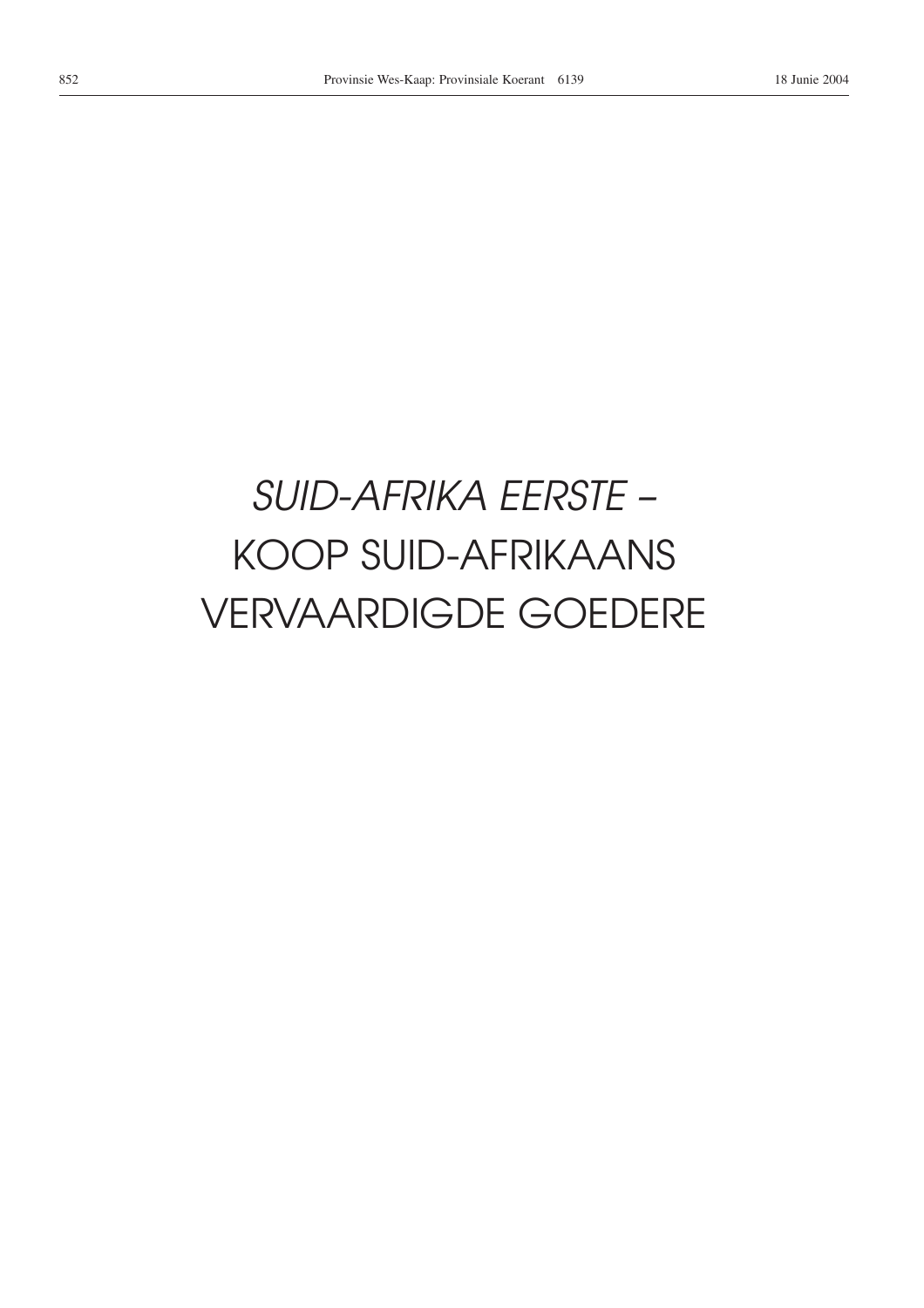*SUID-AFRIKA EERSTE –*

KOOP SUID-AFRIKAANS VERVAARDIGDE GOEDERE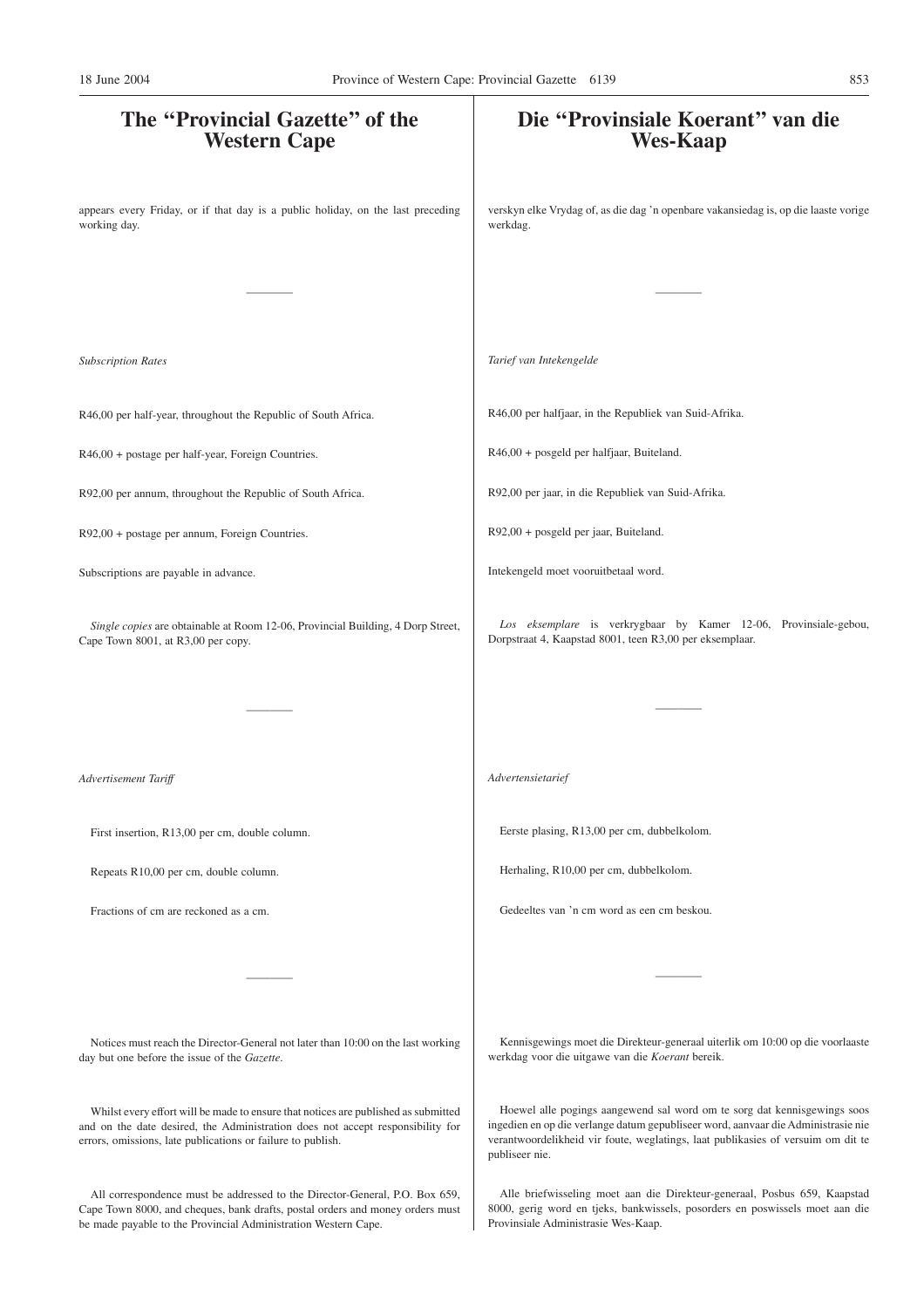# The "Provincial Gazette" of the Western Cape

appears every Friday, or if that day is a public holiday, on the last preceding working day.

---

*Subscription Rates*

R46,00 per half-year, throughout the Republic of South Africa.

R46,00 + postage per half-year, Foreign Countries.

R92,00 per annum, throughout the Republic of South Africa.

R92,00 + postage per annum, Foreign Countries.

Subscriptions are payable in advance.

*Single copies* are obtainable at Room 12-06, Provincial Building, 4 Dorp Street, Cape Town 8001, at R3,00 per copy.

---

*Advertisement Tariff*

First insertion, R13,00 per cm, double column.

Repeats R10,00 per cm, double column.

Fractions of cm are reckoned as a cm.

---

Notices must reach the Director-General not later than 10:00 on the last working day but one before the issue of the *Gazette*.

Whilst every effort will be made to ensure that notices are published as submitted and on the date desired, the Administration does not accept responsibility for errors, omissions, late publications or failure to publish.

All correspondence must be addressed to the Director-General, P.O. Box 659, Cape Town 8000, and cheques, bank drafts, postal orders and money orders must be made payable to the Provincial Administration Western Cape.

# Die "Provinsiale Koerant" van die Wes-Kaap

verskyn elke Vrydag of, as die dag 'n openbare vakansiedag is, op die laaste vorige werkdag.

---

*Tarief van Intekengelde*

R46,00 per halfjaar, in die Republiek van Suid-Afrika.

R46,00 + posgeld per halfjaar, Buiteland.

R92,00 per jaar, in die Republiek van Suid-Afrika.

R92,00 + posgeld per jaar, Buiteland.

Intekengeld moet vooruitbetaal word.

*Los eksemplare* is verkrygbaar by Kamer 12-06, Provinsiale-gebou, Dorpstraat 4, Kaapstad 8001, teen R3,00 per eksemplaar.

---

*Advertensietarief*

Eerste plasing, R13,00 per cm, dubbelkolom.

Herhaling, R10,00 per cm, dubbelkolom.

Gedeeltes van 'n cm word as een cm beskou.

---

Kennisgewings moet die Direkteur-generaal uiterlik om 10:00 op die voorlaaste werkdag voor die uitgawe van die *Koerant* bereik.

Hoewel alle pogings aangewend sal word om te sorg dat kennisgewings soos ingedien en op die verlangde datum gepubliseer word, aanvaar die Administrasie nie verantwoordelikheid vir foute, weglatings, laat publikasies of versuim om dit te publiseer nie.

Alle briefwisseling moet aan die Direkteur-generaal, Posbus 659, Kaapstad 8000, gerig word en tjeks, bankwissels, posorders en poswissels moet aan die Provinsiale Administrasie Wes-Kaap.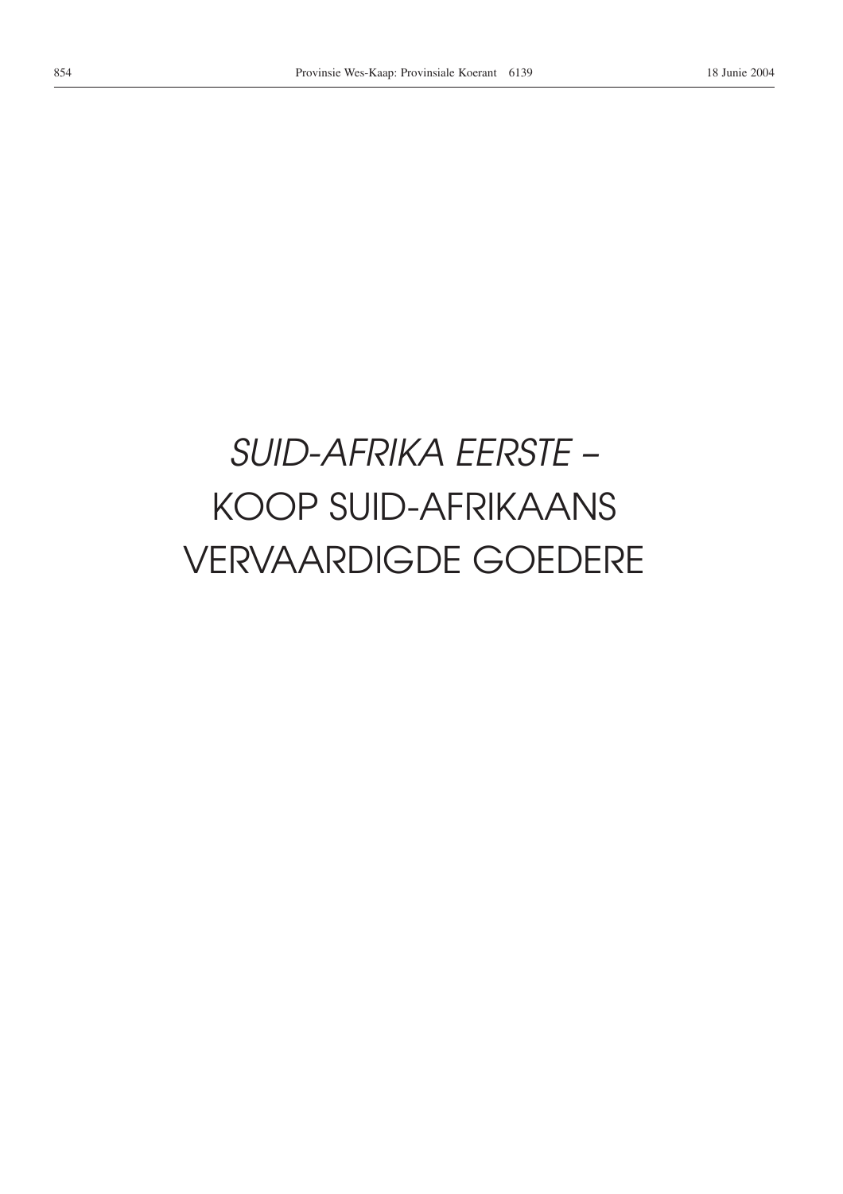*SUID-AFRIKA EERSTE* –
KOOP SUID-AFRIKAANS
VERVAARDIGDE GOEDERE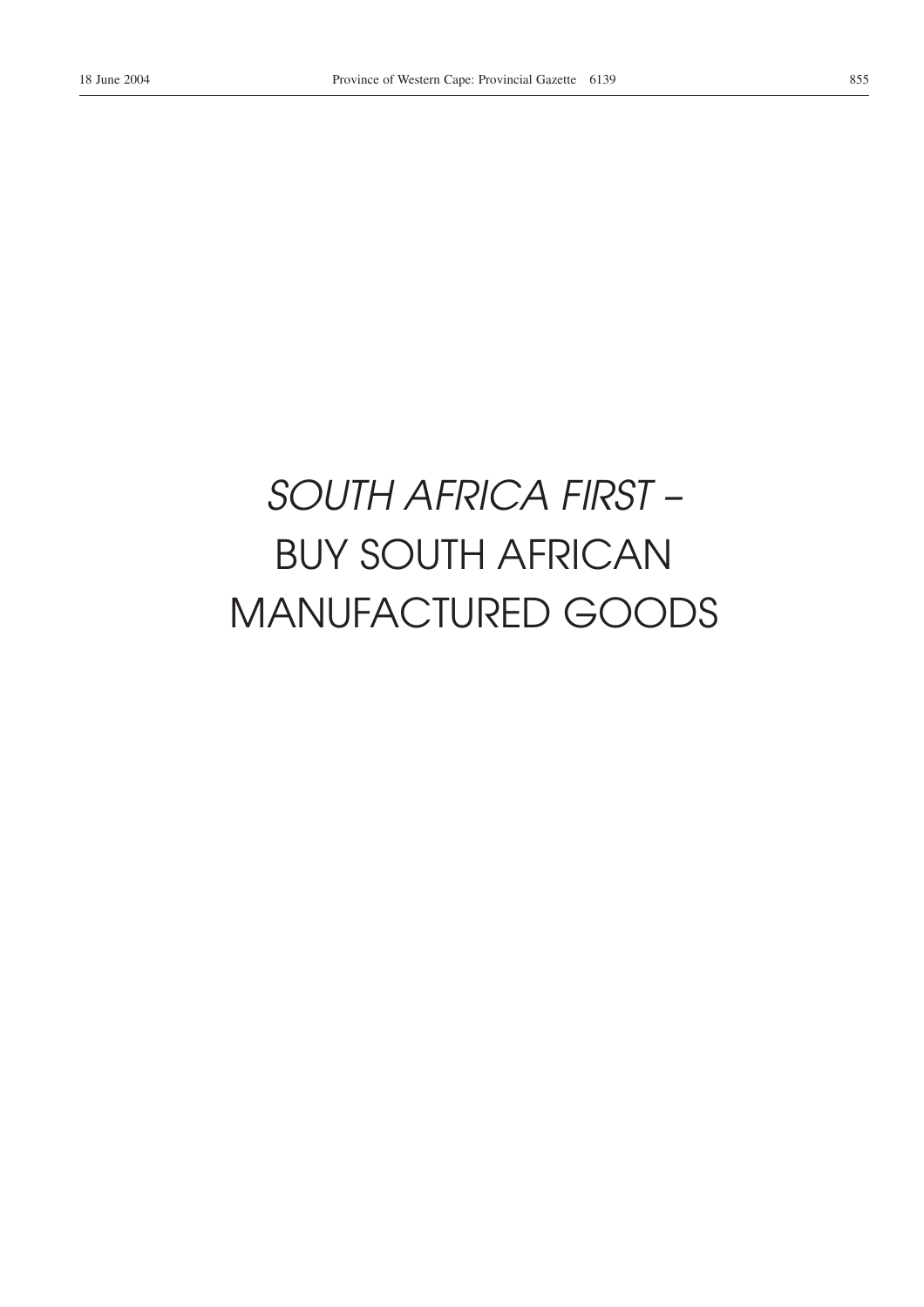*SOUTH AFRICA FIRST –*

BUY SOUTH AFRICAN

MANUFACTURED GOODS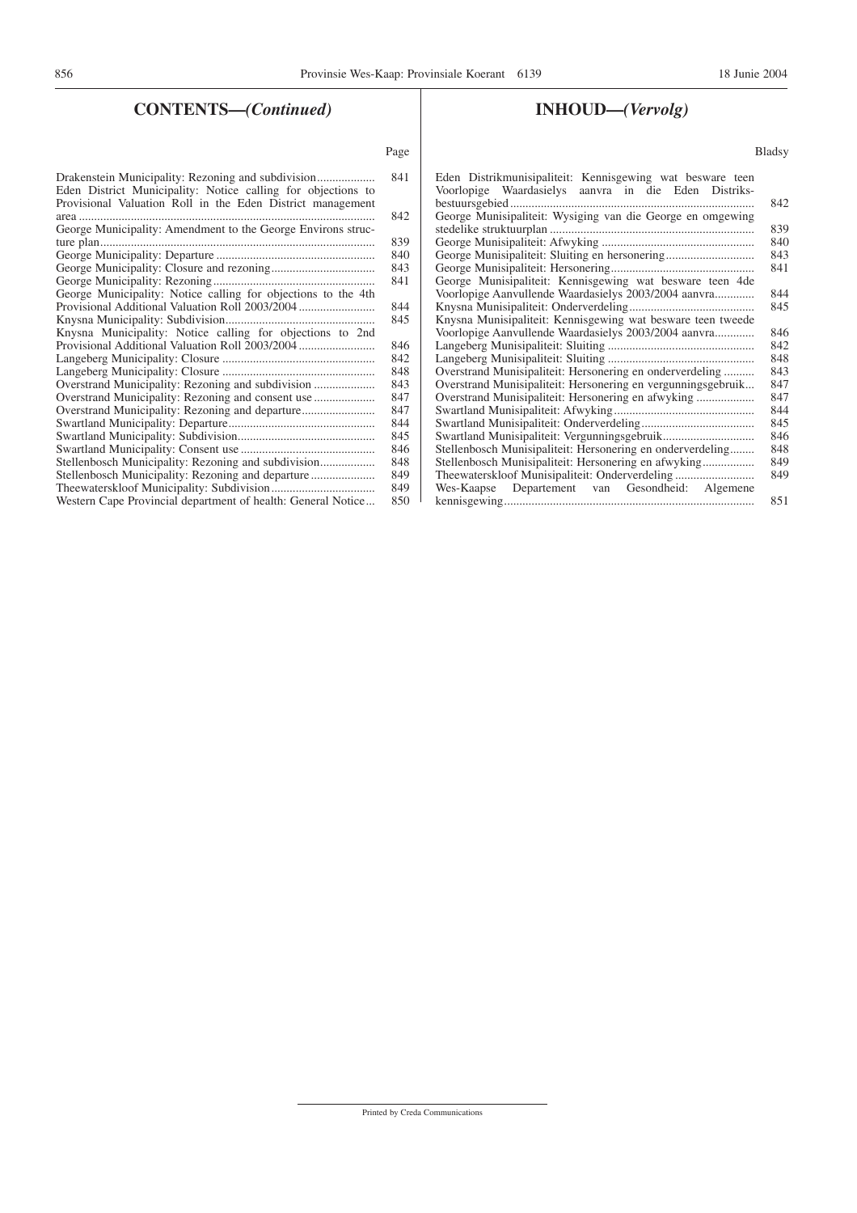## CONTENTS—*(Continued)*

| | Page |
|---|---|
| Drakenstein Municipality: Rezoning and subdivision | 841 |
| Eden District Municipality: Notice calling for objections to Provisional Valuation Roll in the Eden District management area | 842 |
| George Municipality: Amendment to the George Environs structure plan | 839 |
| George Municipality: Departure | 840 |
| George Municipality: Closure and rezoning | 843 |
| George Municipality: Rezoning | 841 |
| George Municipality: Notice calling for objections to the 4th Provisional Additional Valuation Roll 2003/2004 | 844 |
| Knysna Municipality: Subdivision | 845 |
| Knysna Municipality: Notice calling for objections to 2nd Provisional Additional Valuation Roll 2003/2004 | 846 |
| Langeberg Municipality: Closure | 842 |
| Langeberg Municipality: Closure | 848 |
| Overstrand Municipality: Rezoning and subdivision | 843 |
| Overstrand Municipality: Rezoning and consent use | 847 |
| Overstrand Municipality: Rezoning and departure | 847 |
| Swartland Municipality: Departure | 844 |
| Swartland Municipality: Subdivision | 845 |
| Swartland Municipality: Consent use | 846 |
| Stellenbosch Municipality: Rezoning and subdivision | 848 |
| Stellenbosch Municipality: Rezoning and departure | 849 |
| Theewaterskloof Municipality: Subdivision | 849 |
| Western Cape Provincial department of health: General Notice | 850 |

## INHOUD—*(Vervolg)*

| | Bladsy |
|---|---|
| Eden Distrikmunisipaliteit: Kennisgewing wat besware teen Voorlopige Waardasielys aanvra in die Eden Distriksbestuursgebied | 842 |
| George Munisipaliteit: Wysiging van die George en omgewing stedelike struktuurplan | 839 |
| George Munisipaliteit: Afwyking | 840 |
| George Munisipaliteit: Sluiting en hersonering | 843 |
| George Munisipaliteit: Hersonering | 841 |
| George Munisipaliteit: Kennisgewing wat besware teen 4de Voorlopige Aanvullende Waardasielys 2003/2004 aanvra | 844 |
| Knysna Munisipaliteit: Onderverdeling | 845 |
| Knysna Munisipaliteit: Kennisgewing wat besware teen tweede Voorlopige Aanvullende Waardasielys 2003/2004 aanvra | 846 |
| Langeberg Munisipaliteit: Sluiting | 842 |
| Langeberg Munisipaliteit: Sluiting | 848 |
| Overstrand Munisipaliteit: Hersonering en onderverdeling | 843 |
| Overstrand Munisipaliteit: Hersonering en vergunningsgebruik | 847 |
| Overstrand Munisipaliteit: Hersonering en afwyking | 847 |
| Swartland Munisipaliteit: Afwyking | 844 |
| Swartland Munisipaliteit: Onderverdeling | 845 |
| Swartland Munisipaliteit: Vergunningsgebruik | 846 |
| Stellenbosch Munisipaliteit: Hersonering en onderverdeling | 848 |
| Stellenbosch Munisipaliteit: Hersonering en afwyking | 849 |
| Theewaterskloof Munisipaliteit: Onderverdeling | 849 |
| Wes-Kaapse Departement van Gesondheid: Algemene kennisgewing | 851 |

Printed by Creda Communications